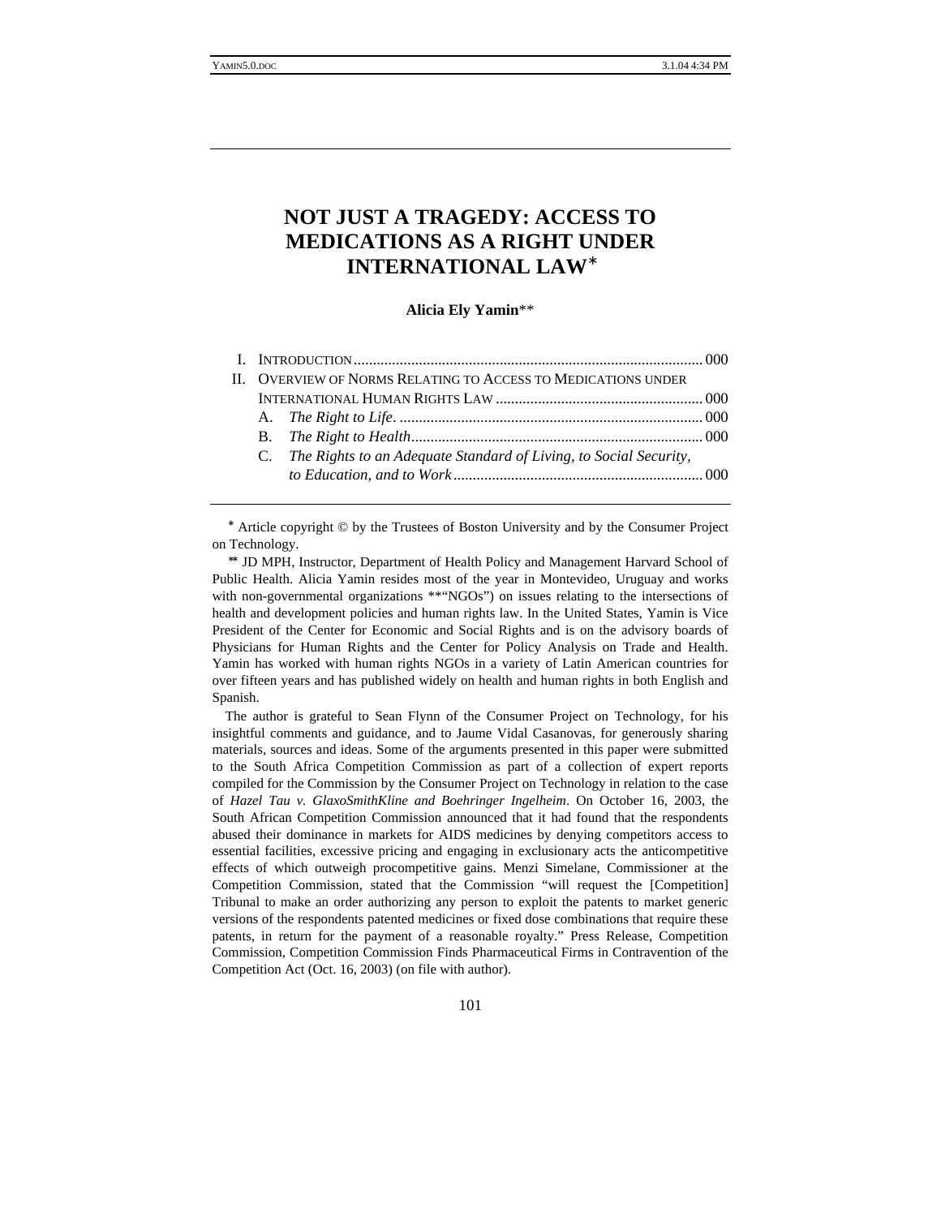# NOT JUST A TRAGEDY: ACCESS TO MEDICATIONS AS A RIGHT UNDER INTERNATIONAL LAW*

**Alicia Ely Yamin****

I. INTRODUCTION .......................................................................................... 000

II. OVERVIEW OF NORMS RELATING TO ACCESS TO MEDICATIONS UNDER INTERNATIONAL HUMAN RIGHTS LAW ..................................................... 000

  A. *The Right to Life*. .............................................................................. 000

  B. *The Right to Health*........................................................................... 000

  C. *The Rights to an Adequate Standard of Living, to Social Security, to Education, and to Work* ................................................................ 000

---

* Article copyright © by the Trustees of Boston University and by the Consumer Project on Technology.

** JD MPH, Instructor, Department of Health Policy and Management Harvard School of Public Health. Alicia Yamin resides most of the year in Montevideo, Uruguay and works with non-governmental organizations **"NGOs") on issues relating to the intersections of health and development policies and human rights law. In the United States, Yamin is Vice President of the Center for Economic and Social Rights and is on the advisory boards of Physicians for Human Rights and the Center for Policy Analysis on Trade and Health. Yamin has worked with human rights NGOs in a variety of Latin American countries for over fifteen years and has published widely on health and human rights in both English and Spanish.

The author is grateful to Sean Flynn of the Consumer Project on Technology, for his insightful comments and guidance, and to Jaume Vidal Casanovas, for generously sharing materials, sources and ideas. Some of the arguments presented in this paper were submitted to the South Africa Competition Commission as part of a collection of expert reports compiled for the Commission by the Consumer Project on Technology in relation to the case of *Hazel Tau v. GlaxoSmithKline and Boehringer Ingelheim*. On October 16, 2003, the South African Competition Commission announced that it had found that the respondents abused their dominance in markets for AIDS medicines by denying competitors access to essential facilities, excessive pricing and engaging in exclusionary acts the anticompetitive effects of which outweigh procompetitive gains. Menzi Simelane, Commissioner at the Competition Commission, stated that the Commission "will request the [Competition] Tribunal to make an order authorizing any person to exploit the patents to market generic versions of the respondents patented medicines or fixed dose combinations that require these patents, in return for the payment of a reasonable royalty." Press Release, Competition Commission, Competition Commission Finds Pharmaceutical Firms in Contravention of the Competition Act (Oct. 16, 2003) (on file with author).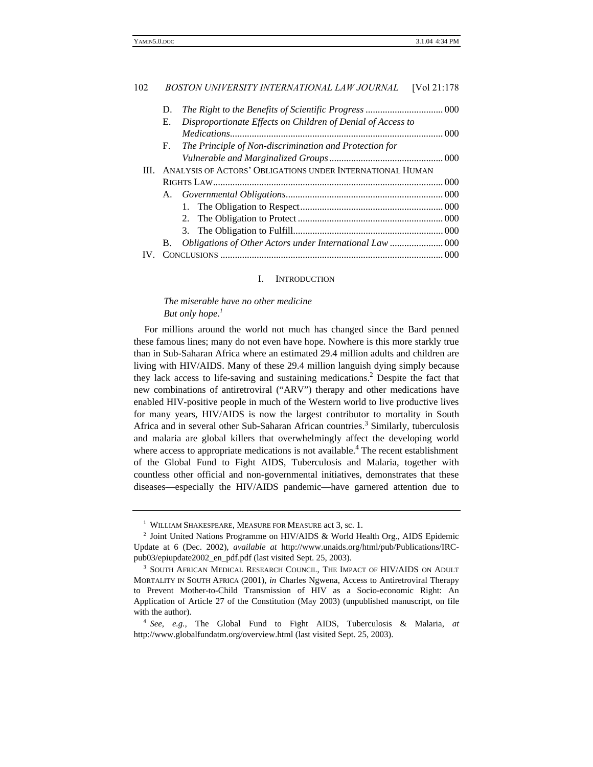D. *The Right to the Benefits of Scientific Progress* ................................ 000
E. *Disproportionate Effects on Children of Denial of Access to Medications*........................................................................................ 000
F. *The Principle of Non-discrimination and Protection for Vulnerable and Marginalized Groups*............................................... 000

III. ANALYSIS OF ACTORS' OBLIGATIONS UNDER INTERNATIONAL HUMAN RIGHTS LAW.............................................................................................. 000
A. *Governmental Obligations*................................................................. 000
1. The Obligation to Respect........................................................... 000
2. The Obligation to Protect ............................................................ 000
3. The Obligation to Fulfill.............................................................. 000
B. *Obligations of Other Actors under International Law* ...................... 000

IV. CONCLUSIONS ........................................................................................... 000

## I. INTRODUCTION

*The miserable have no other medicine*
*But only hope.*[1]

For millions around the world not much has changed since the Bard penned these famous lines; many do not even have hope. Nowhere is this more starkly true than in Sub-Saharan Africa where an estimated 29.4 million adults and children are living with HIV/AIDS. Many of these 29.4 million languish dying simply because they lack access to life-saving and sustaining medications.[2] Despite the fact that new combinations of antiretroviral ("ARV") therapy and other medications have enabled HIV-positive people in much of the Western world to live productive lives for many years, HIV/AIDS is now the largest contributor to mortality in South Africa and in several other Sub-Saharan African countries.[3] Similarly, tuberculosis and malaria are global killers that overwhelmingly affect the developing world where access to appropriate medications is not available.[4] The recent establishment of the Global Fund to Fight AIDS, Tuberculosis and Malaria, together with countless other official and non-governmental initiatives, demonstrates that these diseases—especially the HIV/AIDS pandemic—have garnered attention due to

---

[1] WILLIAM SHAKESPEARE, MEASURE FOR MEASURE act 3, sc. 1.

[2] Joint United Nations Programme on HIV/AIDS & World Health Org., AIDS Epidemic Update at 6 (Dec. 2002), *available at* http://www.unaids.org/html/pub/Publications/IRC-pub03/epiupdate2002_en_pdf.pdf (last visited Sept. 25, 2003).

[3] SOUTH AFRICAN MEDICAL RESEARCH COUNCIL, THE IMPACT OF HIV/AIDS ON ADULT MORTALITY IN SOUTH AFRICA (2001), *in* Charles Ngwena, Access to Antiretroviral Therapy to Prevent Mother-to-Child Transmission of HIV as a Socio-economic Right: An Application of Article 27 of the Constitution (May 2003) (unpublished manuscript, on file with the author).

[4] *See, e.g.*, The Global Fund to Fight AIDS, Tuberculosis & Malaria, *at* http://www.globalfundatm.org/overview.html (last visited Sept. 25, 2003).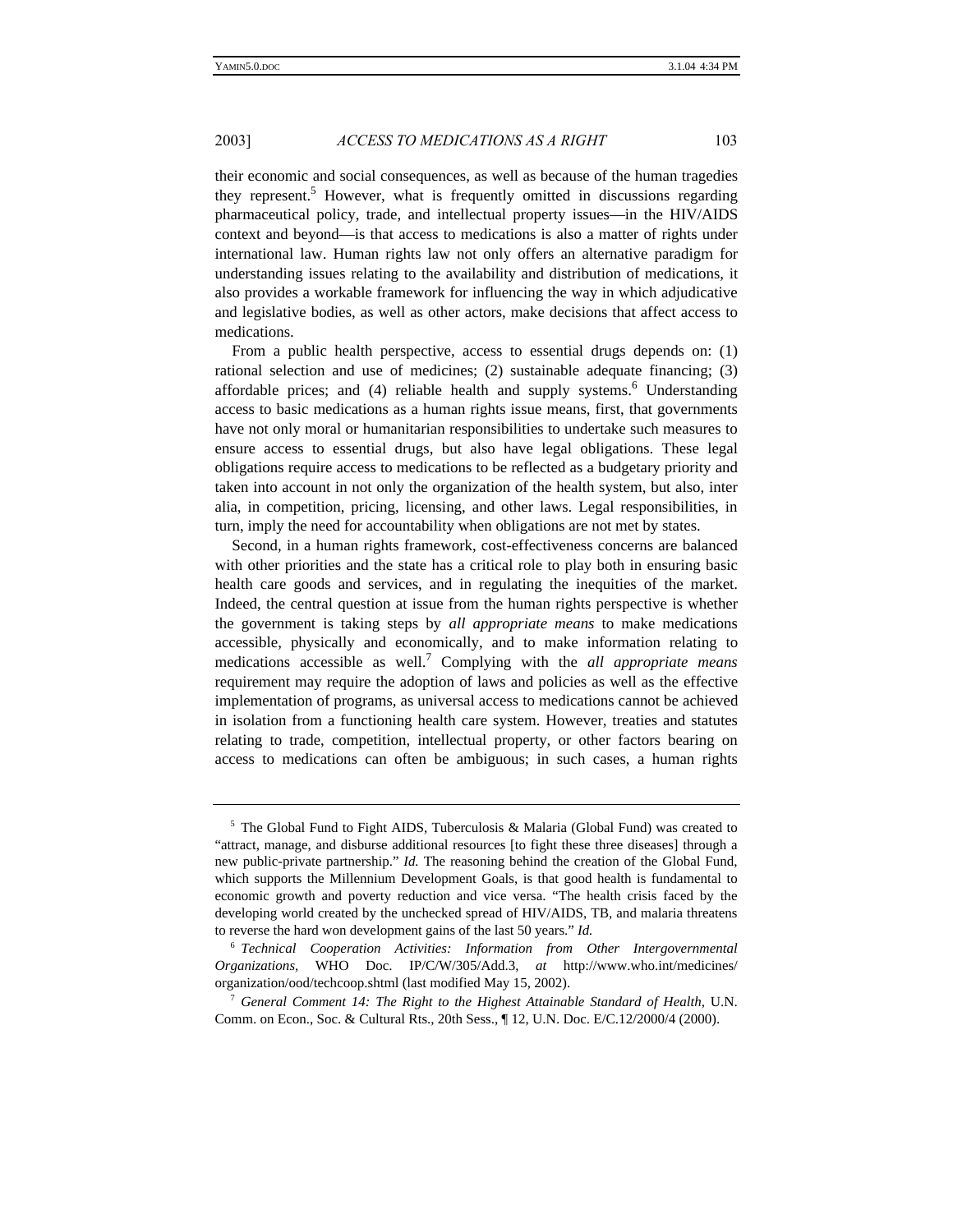their economic and social consequences, as well as because of the human tragedies they represent.[5] However, what is frequently omitted in discussions regarding pharmaceutical policy, trade, and intellectual property issues—in the HIV/AIDS context and beyond—is that access to medications is also a matter of rights under international law. Human rights law not only offers an alternative paradigm for understanding issues relating to the availability and distribution of medications, it also provides a workable framework for influencing the way in which adjudicative and legislative bodies, as well as other actors, make decisions that affect access to medications.

From a public health perspective, access to essential drugs depends on: (1) rational selection and use of medicines; (2) sustainable adequate financing; (3) affordable prices; and (4) reliable health and supply systems.[6] Understanding access to basic medications as a human rights issue means, first, that governments have not only moral or humanitarian responsibilities to undertake such measures to ensure access to essential drugs, but also have legal obligations. These legal obligations require access to medications to be reflected as a budgetary priority and taken into account in not only the organization of the health system, but also, inter alia, in competition, pricing, licensing, and other laws. Legal responsibilities, in turn, imply the need for accountability when obligations are not met by states.

Second, in a human rights framework, cost-effectiveness concerns are balanced with other priorities and the state has a critical role to play both in ensuring basic health care goods and services, and in regulating the inequities of the market. Indeed, the central question at issue from the human rights perspective is whether the government is taking steps by *all appropriate means* to make medications accessible, physically and economically, and to make information relating to medications accessible as well.[7] Complying with the *all appropriate means* requirement may require the adoption of laws and policies as well as the effective implementation of programs, as universal access to medications cannot be achieved in isolation from a functioning health care system. However, treaties and statutes relating to trade, competition, intellectual property, or other factors bearing on access to medications can often be ambiguous; in such cases, a human rights

---

[5] The Global Fund to Fight AIDS, Tuberculosis & Malaria (Global Fund) was created to "attract, manage, and disburse additional resources [to fight these three diseases] through a new public-private partnership." *Id.* The reasoning behind the creation of the Global Fund, which supports the Millennium Development Goals, is that good health is fundamental to economic growth and poverty reduction and vice versa. "The health crisis faced by the developing world created by the unchecked spread of HIV/AIDS, TB, and malaria threatens to reverse the hard won development gains of the last 50 years." *Id.*

[6] *Technical Cooperation Activities: Information from Other Intergovernmental Organizations*, WHO Doc. IP/C/W/305/Add.3, *at* http://www.who.int/medicines/organization/ood/techcoop.shtml (last modified May 15, 2002).

[7] *General Comment 14: The Right to the Highest Attainable Standard of Health*, U.N. Comm. on Econ., Soc. & Cultural Rts., 20th Sess., ¶ 12, U.N. Doc. E/C.12/2000/4 (2000).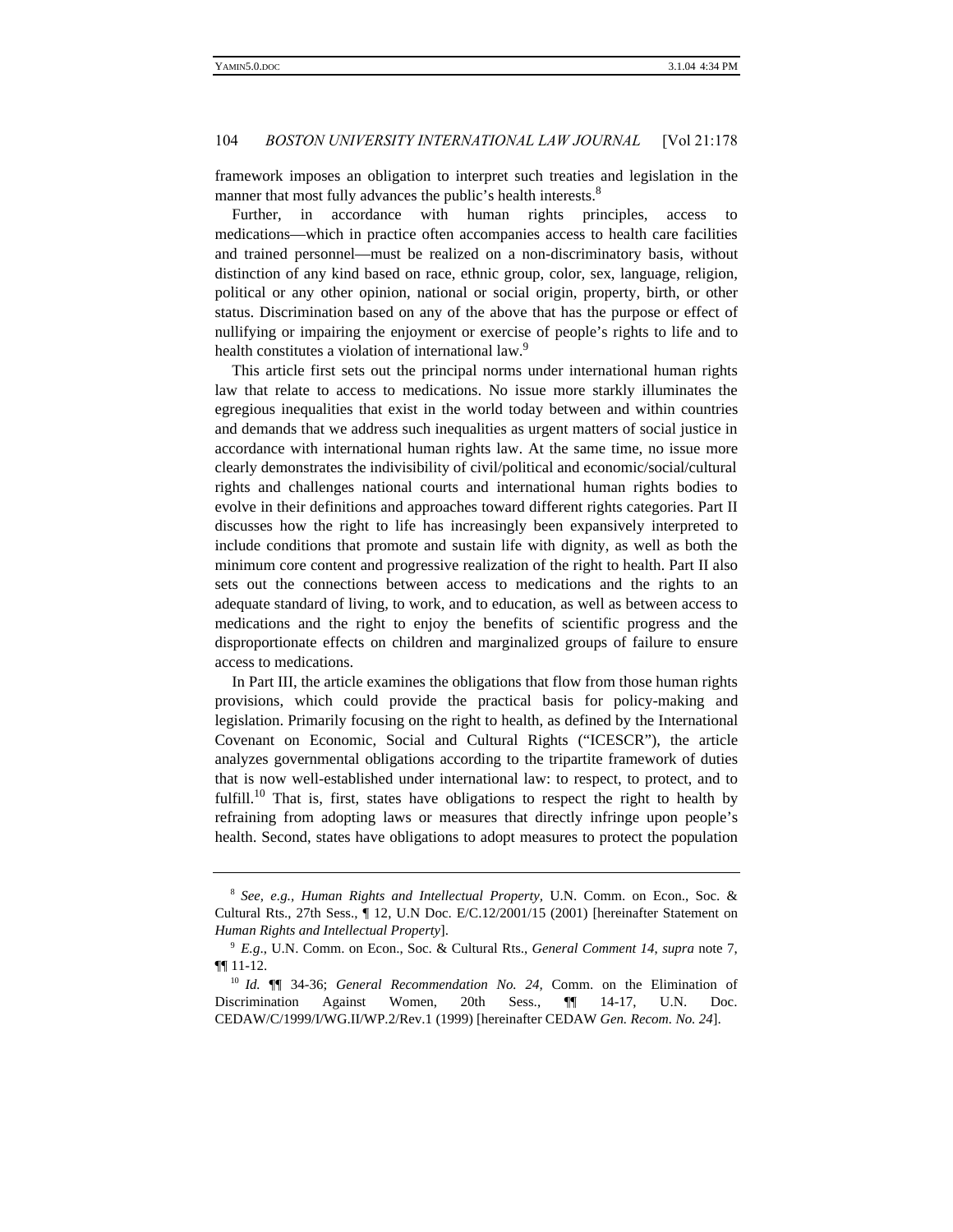framework imposes an obligation to interpret such treaties and legislation in the manner that most fully advances the public's health interests.[8]

Further, in accordance with human rights principles, access to medications—which in practice often accompanies access to health care facilities and trained personnel—must be realized on a non-discriminatory basis, without distinction of any kind based on race, ethnic group, color, sex, language, religion, political or any other opinion, national or social origin, property, birth, or other status. Discrimination based on any of the above that has the purpose or effect of nullifying or impairing the enjoyment or exercise of people's rights to life and to health constitutes a violation of international law.[9]

This article first sets out the principal norms under international human rights law that relate to access to medications. No issue more starkly illuminates the egregious inequalities that exist in the world today between and within countries and demands that we address such inequalities as urgent matters of social justice in accordance with international human rights law. At the same time, no issue more clearly demonstrates the indivisibility of civil/political and economic/social/cultural rights and challenges national courts and international human rights bodies to evolve in their definitions and approaches toward different rights categories. Part II discusses how the right to life has increasingly been expansively interpreted to include conditions that promote and sustain life with dignity, as well as both the minimum core content and progressive realization of the right to health. Part II also sets out the connections between access to medications and the rights to an adequate standard of living, to work, and to education, as well as between access to medications and the right to enjoy the benefits of scientific progress and the disproportionate effects on children and marginalized groups of failure to ensure access to medications.

In Part III, the article examines the obligations that flow from those human rights provisions, which could provide the practical basis for policy-making and legislation. Primarily focusing on the right to health, as defined by the International Covenant on Economic, Social and Cultural Rights ("ICESCR"), the article analyzes governmental obligations according to the tripartite framework of duties that is now well-established under international law: to respect, to protect, and to fulfill.[10] That is, first, states have obligations to respect the right to health by refraining from adopting laws or measures that directly infringe upon people's health. Second, states have obligations to adopt measures to protect the population

---

[8] *See, e.g.*, *Human Rights and Intellectual Property*, U.N. Comm. on Econ., Soc. & Cultural Rts., 27th Sess., ¶ 12, U.N Doc. E/C.12/2001/15 (2001) [hereinafter Statement on *Human Rights and Intellectual Property*].

[9] *E.g.*, U.N. Comm. on Econ., Soc. & Cultural Rts., *General Comment 14*, *supra* note 7, ¶¶ 11-12.

[10] *Id.* ¶¶ 34-36; *General Recommendation No. 24*, Comm. on the Elimination of Discrimination Against Women, 20th Sess., ¶¶ 14-17, U.N. Doc. CEDAW/C/1999/I/WG.II/WP.2/Rev.1 (1999) [hereinafter CEDAW *Gen. Recom. No. 24*].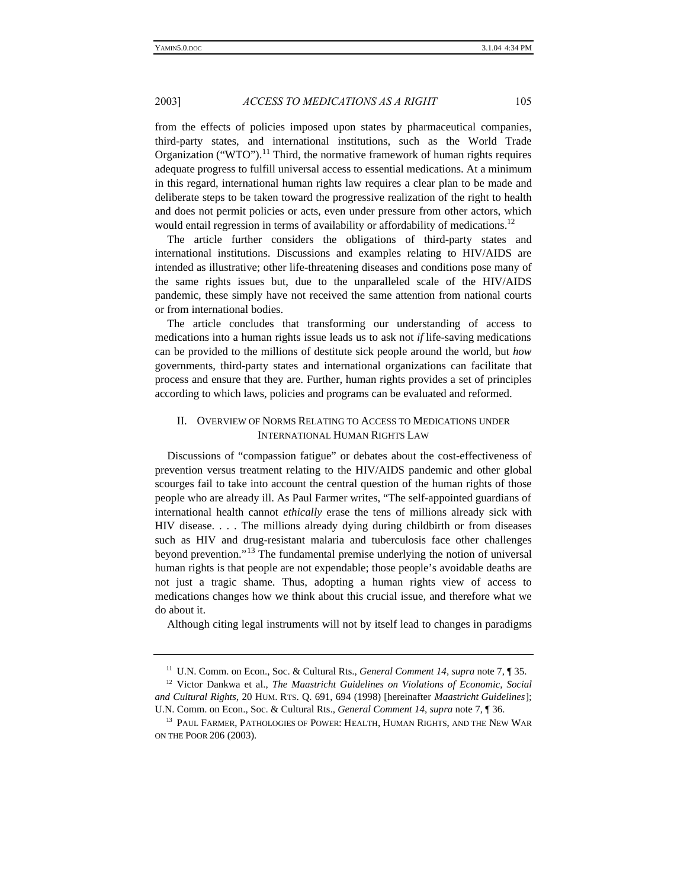from the effects of policies imposed upon states by pharmaceutical companies, third-party states, and international institutions, such as the World Trade Organization ("WTO").[11] Third, the normative framework of human rights requires adequate progress to fulfill universal access to essential medications. At a minimum in this regard, international human rights law requires a clear plan to be made and deliberate steps to be taken toward the progressive realization of the right to health and does not permit policies or acts, even under pressure from other actors, which would entail regression in terms of availability or affordability of medications.[12]

The article further considers the obligations of third-party states and international institutions. Discussions and examples relating to HIV/AIDS are intended as illustrative; other life-threatening diseases and conditions pose many of the same rights issues but, due to the unparalleled scale of the HIV/AIDS pandemic, these simply have not received the same attention from national courts or from international bodies.

The article concludes that transforming our understanding of access to medications into a human rights issue leads us to ask not *if* life-saving medications can be provided to the millions of destitute sick people around the world, but *how* governments, third-party states and international organizations can facilitate that process and ensure that they are. Further, human rights provides a set of principles according to which laws, policies and programs can be evaluated and reformed.

## II. Overview of Norms Relating to Access to Medications under International Human Rights Law

Discussions of "compassion fatigue" or debates about the cost-effectiveness of prevention versus treatment relating to the HIV/AIDS pandemic and other global scourges fail to take into account the central question of the human rights of those people who are already ill. As Paul Farmer writes, "The self-appointed guardians of international health cannot *ethically* erase the tens of millions already sick with HIV disease. . . . The millions already dying during childbirth or from diseases such as HIV and drug-resistant malaria and tuberculosis face other challenges beyond prevention."[13] The fundamental premise underlying the notion of universal human rights is that people are not expendable; those people's avoidable deaths are not just a tragic shame. Thus, adopting a human rights view of access to medications changes how we think about this crucial issue, and therefore what we do about it.

Although citing legal instruments will not by itself lead to changes in paradigms

---

[11] U.N. Comm. on Econ., Soc. & Cultural Rts., *General Comment 14*, *supra* note 7, ¶ 35.

[12] Victor Dankwa et al., *The Maastricht Guidelines on Violations of Economic, Social and Cultural Rights*, 20 Hum. Rts. Q. 691, 694 (1998) [hereinafter *Maastricht Guidelines*]; U.N. Comm. on Econ., Soc. & Cultural Rts., *General Comment 14*, *supra* note 7, ¶ 36.

[13] Paul Farmer, Pathologies of Power: Health, Human Rights, and the New War on the Poor 206 (2003).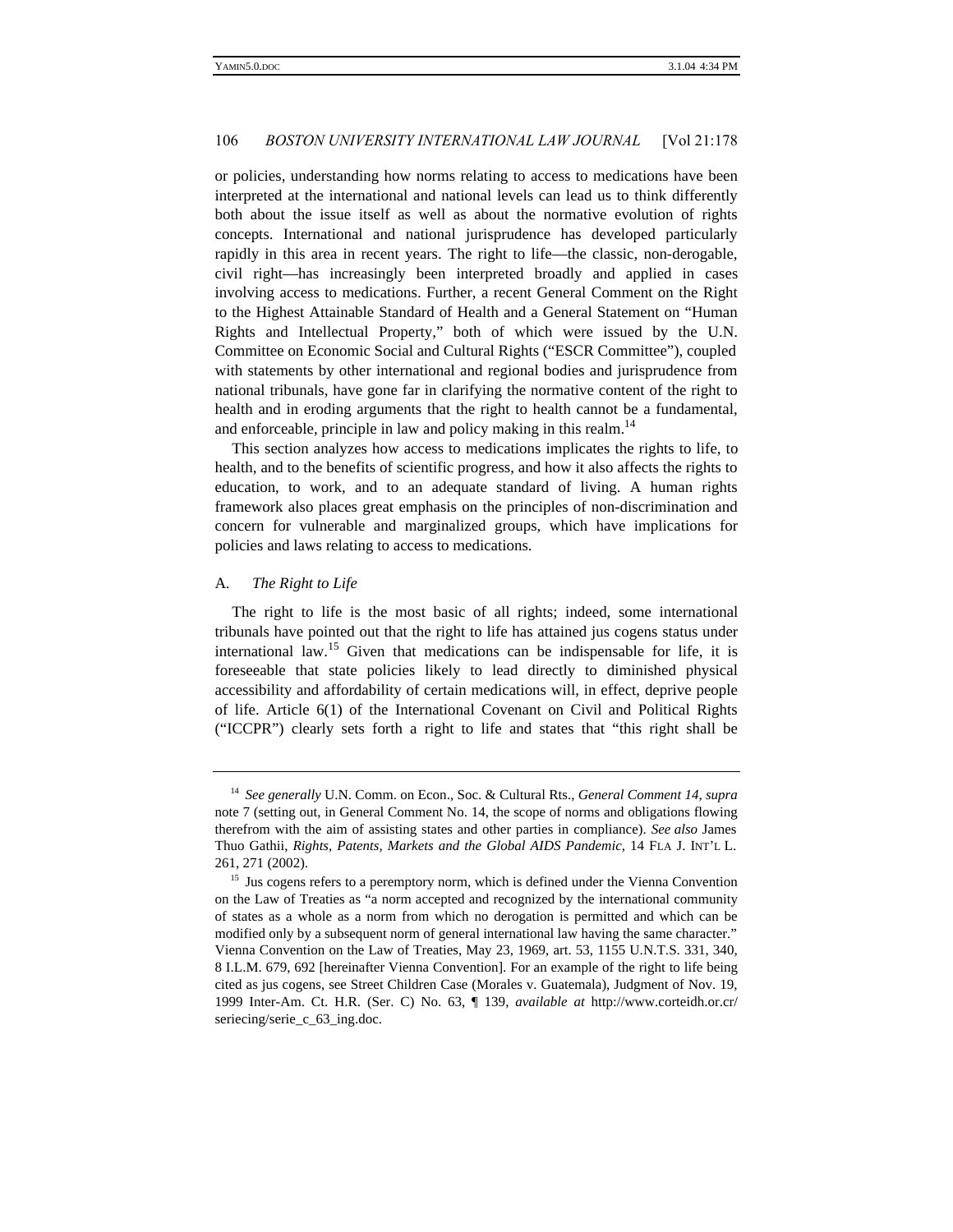or policies, understanding how norms relating to access to medications have been interpreted at the international and national levels can lead us to think differently both about the issue itself as well as about the normative evolution of rights concepts. International and national jurisprudence has developed particularly rapidly in this area in recent years. The right to life—the classic, non-derogable, civil right—has increasingly been interpreted broadly and applied in cases involving access to medications. Further, a recent General Comment on the Right to the Highest Attainable Standard of Health and a General Statement on "Human Rights and Intellectual Property," both of which were issued by the U.N. Committee on Economic Social and Cultural Rights ("ESCR Committee"), coupled with statements by other international and regional bodies and jurisprudence from national tribunals, have gone far in clarifying the normative content of the right to health and in eroding arguments that the right to health cannot be a fundamental, and enforceable, principle in law and policy making in this realm.[14]

This section analyzes how access to medications implicates the rights to life, to health, and to the benefits of scientific progress, and how it also affects the rights to education, to work, and to an adequate standard of living. A human rights framework also places great emphasis on the principles of non-discrimination and concern for vulnerable and marginalized groups, which have implications for policies and laws relating to access to medications.

### A. *The Right to Life*

The right to life is the most basic of all rights; indeed, some international tribunals have pointed out that the right to life has attained jus cogens status under international law.[15] Given that medications can be indispensable for life, it is foreseeable that state policies likely to lead directly to diminished physical accessibility and affordability of certain medications will, in effect, deprive people of life. Article 6(1) of the International Covenant on Civil and Political Rights ("ICCPR") clearly sets forth a right to life and states that "this right shall be

---

[14] *See generally* U.N. Comm. on Econ., Soc. & Cultural Rts., *General Comment 14*, *supra* note 7 (setting out, in General Comment No. 14, the scope of norms and obligations flowing therefrom with the aim of assisting states and other parties in compliance). *See also* James Thuo Gathii, *Rights, Patents, Markets and the Global AIDS Pandemic*, 14 FLA J. INT'L L. 261, 271 (2002).

[15] Jus cogens refers to a peremptory norm, which is defined under the Vienna Convention on the Law of Treaties as "a norm accepted and recognized by the international community of states as a whole as a norm from which no derogation is permitted and which can be modified only by a subsequent norm of general international law having the same character." Vienna Convention on the Law of Treaties, May 23, 1969, art. 53, 1155 U.N.T.S. 331, 340, 8 I.L.M. 679, 692 [hereinafter Vienna Convention]. For an example of the right to life being cited as jus cogens, see Street Children Case (Morales v. Guatemala), Judgment of Nov. 19, 1999 Inter-Am. Ct. H.R. (Ser. C) No. 63, ¶ 139, *available at* http://www.corteidh.or.cr/seriecing/serie_c_63_ing.doc.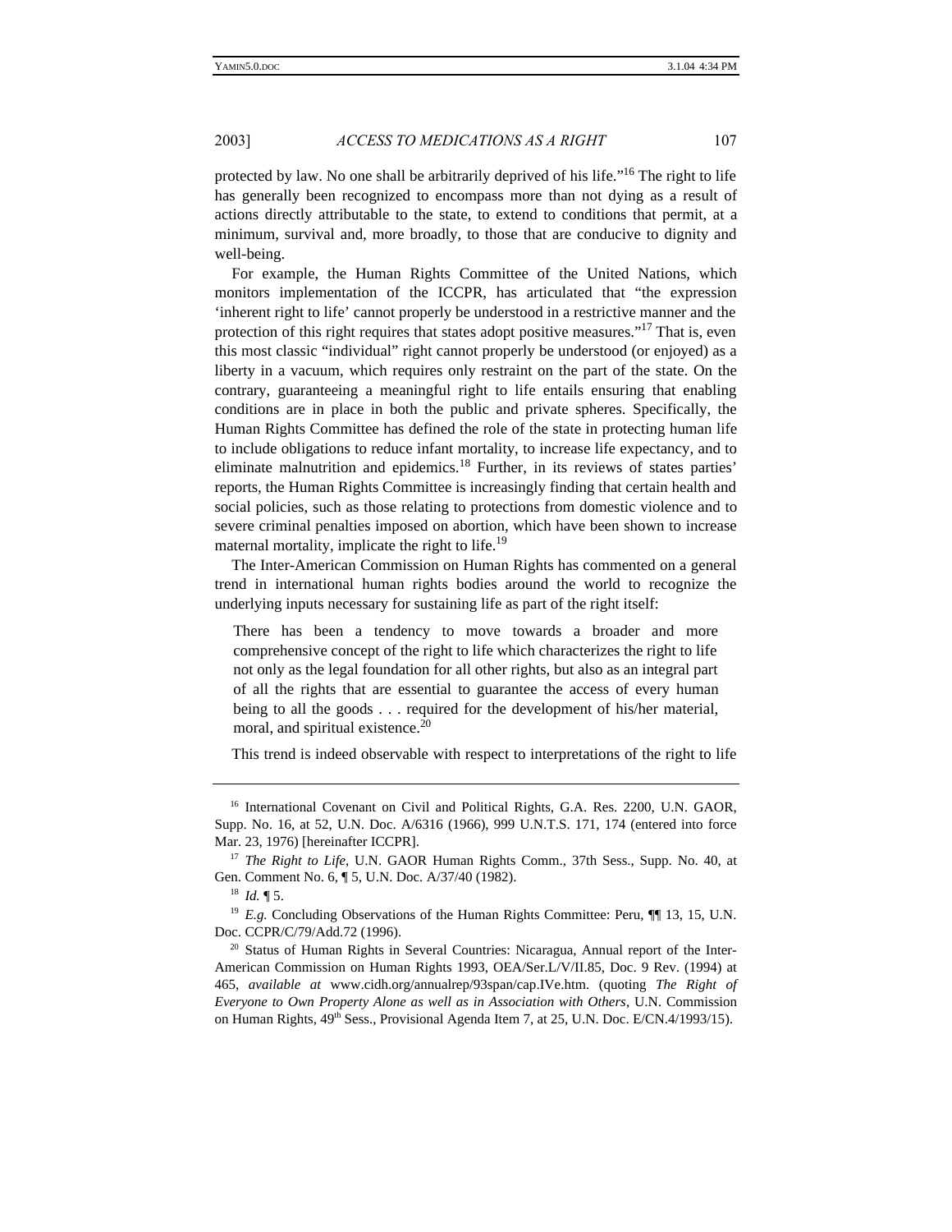protected by law. No one shall be arbitrarily deprived of his life."[16] The right to life has generally been recognized to encompass more than not dying as a result of actions directly attributable to the state, to extend to conditions that permit, at a minimum, survival and, more broadly, to those that are conducive to dignity and well-being.

For example, the Human Rights Committee of the United Nations, which monitors implementation of the ICCPR, has articulated that "the expression 'inherent right to life' cannot properly be understood in a restrictive manner and the protection of this right requires that states adopt positive measures."[17] That is, even this most classic "individual" right cannot properly be understood (or enjoyed) as a liberty in a vacuum, which requires only restraint on the part of the state. On the contrary, guaranteeing a meaningful right to life entails ensuring that enabling conditions are in place in both the public and private spheres. Specifically, the Human Rights Committee has defined the role of the state in protecting human life to include obligations to reduce infant mortality, to increase life expectancy, and to eliminate malnutrition and epidemics.[18] Further, in its reviews of states parties' reports, the Human Rights Committee is increasingly finding that certain health and social policies, such as those relating to protections from domestic violence and to severe criminal penalties imposed on abortion, which have been shown to increase maternal mortality, implicate the right to life.[19]

The Inter-American Commission on Human Rights has commented on a general trend in international human rights bodies around the world to recognize the underlying inputs necessary for sustaining life as part of the right itself:

> There has been a tendency to move towards a broader and more comprehensive concept of the right to life which characterizes the right to life not only as the legal foundation for all other rights, but also as an integral part of all the rights that are essential to guarantee the access of every human being to all the goods . . . required for the development of his/her material, moral, and spiritual existence.[20]

This trend is indeed observable with respect to interpretations of the right to life

---

[16] International Covenant on Civil and Political Rights, G.A. Res. 2200, U.N. GAOR, Supp. No. 16, at 52, U.N. Doc. A/6316 (1966), 999 U.N.T.S. 171, 174 (entered into force Mar. 23, 1976) [hereinafter ICCPR].

[17] *The Right to Life*, U.N. GAOR Human Rights Comm., 37th Sess., Supp. No. 40, at Gen. Comment No. 6, ¶ 5, U.N. Doc. A/37/40 (1982).

[18] *Id.* ¶ 5.

[19] *E.g.* Concluding Observations of the Human Rights Committee: Peru, ¶¶ 13, 15, U.N. Doc. CCPR/C/79/Add.72 (1996).

[20] Status of Human Rights in Several Countries: Nicaragua, Annual report of the Inter-American Commission on Human Rights 1993, OEA/Ser.L/V/II.85, Doc. 9 Rev. (1994) at 465, *available at* www.cidh.org/annualrep/93span/cap.IVe.htm. (quoting *The Right of Everyone to Own Property Alone as well as in Association with Others*, U.N. Commission on Human Rights, 49th Sess., Provisional Agenda Item 7, at 25, U.N. Doc. E/CN.4/1993/15).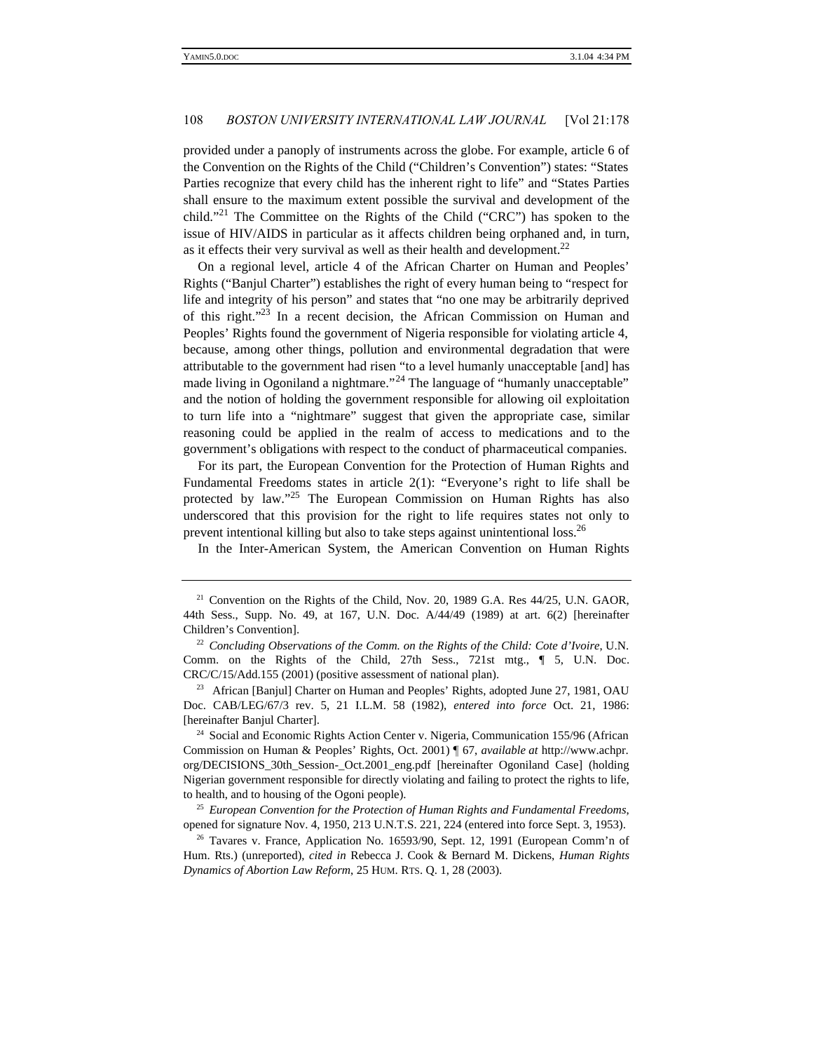provided under a panoply of instruments across the globe. For example, article 6 of the Convention on the Rights of the Child ("Children's Convention") states: "States Parties recognize that every child has the inherent right to life" and "States Parties shall ensure to the maximum extent possible the survival and development of the child."[21] The Committee on the Rights of the Child ("CRC") has spoken to the issue of HIV/AIDS in particular as it affects children being orphaned and, in turn, as it effects their very survival as well as their health and development.[22]

On a regional level, article 4 of the African Charter on Human and Peoples' Rights ("Banjul Charter") establishes the right of every human being to "respect for life and integrity of his person" and states that "no one may be arbitrarily deprived of this right."[23] In a recent decision, the African Commission on Human and Peoples' Rights found the government of Nigeria responsible for violating article 4, because, among other things, pollution and environmental degradation that were attributable to the government had risen "to a level humanly unacceptable [and] has made living in Ogoniland a nightmare."[24] The language of "humanly unacceptable" and the notion of holding the government responsible for allowing oil exploitation to turn life into a "nightmare" suggest that given the appropriate case, similar reasoning could be applied in the realm of access to medications and to the government's obligations with respect to the conduct of pharmaceutical companies.

For its part, the European Convention for the Protection of Human Rights and Fundamental Freedoms states in article 2(1): "Everyone's right to life shall be protected by law."[25] The European Commission on Human Rights has also underscored that this provision for the right to life requires states not only to prevent intentional killing but also to take steps against unintentional loss.[26]

In the Inter-American System, the American Convention on Human Rights

---

[21] Convention on the Rights of the Child, Nov. 20, 1989 G.A. Res 44/25, U.N. GAOR, 44th Sess., Supp. No. 49, at 167, U.N. Doc. A/44/49 (1989) at art. 6(2) [hereinafter Children's Convention].

[22] *Concluding Observations of the Comm. on the Rights of the Child: Cote d'Ivoire*, U.N. Comm. on the Rights of the Child, 27th Sess., 721st mtg., ¶ 5, U.N. Doc. CRC/C/15/Add.155 (2001) (positive assessment of national plan).

[23] African [Banjul] Charter on Human and Peoples' Rights, adopted June 27, 1981, OAU Doc. CAB/LEG/67/3 rev. 5, 21 I.L.M. 58 (1982), *entered into force* Oct. 21, 1986: [hereinafter Banjul Charter].

[24] Social and Economic Rights Action Center v. Nigeria, Communication 155/96 (African Commission on Human & Peoples' Rights, Oct. 2001) ¶ 67, *available at* http://www.achpr.org/DECISIONS_30th_Session-_Oct.2001_eng.pdf [hereinafter Ogoniland Case] (holding Nigerian government responsible for directly violating and failing to protect the rights to life, to health, and to housing of the Ogoni people).

[25] *European Convention for the Protection of Human Rights and Fundamental Freedoms*, opened for signature Nov. 4, 1950, 213 U.N.T.S. 221, 224 (entered into force Sept. 3, 1953).

[26] Tavares v. France, Application No. 16593/90, Sept. 12, 1991 (European Comm'n of Hum. Rts.) (unreported), *cited in* Rebecca J. Cook & Bernard M. Dickens, *Human Rights Dynamics of Abortion Law Reform*, 25 HUM. RTS. Q. 1, 28 (2003).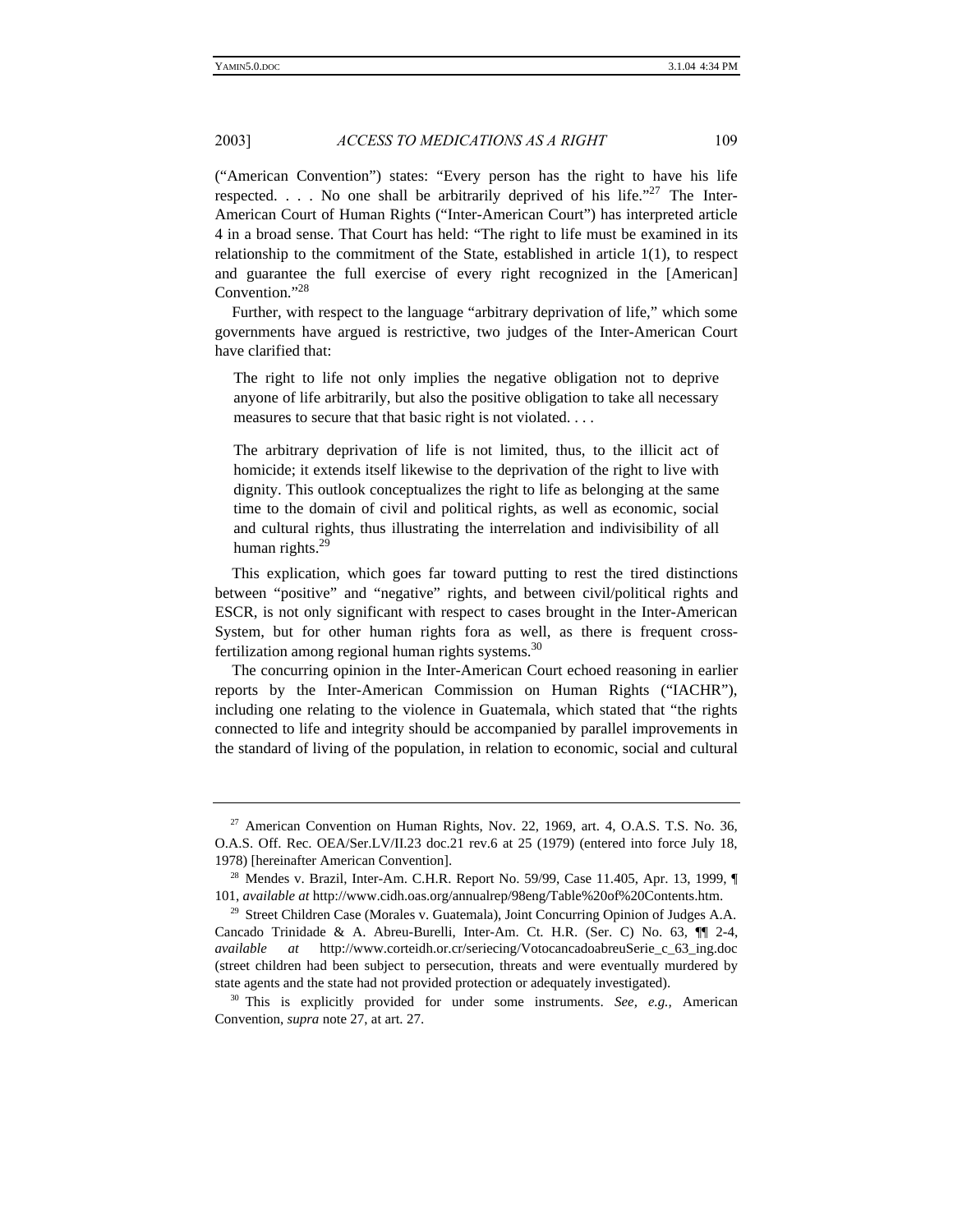("American Convention") states: "Every person has the right to have his life respected. . . . No one shall be arbitrarily deprived of his life."[27] The Inter-American Court of Human Rights ("Inter-American Court") has interpreted article 4 in a broad sense. That Court has held: "The right to life must be examined in its relationship to the commitment of the State, established in article 1(1), to respect and guarantee the full exercise of every right recognized in the [American] Convention."[28]

Further, with respect to the language "arbitrary deprivation of life," which some governments have argued is restrictive, two judges of the Inter-American Court have clarified that:

> The right to life not only implies the negative obligation not to deprive anyone of life arbitrarily, but also the positive obligation to take all necessary measures to secure that that basic right is not violated. . . .
>
> The arbitrary deprivation of life is not limited, thus, to the illicit act of homicide; it extends itself likewise to the deprivation of the right to live with dignity. This outlook conceptualizes the right to life as belonging at the same time to the domain of civil and political rights, as well as economic, social and cultural rights, thus illustrating the interrelation and indivisibility of all human rights.[29]

This explication, which goes far toward putting to rest the tired distinctions between "positive" and "negative" rights, and between civil/political rights and ESCR, is not only significant with respect to cases brought in the Inter-American System, but for other human rights fora as well, as there is frequent cross-fertilization among regional human rights systems.[30]

The concurring opinion in the Inter-American Court echoed reasoning in earlier reports by the Inter-American Commission on Human Rights ("IACHR"), including one relating to the violence in Guatemala, which stated that "the rights connected to life and integrity should be accompanied by parallel improvements in the standard of living of the population, in relation to economic, social and cultural

---

[27] American Convention on Human Rights, Nov. 22, 1969, art. 4, O.A.S. T.S. No. 36, O.A.S. Off. Rec. OEA/Ser.LV/II.23 doc.21 rev.6 at 25 (1979) (entered into force July 18, 1978) [hereinafter American Convention].

[28] Mendes v. Brazil, Inter-Am. C.H.R. Report No. 59/99, Case 11.405, Apr. 13, 1999, ¶ 101, *available at* http://www.cidh.oas.org/annualrep/98eng/Table%20of%20Contents.htm.

[29] Street Children Case (Morales v. Guatemala), Joint Concurring Opinion of Judges A.A. Cancado Trinidade & A. Abreu-Burelli, Inter-Am. Ct. H.R. (Ser. C) No. 63, ¶¶ 2-4, *available at* http://www.corteidh.or.cr/seriecing/VotocancadoabreuSerie_c_63_ing.doc (street children had been subject to persecution, threats and were eventually murdered by state agents and the state had not provided protection or adequately investigated).

[30] This is explicitly provided for under some instruments. *See, e.g.*, American Convention, *supra* note 27, at art. 27.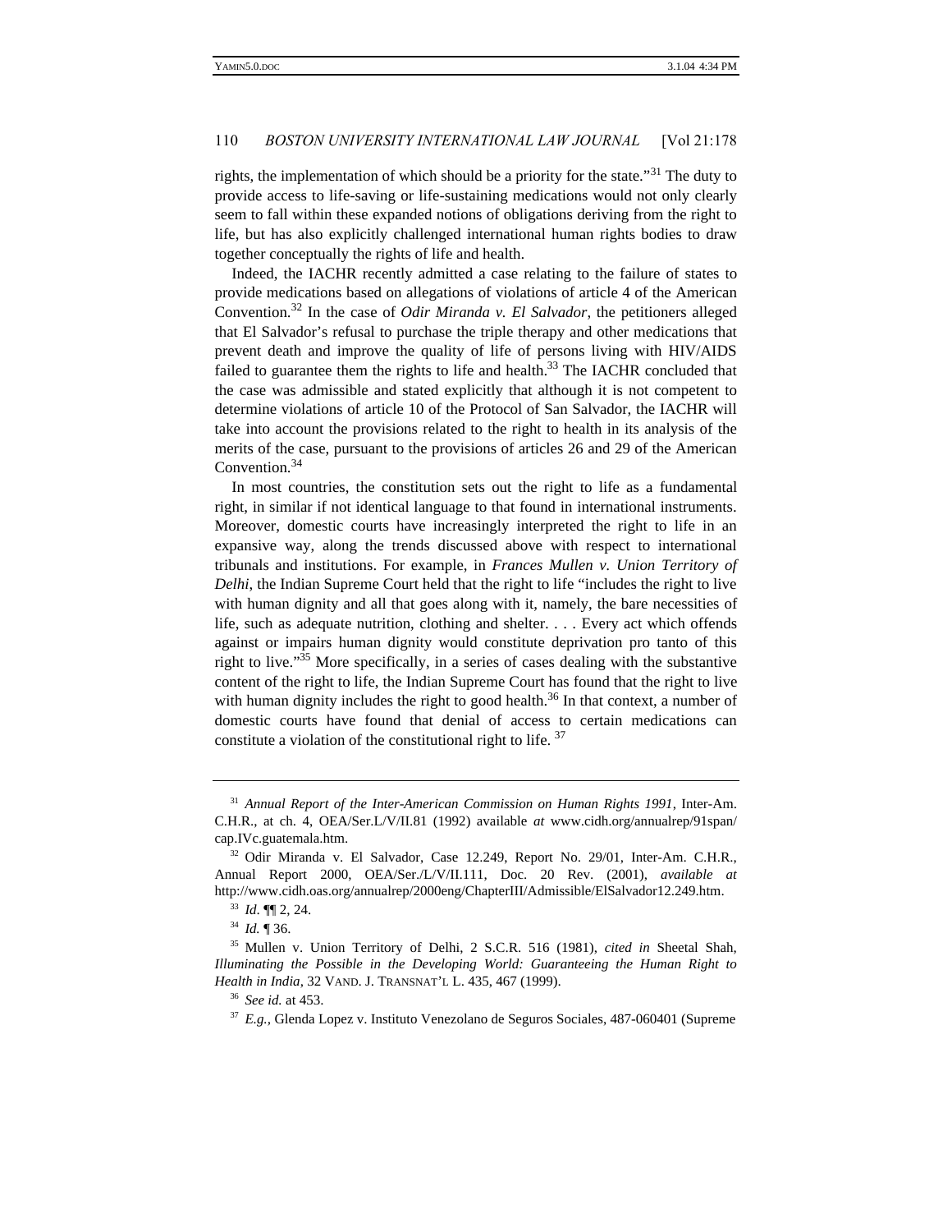rights, the implementation of which should be a priority for the state."[31] The duty to provide access to life-saving or life-sustaining medications would not only clearly seem to fall within these expanded notions of obligations deriving from the right to life, but has also explicitly challenged international human rights bodies to draw together conceptually the rights of life and health.

Indeed, the IACHR recently admitted a case relating to the failure of states to provide medications based on allegations of violations of article 4 of the American Convention.[32] In the case of *Odir Miranda v. El Salvador*, the petitioners alleged that El Salvador's refusal to purchase the triple therapy and other medications that prevent death and improve the quality of life of persons living with HIV/AIDS failed to guarantee them the rights to life and health.[33] The IACHR concluded that the case was admissible and stated explicitly that although it is not competent to determine violations of article 10 of the Protocol of San Salvador, the IACHR will take into account the provisions related to the right to health in its analysis of the merits of the case, pursuant to the provisions of articles 26 and 29 of the American Convention.[34]

In most countries, the constitution sets out the right to life as a fundamental right, in similar if not identical language to that found in international instruments. Moreover, domestic courts have increasingly interpreted the right to life in an expansive way, along the trends discussed above with respect to international tribunals and institutions. For example, in *Frances Mullen v. Union Territory of Delhi*, the Indian Supreme Court held that the right to life "includes the right to live with human dignity and all that goes along with it, namely, the bare necessities of life, such as adequate nutrition, clothing and shelter. . . . Every act which offends against or impairs human dignity would constitute deprivation pro tanto of this right to live."[35] More specifically, in a series of cases dealing with the substantive content of the right to life, the Indian Supreme Court has found that the right to live with human dignity includes the right to good health.[36] In that context, a number of domestic courts have found that denial of access to certain medications can constitute a violation of the constitutional right to life.[37]

---

[31] *Annual Report of the Inter-American Commission on Human Rights 1991*, Inter-Am. C.H.R., at ch. 4, OEA/Ser.L/V/II.81 (1992) available *at* www.cidh.org/annualrep/91span/cap.IVc.guatemala.htm.

[32] Odir Miranda v. El Salvador, Case 12.249, Report No. 29/01, Inter-Am. C.H.R., Annual Report 2000, OEA/Ser./L/V/II.111, Doc. 20 Rev. (2001), *available at* http://www.cidh.oas.org/annualrep/2000eng/ChapterIII/Admissible/ElSalvador12.249.htm.

[33] *Id.* ¶¶ 2, 24.

[34] *Id.* ¶ 36.

[35] Mullen v. Union Territory of Delhi, 2 S.C.R. 516 (1981), *cited in* Sheetal Shah, *Illuminating the Possible in the Developing World: Guaranteeing the Human Right to Health in India*, 32 VAND. J. TRANSNAT'L L. 435, 467 (1999).

[36] *See id.* at 453.

[37] *E.g.*, Glenda Lopez v. Instituto Venezolano de Seguros Sociales, 487-060401 (Supreme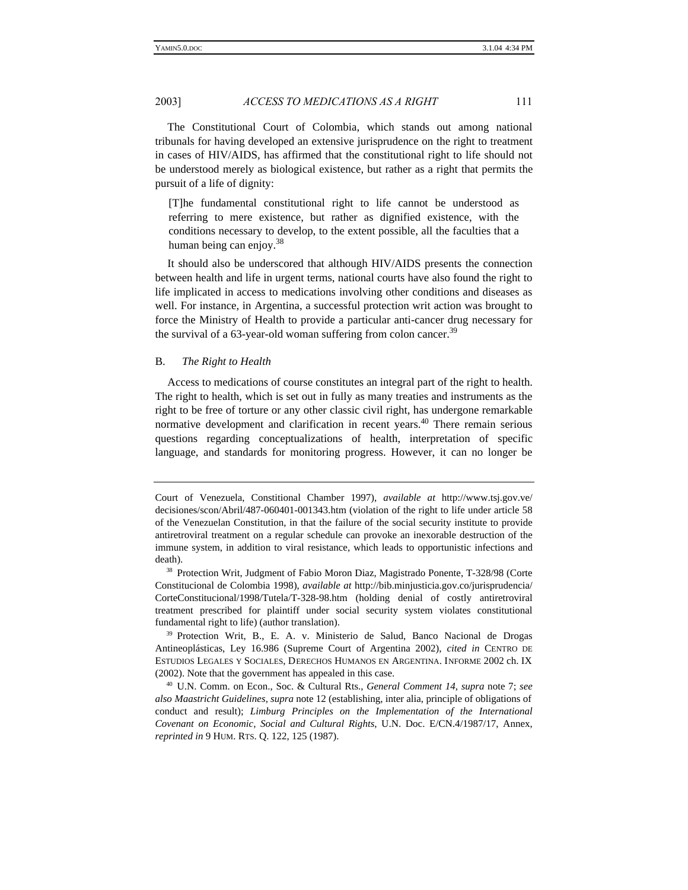The Constitutional Court of Colombia, which stands out among national tribunals for having developed an extensive jurisprudence on the right to treatment in cases of HIV/AIDS, has affirmed that the constitutional right to life should not be understood merely as biological existence, but rather as a right that permits the pursuit of a life of dignity:

> [T]he fundamental constitutional right to life cannot be understood as referring to mere existence, but rather as dignified existence, with the conditions necessary to develop, to the extent possible, all the faculties that a human being can enjoy.[38]

It should also be underscored that although HIV/AIDS presents the connection between health and life in urgent terms, national courts have also found the right to life implicated in access to medications involving other conditions and diseases as well. For instance, in Argentina, a successful protection writ action was brought to force the Ministry of Health to provide a particular anti-cancer drug necessary for the survival of a 63-year-old woman suffering from colon cancer.[39]

### B. *The Right to Health*

Access to medications of course constitutes an integral part of the right to health. The right to health, which is set out in fully as many treaties and instruments as the right to be free of torture or any other classic civil right, has undergone remarkable normative development and clarification in recent years.[40] There remain serious questions regarding conceptualizations of health, interpretation of specific language, and standards for monitoring progress. However, it can no longer be

---

Court of Venezuela, Constitional Chamber 1997), *available at* http://www.tsj.gov.ve/decisiones/scon/Abril/487-060401-001343.htm (violation of the right to life under article 58 of the Venezuelan Constitution, in that the failure of the social security institute to provide antiretroviral treatment on a regular schedule can provoke an inexorable destruction of the immune system, in addition to viral resistance, which leads to opportunistic infections and death).

[38] Protection Writ, Judgment of Fabio Moron Diaz, Magistrado Ponente, T-328/98 (Corte Constitucional de Colombia 1998), *available at* http://bib.minjusticia.gov.co/jurisprudencia/CorteConstitucional/1998/Tutela/T-328-98.htm (holding denial of costly antiretroviral treatment prescribed for plaintiff under social security system violates constitutional fundamental right to life) (author translation).

[39] Protection Writ, B., E. A. v. Ministerio de Salud, Banco Nacional de Drogas Antineoplásticas, Ley 16.986 (Supreme Court of Argentina 2002), *cited in* CENTRO DE ESTUDIOS LEGALES Y SOCIALES, DERECHOS HUMANOS EN ARGENTINA. INFORME 2002 ch. IX (2002). Note that the government has appealed in this case.

[40] U.N. Comm. on Econ., Soc. & Cultural Rts., *General Comment 14*, *supra* note 7; *see also Maastricht Guidelines*, *supra* note 12 (establishing, inter alia, principle of obligations of conduct and result); *Limburg Principles on the Implementation of the International Covenant on Economic, Social and Cultural Rights*, U.N. Doc. E/CN.4/1987/17, Annex, *reprinted in* 9 HUM. RTS. Q. 122, 125 (1987).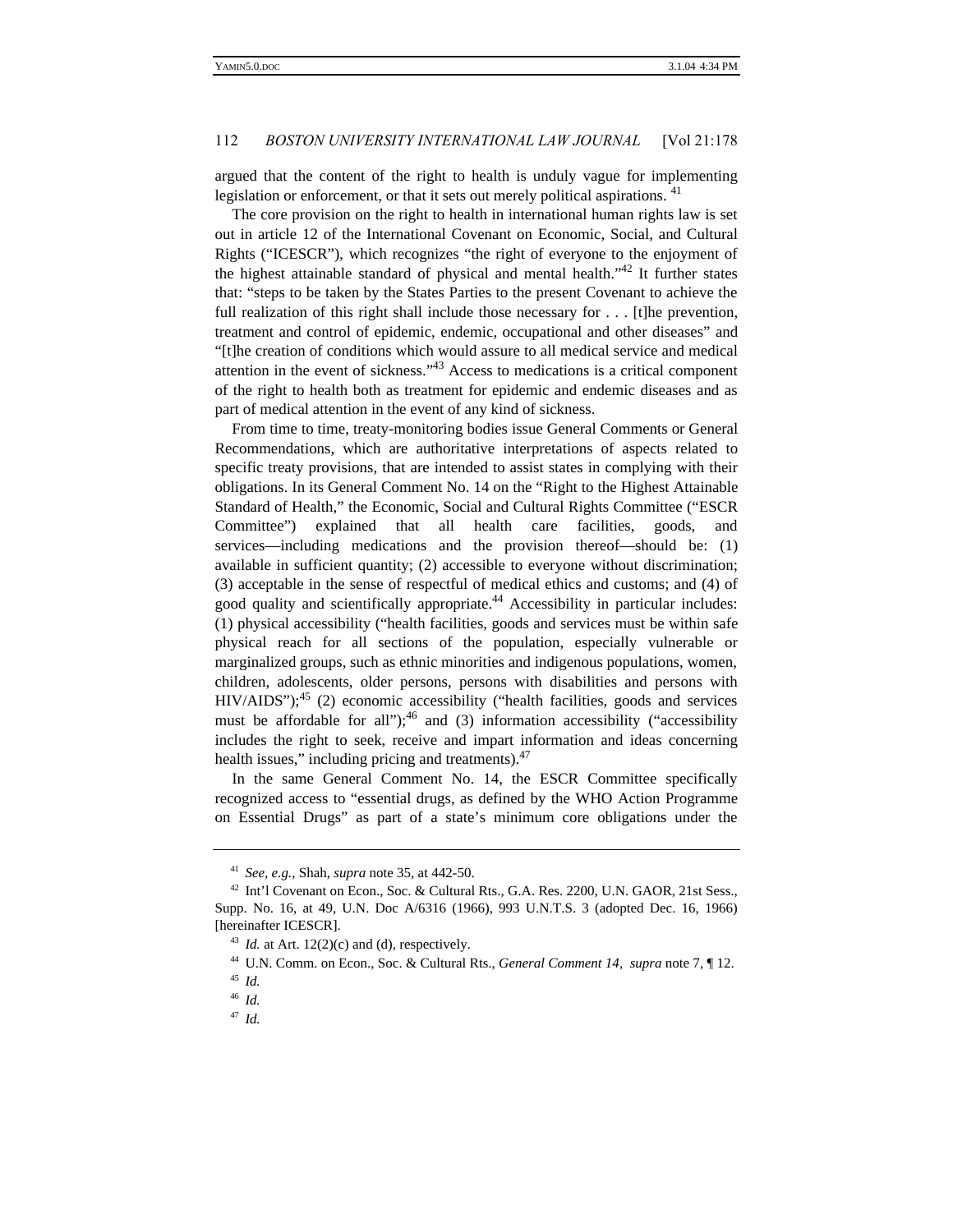argued that the content of the right to health is unduly vague for implementing legislation or enforcement, or that it sets out merely political aspirations. [41]

The core provision on the right to health in international human rights law is set out in article 12 of the International Covenant on Economic, Social, and Cultural Rights ("ICESCR"), which recognizes "the right of everyone to the enjoyment of the highest attainable standard of physical and mental health."[42] It further states that: "steps to be taken by the States Parties to the present Covenant to achieve the full realization of this right shall include those necessary for . . . [t]he prevention, treatment and control of epidemic, endemic, occupational and other diseases" and "[t]he creation of conditions which would assure to all medical service and medical attention in the event of sickness."[43] Access to medications is a critical component of the right to health both as treatment for epidemic and endemic diseases and as part of medical attention in the event of any kind of sickness.

From time to time, treaty-monitoring bodies issue General Comments or General Recommendations, which are authoritative interpretations of aspects related to specific treaty provisions, that are intended to assist states in complying with their obligations. In its General Comment No. 14 on the "Right to the Highest Attainable Standard of Health," the Economic, Social and Cultural Rights Committee ("ESCR Committee") explained that all health care facilities, goods, and services—including medications and the provision thereof—should be: (1) available in sufficient quantity; (2) accessible to everyone without discrimination; (3) acceptable in the sense of respectful of medical ethics and customs; and (4) of good quality and scientifically appropriate.[44] Accessibility in particular includes: (1) physical accessibility ("health facilities, goods and services must be within safe physical reach for all sections of the population, especially vulnerable or marginalized groups, such as ethnic minorities and indigenous populations, women, children, adolescents, older persons, persons with disabilities and persons with HIV/AIDS");[45] (2) economic accessibility ("health facilities, goods and services must be affordable for all");[46] and (3) information accessibility ("accessibility includes the right to seek, receive and impart information and ideas concerning health issues," including pricing and treatments).[47]

In the same General Comment No. 14, the ESCR Committee specifically recognized access to "essential drugs, as defined by the WHO Action Programme on Essential Drugs" as part of a state's minimum core obligations under the

---

[41] *See, e.g.*, Shah, *supra* note 35, at 442-50.

[42] Int'l Covenant on Econ., Soc. & Cultural Rts., G.A. Res. 2200, U.N. GAOR, 21st Sess., Supp. No. 16, at 49, U.N. Doc A/6316 (1966), 993 U.N.T.S. 3 (adopted Dec. 16, 1966) [hereinafter ICESCR].

[43] *Id.* at Art. 12(2)(c) and (d), respectively.

[44] U.N. Comm. on Econ., Soc. & Cultural Rts., *General Comment 14*, *supra* note 7, ¶ 12.

[45] *Id.*

[46] *Id.*

[47] *Id.*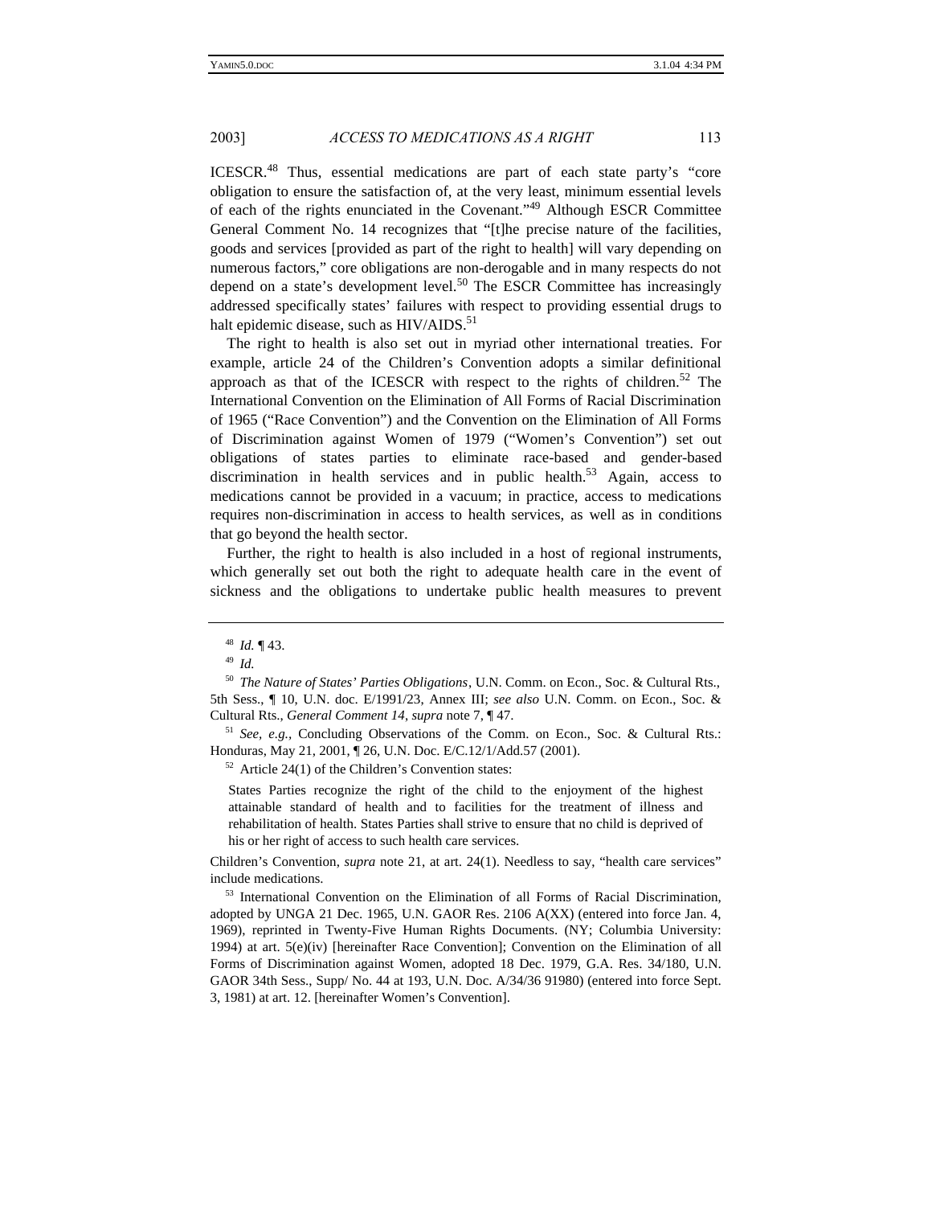ICESCR.[48] Thus, essential medications are part of each state party's "core obligation to ensure the satisfaction of, at the very least, minimum essential levels of each of the rights enunciated in the Covenant."[49] Although ESCR Committee General Comment No. 14 recognizes that "[t]he precise nature of the facilities, goods and services [provided as part of the right to health] will vary depending on numerous factors," core obligations are non-derogable and in many respects do not depend on a state's development level.[50] The ESCR Committee has increasingly addressed specifically states' failures with respect to providing essential drugs to halt epidemic disease, such as HIV/AIDS.[51]

The right to health is also set out in myriad other international treaties. For example, article 24 of the Children's Convention adopts a similar definitional approach as that of the ICESCR with respect to the rights of children.[52] The International Convention on the Elimination of All Forms of Racial Discrimination of 1965 ("Race Convention") and the Convention on the Elimination of All Forms of Discrimination against Women of 1979 ("Women's Convention") set out obligations of states parties to eliminate race-based and gender-based discrimination in health services and in public health.[53] Again, access to medications cannot be provided in a vacuum; in practice, access to medications requires non-discrimination in access to health services, as well as in conditions that go beyond the health sector.

Further, the right to health is also included in a host of regional instruments, which generally set out both the right to adequate health care in the event of sickness and the obligations to undertake public health measures to prevent

---

[48] *Id.* ¶ 43.

[49] *Id.*

[50] *The Nature of States' Parties Obligations*, U.N. Comm. on Econ., Soc. & Cultural Rts., 5th Sess., ¶ 10, U.N. doc. E/1991/23, Annex III; *see also* U.N. Comm. on Econ., Soc. & Cultural Rts., *General Comment 14*, *supra* note 7, ¶ 47.

[51] *See, e.g.*, Concluding Observations of the Comm. on Econ., Soc. & Cultural Rts.: Honduras, May 21, 2001, ¶ 26, U.N. Doc. E/C.12/1/Add.57 (2001).

[52] Article 24(1) of the Children's Convention states:

> States Parties recognize the right of the child to the enjoyment of the highest attainable standard of health and to facilities for the treatment of illness and rehabilitation of health. States Parties shall strive to ensure that no child is deprived of his or her right of access to such health care services.

Children's Convention, *supra* note 21, at art. 24(1). Needless to say, "health care services" include medications.

[53] International Convention on the Elimination of all Forms of Racial Discrimination, adopted by UNGA 21 Dec. 1965, U.N. GAOR Res. 2106 A(XX) (entered into force Jan. 4, 1969), reprinted in Twenty-Five Human Rights Documents. (NY; Columbia University: 1994) at art. 5(e)(iv) [hereinafter Race Convention]; Convention on the Elimination of all Forms of Discrimination against Women, adopted 18 Dec. 1979, G.A. Res. 34/180, U.N. GAOR 34th Sess., Supp/ No. 44 at 193, U.N. Doc. A/34/36 91980) (entered into force Sept. 3, 1981) at art. 12. [hereinafter Women's Convention].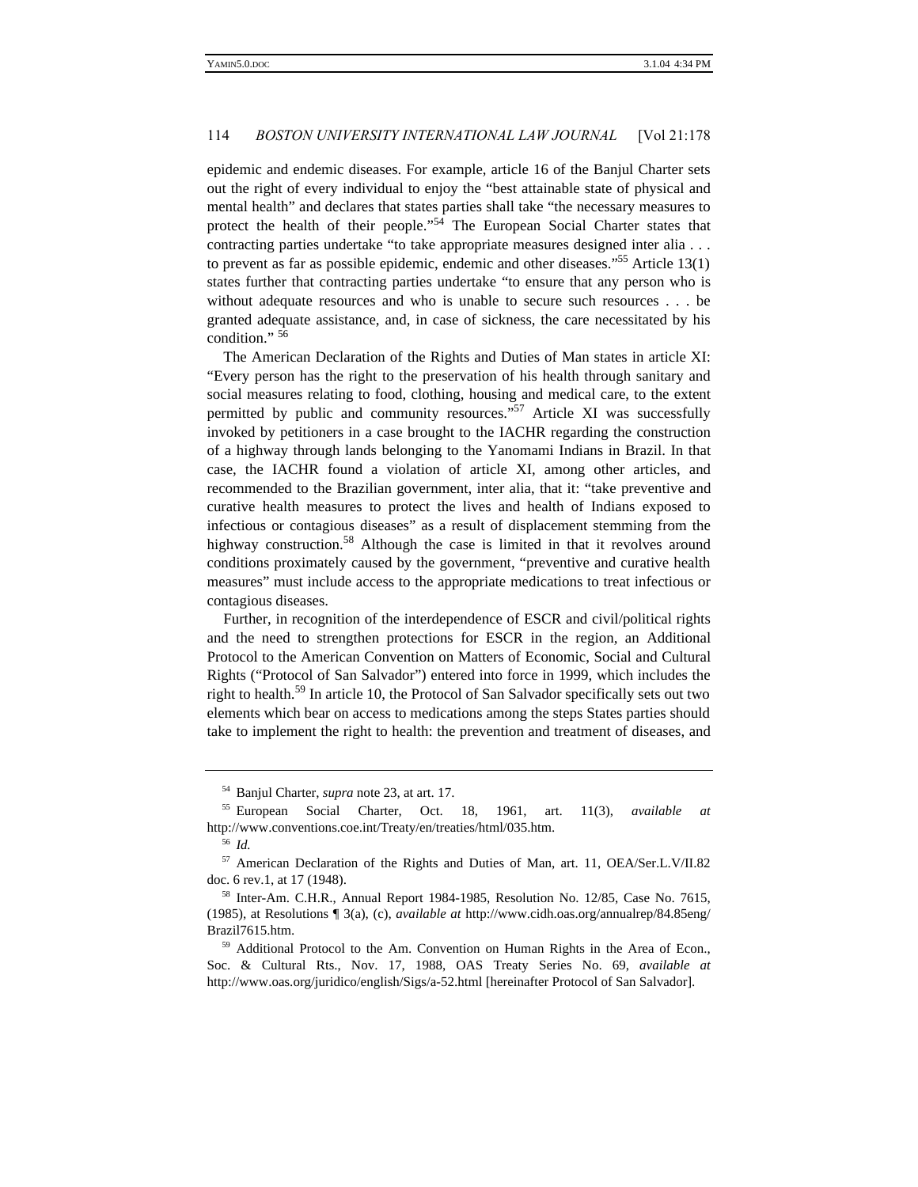epidemic and endemic diseases. For example, article 16 of the Banjul Charter sets out the right of every individual to enjoy the "best attainable state of physical and mental health" and declares that states parties shall take "the necessary measures to protect the health of their people."[54] The European Social Charter states that contracting parties undertake "to take appropriate measures designed inter alia . . . to prevent as far as possible epidemic, endemic and other diseases."[55] Article 13(1) states further that contracting parties undertake "to ensure that any person who is without adequate resources and who is unable to secure such resources . . . be granted adequate assistance, and, in case of sickness, the care necessitated by his condition." [56]

The American Declaration of the Rights and Duties of Man states in article XI: "Every person has the right to the preservation of his health through sanitary and social measures relating to food, clothing, housing and medical care, to the extent permitted by public and community resources."[57] Article XI was successfully invoked by petitioners in a case brought to the IACHR regarding the construction of a highway through lands belonging to the Yanomami Indians in Brazil. In that case, the IACHR found a violation of article XI, among other articles, and recommended to the Brazilian government, inter alia, that it: "take preventive and curative health measures to protect the lives and health of Indians exposed to infectious or contagious diseases" as a result of displacement stemming from the highway construction.[58] Although the case is limited in that it revolves around conditions proximately caused by the government, "preventive and curative health measures" must include access to the appropriate medications to treat infectious or contagious diseases.

Further, in recognition of the interdependence of ESCR and civil/political rights and the need to strengthen protections for ESCR in the region, an Additional Protocol to the American Convention on Matters of Economic, Social and Cultural Rights ("Protocol of San Salvador") entered into force in 1999, which includes the right to health.[59] In article 10, the Protocol of San Salvador specifically sets out two elements which bear on access to medications among the steps States parties should take to implement the right to health: the prevention and treatment of diseases, and

---

[54] Banjul Charter, *supra* note 23, at art. 17.

[55] European Social Charter, Oct. 18, 1961, art. 11(3), *available at* http://www.conventions.coe.int/Treaty/en/treaties/html/035.htm.

[56] *Id.*

[57] American Declaration of the Rights and Duties of Man, art. 11, OEA/Ser.L.V/II.82 doc. 6 rev.1, at 17 (1948).

[58] Inter-Am. C.H.R., Annual Report 1984-1985, Resolution No. 12/85, Case No. 7615, (1985), at Resolutions ¶ 3(a), (c), *available at* http://www.cidh.oas.org/annualrep/84.85eng/Brazil7615.htm.

[59] Additional Protocol to the Am. Convention on Human Rights in the Area of Econ., Soc. & Cultural Rts., Nov. 17, 1988, OAS Treaty Series No. 69, *available at* http://www.oas.org/juridico/english/Sigs/a-52.html [hereinafter Protocol of San Salvador].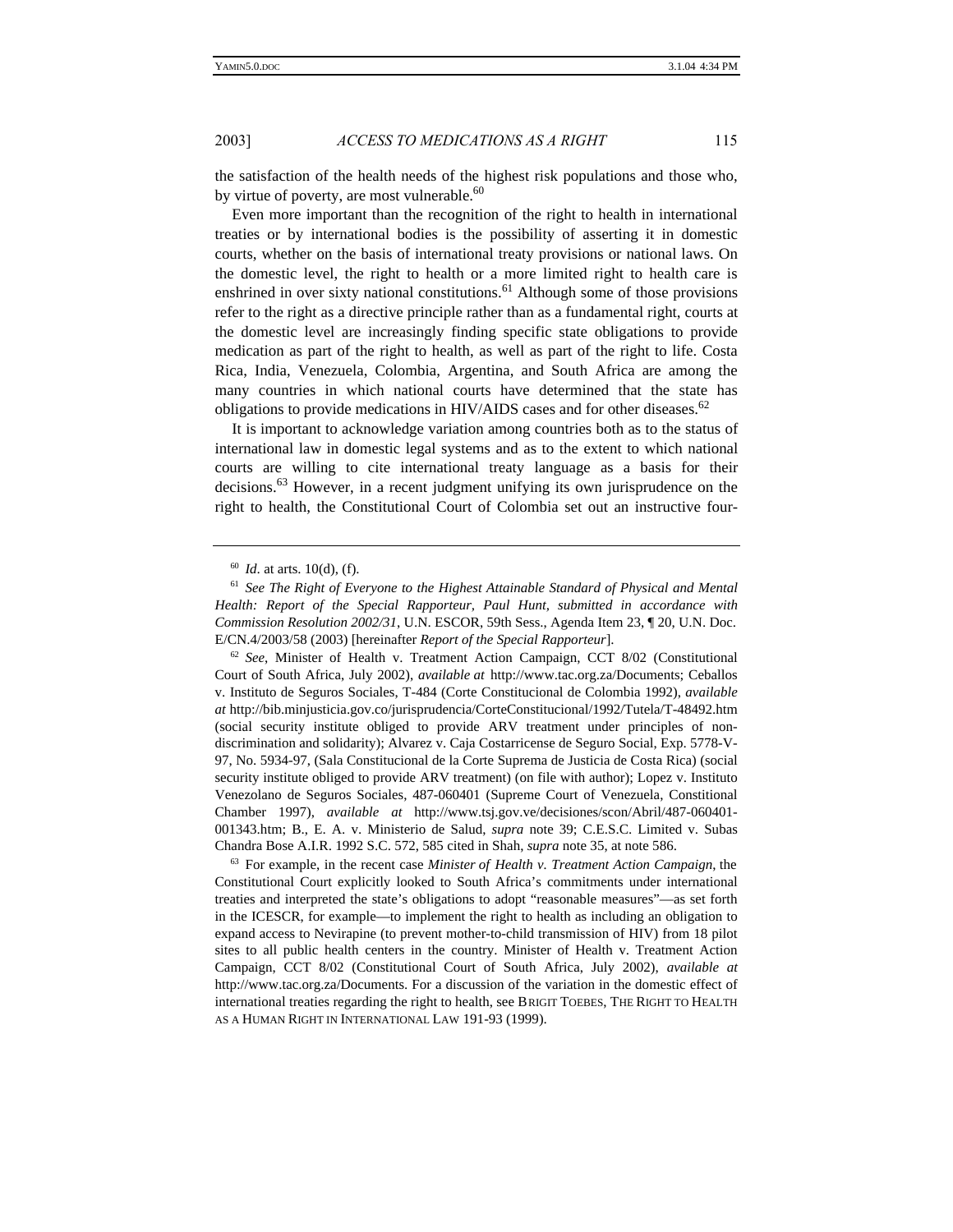the satisfaction of the health needs of the highest risk populations and those who, by virtue of poverty, are most vulnerable.[60]

Even more important than the recognition of the right to health in international treaties or by international bodies is the possibility of asserting it in domestic courts, whether on the basis of international treaty provisions or national laws. On the domestic level, the right to health or a more limited right to health care is enshrined in over sixty national constitutions.[61] Although some of those provisions refer to the right as a directive principle rather than as a fundamental right, courts at the domestic level are increasingly finding specific state obligations to provide medication as part of the right to health, as well as part of the right to life. Costa Rica, India, Venezuela, Colombia, Argentina, and South Africa are among the many countries in which national courts have determined that the state has obligations to provide medications in HIV/AIDS cases and for other diseases.[62]

It is important to acknowledge variation among countries both as to the status of international law in domestic legal systems and as to the extent to which national courts are willing to cite international treaty language as a basis for their decisions.[63] However, in a recent judgment unifying its own jurisprudence on the right to health, the Constitutional Court of Colombia set out an instructive four-

---

[60] *Id*. at arts. 10(d), (f).

[61] *See The Right of Everyone to the Highest Attainable Standard of Physical and Mental Health: Report of the Special Rapporteur, Paul Hunt, submitted in accordance with Commission Resolution 2002/31*, U.N. ESCOR, 59th Sess., Agenda Item 23, ¶ 20, U.N. Doc. E/CN.4/2003/58 (2003) [hereinafter *Report of the Special Rapporteur*].

[62] *See*, Minister of Health v. Treatment Action Campaign, CCT 8/02 (Constitutional Court of South Africa, July 2002), *available at* http://www.tac.org.za/Documents; Ceballos v. Instituto de Seguros Sociales, T-484 (Corte Constitucional de Colombia 1992), *available at* http://bib.minjusticia.gov.co/jurisprudencia/CorteConstitucional/1992/Tutela/T-48492.htm (social security institute obliged to provide ARV treatment under principles of non-discrimination and solidarity); Alvarez v. Caja Costarricense de Seguro Social, Exp. 5778-V-97, No. 5934-97, (Sala Constitucional de la Corte Suprema de Justicia de Costa Rica) (social security institute obliged to provide ARV treatment) (on file with author); Lopez v. Instituto Venezolano de Seguros Sociales, 487-060401 (Supreme Court of Venezuela, Constitional Chamber 1997), *available at* http://www.tsj.gov.ve/decisiones/scon/Abril/487-060401-001343.htm; B., E. A. v. Ministerio de Salud, *supra* note 39; C.E.S.C. Limited v. Subas Chandra Bose A.I.R. 1992 S.C. 572, 585 cited in Shah, *supra* note 35, at note 586.

[63] For example, in the recent case *Minister of Health v. Treatment Action Campaign*, the Constitutional Court explicitly looked to South Africa's commitments under international treaties and interpreted the state's obligations to adopt "reasonable measures"—as set forth in the ICESCR, for example—to implement the right to health as including an obligation to expand access to Nevirapine (to prevent mother-to-child transmission of HIV) from 18 pilot sites to all public health centers in the country. Minister of Health v. Treatment Action Campaign, CCT 8/02 (Constitutional Court of South Africa, July 2002), *available at* http://www.tac.org.za/Documents. For a discussion of the variation in the domestic effect of international treaties regarding the right to health, see BRIGIT TOEBES, THE RIGHT TO HEALTH AS A HUMAN RIGHT IN INTERNATIONAL LAW 191-93 (1999).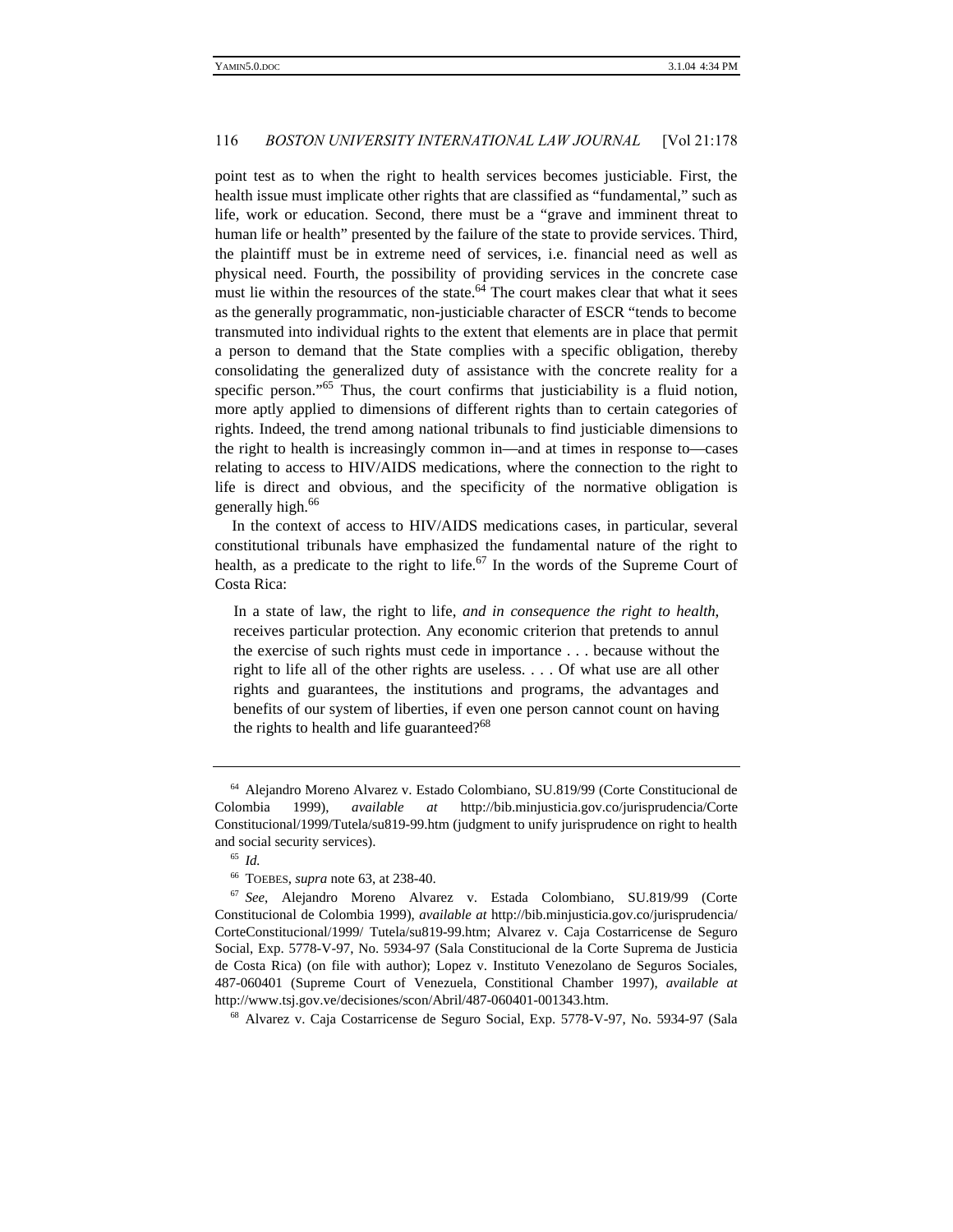point test as to when the right to health services becomes justiciable. First, the health issue must implicate other rights that are classified as "fundamental," such as life, work or education. Second, there must be a "grave and imminent threat to human life or health" presented by the failure of the state to provide services. Third, the plaintiff must be in extreme need of services, i.e. financial need as well as physical need. Fourth, the possibility of providing services in the concrete case must lie within the resources of the state.[64] The court makes clear that what it sees as the generally programmatic, non-justiciable character of ESCR "tends to become transmuted into individual rights to the extent that elements are in place that permit a person to demand that the State complies with a specific obligation, thereby consolidating the generalized duty of assistance with the concrete reality for a specific person."[65] Thus, the court confirms that justiciability is a fluid notion, more aptly applied to dimensions of different rights than to certain categories of rights. Indeed, the trend among national tribunals to find justiciable dimensions to the right to health is increasingly common in—and at times in response to—cases relating to access to HIV/AIDS medications, where the connection to the right to life is direct and obvious, and the specificity of the normative obligation is generally high.[66]

In the context of access to HIV/AIDS medications cases, in particular, several constitutional tribunals have emphasized the fundamental nature of the right to health, as a predicate to the right to life.[67] In the words of the Supreme Court of Costa Rica:

> In a state of law, the right to life, *and in consequence the right to health*, receives particular protection. Any economic criterion that pretends to annul the exercise of such rights must cede in importance . . . because without the right to life all of the other rights are useless. . . . Of what use are all other rights and guarantees, the institutions and programs, the advantages and benefits of our system of liberties, if even one person cannot count on having the rights to health and life guaranteed?[68]

---

[64] Alejandro Moreno Alvarez v. Estado Colombiano, SU.819/99 (Corte Constitucional de Colombia 1999), *available at* http://bib.minjusticia.gov.co/jurisprudencia/Corte Constitucional/1999/Tutela/su819-99.htm (judgment to unify jurisprudence on right to health and social security services).

[65] *Id.*

[66] TOEBES, *supra* note 63, at 238-40.

[67] *See*, Alejandro Moreno Alvarez v. Estada Colombiano, SU.819/99 (Corte Constitucional de Colombia 1999), *available at* http://bib.minjusticia.gov.co/jurisprudencia/ CorteConstitucional/1999/ Tutela/su819-99.htm; Alvarez v. Caja Costarricense de Seguro Social, Exp. 5778-V-97, No. 5934-97 (Sala Constitucional de la Corte Suprema de Justicia de Costa Rica) (on file with author); Lopez v. Instituto Venezolano de Seguros Sociales, 487-060401 (Supreme Court of Venezuela, Constitional Chamber 1997), *available at* http://www.tsj.gov.ve/decisiones/scon/Abril/487-060401-001343.htm.

[68] Alvarez v. Caja Costarricense de Seguro Social, Exp. 5778-V-97, No. 5934-97 (Sala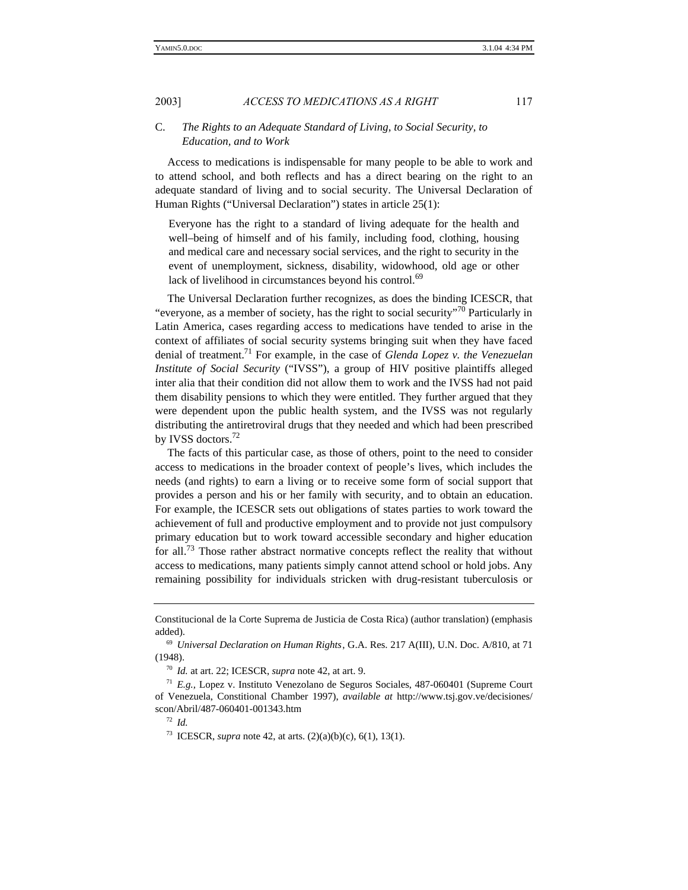### C. *The Rights to an Adequate Standard of Living, to Social Security, to Education, and to Work*

Access to medications is indispensable for many people to be able to work and to attend school, and both reflects and has a direct bearing on the right to an adequate standard of living and to social security. The Universal Declaration of Human Rights ("Universal Declaration") states in article 25(1):

> Everyone has the right to a standard of living adequate for the health and well–being of himself and of his family, including food, clothing, housing and medical care and necessary social services, and the right to security in the event of unemployment, sickness, disability, widowhood, old age or other lack of livelihood in circumstances beyond his control.[69]

The Universal Declaration further recognizes, as does the binding ICESCR, that "everyone, as a member of society, has the right to social security"[70] Particularly in Latin America, cases regarding access to medications have tended to arise in the context of affiliates of social security systems bringing suit when they have faced denial of treatment.[71] For example, in the case of *Glenda Lopez v. the Venezuelan Institute of Social Security* ("IVSS"), a group of HIV positive plaintiffs alleged inter alia that their condition did not allow them to work and the IVSS had not paid them disability pensions to which they were entitled. They further argued that they were dependent upon the public health system, and the IVSS was not regularly distributing the antiretroviral drugs that they needed and which had been prescribed by IVSS doctors.[72]

The facts of this particular case, as those of others, point to the need to consider access to medications in the broader context of people's lives, which includes the needs (and rights) to earn a living or to receive some form of social support that provides a person and his or her family with security, and to obtain an education. For example, the ICESCR sets out obligations of states parties to work toward the achievement of full and productive employment and to provide not just compulsory primary education but to work toward accessible secondary and higher education for all.[73] Those rather abstract normative concepts reflect the reality that without access to medications, many patients simply cannot attend school or hold jobs. Any remaining possibility for individuals stricken with drug-resistant tuberculosis or

---

Constitucional de la Corte Suprema de Justicia de Costa Rica) (author translation) (emphasis added).

[69] *Universal Declaration on Human Rights*, G.A. Res. 217 A(III), U.N. Doc. A/810, at 71 (1948).

[70] *Id.* at art. 22; ICESCR, *supra* note 42, at art. 9.

[71] *E.g.*, Lopez v. Instituto Venezolano de Seguros Sociales, 487-060401 (Supreme Court of Venezuela, Constitional Chamber 1997), *available at* http://www.tsj.gov.ve/decisiones/scon/Abril/487-060401-001343.htm

[72] *Id.*

[73] ICESCR, *supra* note 42, at arts. (2)(a)(b)(c), 6(1), 13(1).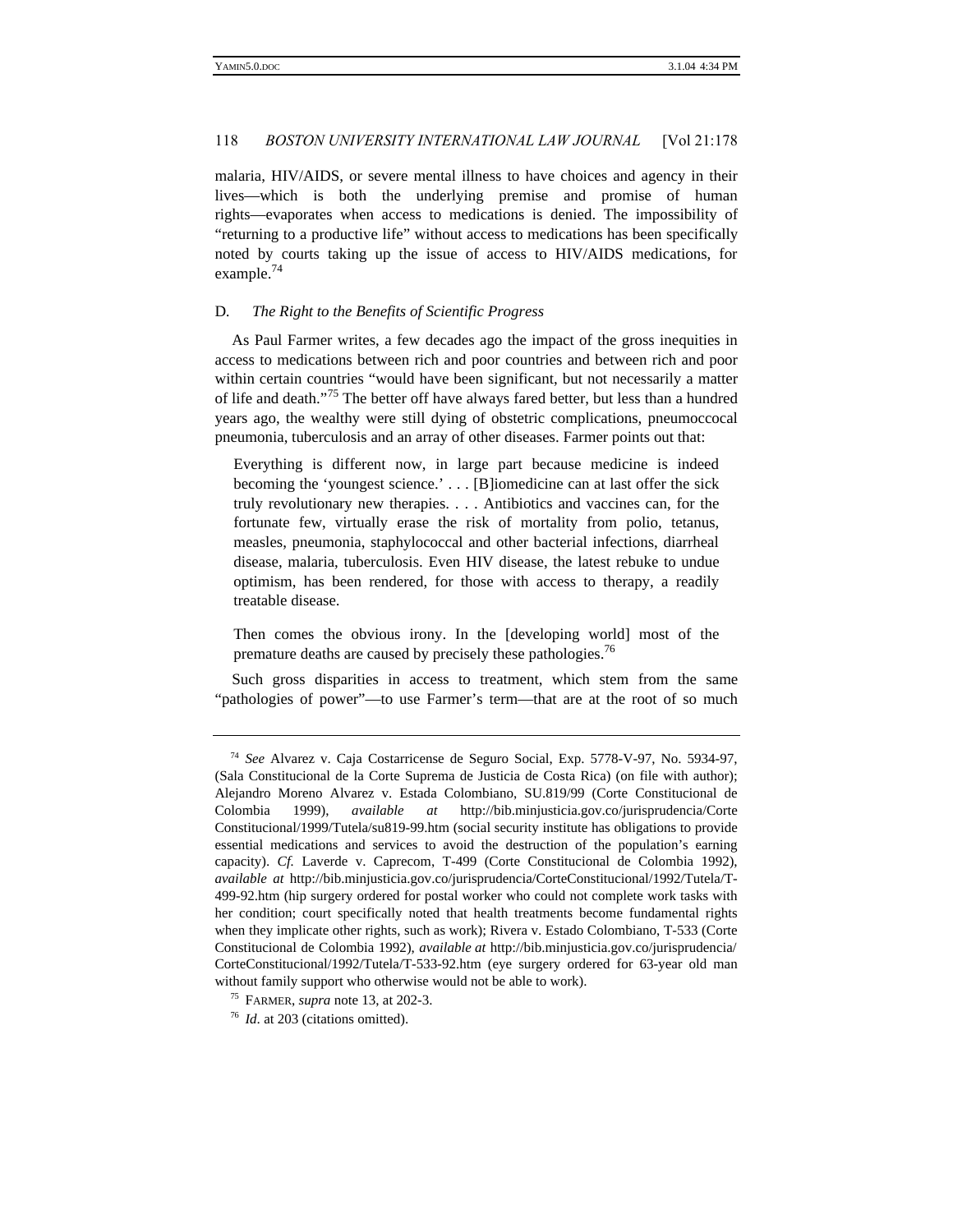malaria, HIV/AIDS, or severe mental illness to have choices and agency in their lives—which is both the underlying premise and promise of human rights—evaporates when access to medications is denied. The impossibility of "returning to a productive life" without access to medications has been specifically noted by courts taking up the issue of access to HIV/AIDS medications, for example.[74]

### D. *The Right to the Benefits of Scientific Progress*

As Paul Farmer writes, a few decades ago the impact of the gross inequities in access to medications between rich and poor countries and between rich and poor within certain countries "would have been significant, but not necessarily a matter of life and death."[75] The better off have always fared better, but less than a hundred years ago, the wealthy were still dying of obstetric complications, pneumoccocal pneumonia, tuberculosis and an array of other diseases. Farmer points out that:

> Everything is different now, in large part because medicine is indeed becoming the 'youngest science.' . . . [B]iomedicine can at last offer the sick truly revolutionary new therapies. . . . Antibiotics and vaccines can, for the fortunate few, virtually erase the risk of mortality from polio, tetanus, measles, pneumonia, staphylococcal and other bacterial infections, diarrheal disease, malaria, tuberculosis. Even HIV disease, the latest rebuke to undue optimism, has been rendered, for those with access to therapy, a readily treatable disease.
>
> Then comes the obvious irony. In the [developing world] most of the premature deaths are caused by precisely these pathologies.[76]

Such gross disparities in access to treatment, which stem from the same "pathologies of power"—to use Farmer's term—that are at the root of so much

---

[74] *See* Alvarez v. Caja Costarricense de Seguro Social, Exp. 5778-V-97, No. 5934-97, (Sala Constitucional de la Corte Suprema de Justicia de Costa Rica) (on file with author); Alejandro Moreno Alvarez v. Estada Colombiano, SU.819/99 (Corte Constitucional de Colombia 1999), *available at* http://bib.minjusticia.gov.co/jurisprudencia/Corte Constitucional/1999/Tutela/su819-99.htm (social security institute has obligations to provide essential medications and services to avoid the destruction of the population's earning capacity). *Cf.* Laverde v. Caprecom, T-499 (Corte Constitucional de Colombia 1992), *available at* http://bib.minjusticia.gov.co/jurisprudencia/CorteConstitucional/1992/Tutela/T-499-92.htm (hip surgery ordered for postal worker who could not complete work tasks with her condition; court specifically noted that health treatments become fundamental rights when they implicate other rights, such as work); Rivera v. Estado Colombiano, T-533 (Corte Constitucional de Colombia 1992), *available at* http://bib.minjusticia.gov.co/jurisprudencia/CorteConstitucional/1992/Tutela/T-533-92.htm (eye surgery ordered for 63-year old man without family support who otherwise would not be able to work).

[75] FARMER, *supra* note 13, at 202-3.

[76] *Id.* at 203 (citations omitted).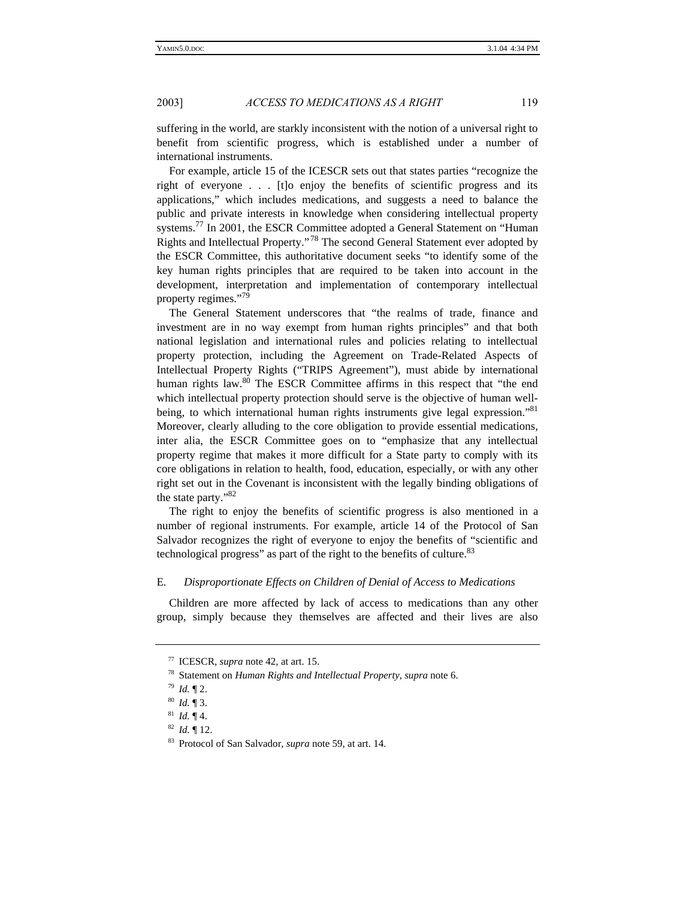suffering in the world, are starkly inconsistent with the notion of a universal right to benefit from scientific progress, which is established under a number of international instruments.

For example, article 15 of the ICESCR sets out that states parties "recognize the right of everyone . . . [t]o enjoy the benefits of scientific progress and its applications," which includes medications, and suggests a need to balance the public and private interests in knowledge when considering intellectual property systems.[77] In 2001, the ESCR Committee adopted a General Statement on "Human Rights and Intellectual Property."[78] The second General Statement ever adopted by the ESCR Committee, this authoritative document seeks "to identify some of the key human rights principles that are required to be taken into account in the development, interpretation and implementation of contemporary intellectual property regimes."[79]

The General Statement underscores that "the realms of trade, finance and investment are in no way exempt from human rights principles" and that both national legislation and international rules and policies relating to intellectual property protection, including the Agreement on Trade-Related Aspects of Intellectual Property Rights ("TRIPS Agreement"), must abide by international human rights law.[80] The ESCR Committee affirms in this respect that "the end which intellectual property protection should serve is the objective of human well-being, to which international human rights instruments give legal expression."[81] Moreover, clearly alluding to the core obligation to provide essential medications, inter alia, the ESCR Committee goes on to "emphasize that any intellectual property regime that makes it more difficult for a State party to comply with its core obligations in relation to health, food, education, especially, or with any other right set out in the Covenant is inconsistent with the legally binding obligations of the state party."[82]

The right to enjoy the benefits of scientific progress is also mentioned in a number of regional instruments. For example, article 14 of the Protocol of San Salvador recognizes the right of everyone to enjoy the benefits of "scientific and technological progress" as part of the right to the benefits of culture.[83]

### E. *Disproportionate Effects on Children of Denial of Access to Medications*

Children are more affected by lack of access to medications than any other group, simply because they themselves are affected and their lives are also

---

[77] ICESCR, *supra* note 42, at art. 15.

[78] Statement on *Human Rights and Intellectual Property*, *supra* note 6.

[79] *Id.* ¶ 2.

[80] *Id.* ¶ 3.

[81] *Id.* ¶ 4.

[82] *Id.* ¶ 12.

[83] Protocol of San Salvador, *supra* note 59, at art. 14.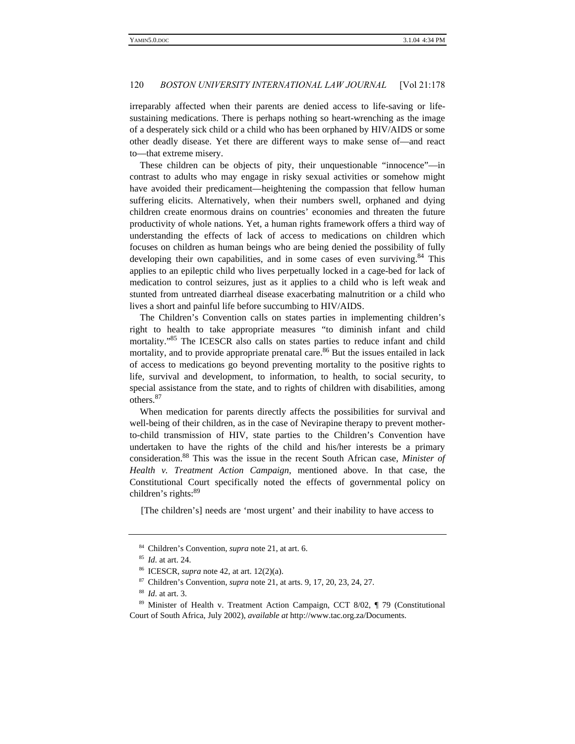irreparably affected when their parents are denied access to life-saving or life-sustaining medications. There is perhaps nothing so heart-wrenching as the image of a desperately sick child or a child who has been orphaned by HIV/AIDS or some other deadly disease. Yet there are different ways to make sense of—and react to—that extreme misery.

These children can be objects of pity, their unquestionable "innocence"—in contrast to adults who may engage in risky sexual activities or somehow might have avoided their predicament—heightening the compassion that fellow human suffering elicits. Alternatively, when their numbers swell, orphaned and dying children create enormous drains on countries' economies and threaten the future productivity of whole nations. Yet, a human rights framework offers a third way of understanding the effects of lack of access to medications on children which focuses on children as human beings who are being denied the possibility of fully developing their own capabilities, and in some cases of even surviving.[84] This applies to an epileptic child who lives perpetually locked in a cage-bed for lack of medication to control seizures, just as it applies to a child who is left weak and stunted from untreated diarrheal disease exacerbating malnutrition or a child who lives a short and painful life before succumbing to HIV/AIDS.

The Children's Convention calls on states parties in implementing children's right to health to take appropriate measures "to diminish infant and child mortality."[85] The ICESCR also calls on states parties to reduce infant and child mortality, and to provide appropriate prenatal care.[86] But the issues entailed in lack of access to medications go beyond preventing mortality to the positive rights to life, survival and development, to information, to health, to social security, to special assistance from the state, and to rights of children with disabilities, among others.[87]

When medication for parents directly affects the possibilities for survival and well-being of their children, as in the case of Nevirapine therapy to prevent mother-to-child transmission of HIV, state parties to the Children's Convention have undertaken to have the rights of the child and his/her interests be a primary consideration.[88] This was the issue in the recent South African case, *Minister of Health v. Treatment Action Campaign*, mentioned above. In that case, the Constitutional Court specifically noted the effects of governmental policy on children's rights:[89]

> [The children's] needs are 'most urgent' and their inability to have access to

---

[84] Children's Convention, *supra* note 21, at art. 6.

[85] *Id*. at art. 24.

[86] ICESCR, *supra* note 42, at art. 12(2)(a).

[87] Children's Convention, *supra* note 21, at arts. 9, 17, 20, 23, 24, 27.

[88] *Id*. at art. 3.

[89] Minister of Health v. Treatment Action Campaign, CCT 8/02, ¶ 79 (Constitutional Court of South Africa, July 2002), *available at* http://www.tac.org.za/Documents.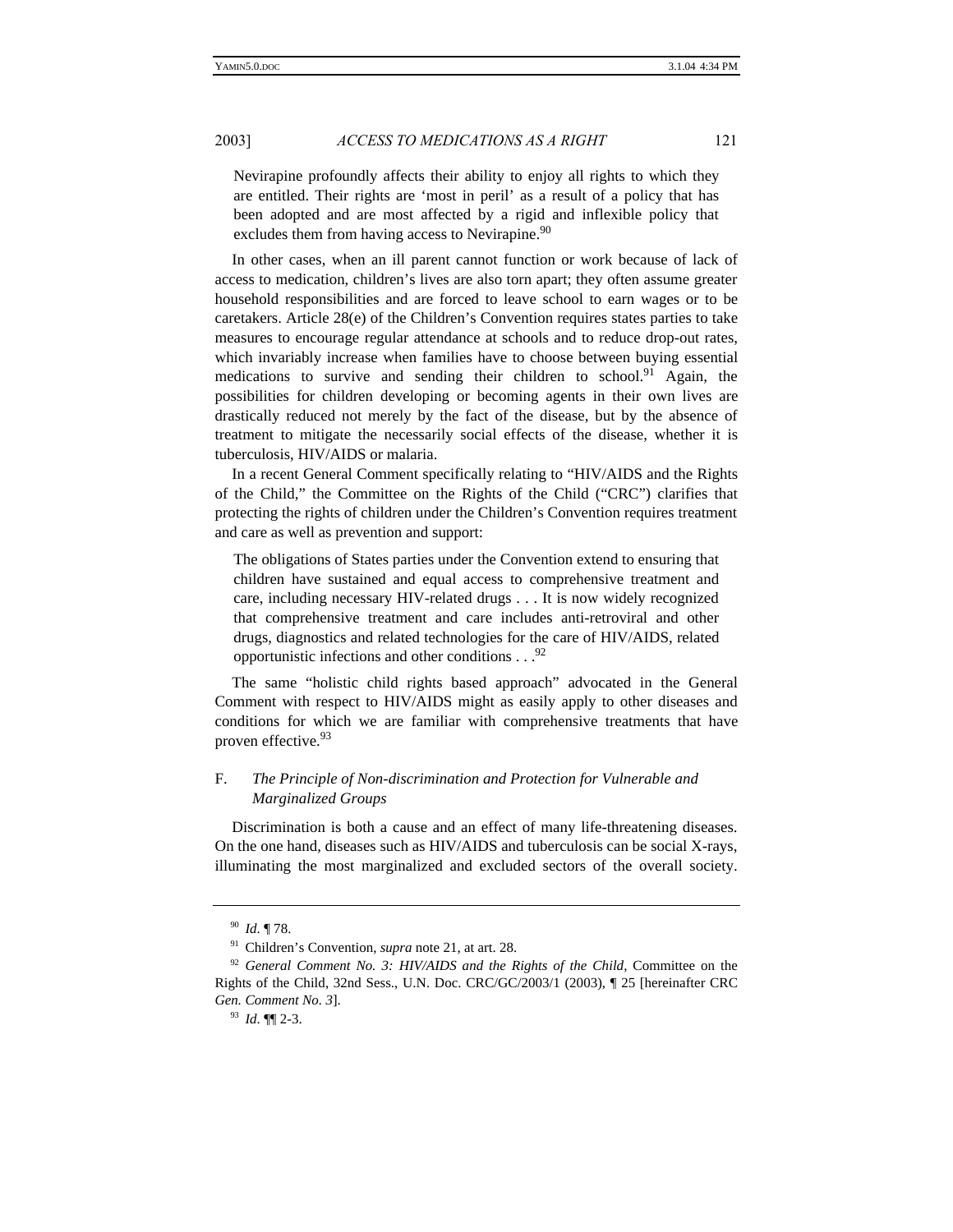> Nevirapine profoundly affects their ability to enjoy all rights to which they are entitled. Their rights are 'most in peril' as a result of a policy that has been adopted and are most affected by a rigid and inflexible policy that excludes them from having access to Nevirapine.[90]

In other cases, when an ill parent cannot function or work because of lack of access to medication, children's lives are also torn apart; they often assume greater household responsibilities and are forced to leave school to earn wages or to be caretakers. Article 28(e) of the Children's Convention requires states parties to take measures to encourage regular attendance at schools and to reduce drop-out rates, which invariably increase when families have to choose between buying essential medications to survive and sending their children to school.[91] Again, the possibilities for children developing or becoming agents in their own lives are drastically reduced not merely by the fact of the disease, but by the absence of treatment to mitigate the necessarily social effects of the disease, whether it is tuberculosis, HIV/AIDS or malaria.

In a recent General Comment specifically relating to "HIV/AIDS and the Rights of the Child," the Committee on the Rights of the Child ("CRC") clarifies that protecting the rights of children under the Children's Convention requires treatment and care as well as prevention and support:

> The obligations of States parties under the Convention extend to ensuring that children have sustained and equal access to comprehensive treatment and care, including necessary HIV-related drugs . . . It is now widely recognized that comprehensive treatment and care includes anti-retroviral and other drugs, diagnostics and related technologies for the care of HIV/AIDS, related opportunistic infections and other conditions . . .[92]

The same "holistic child rights based approach" advocated in the General Comment with respect to HIV/AIDS might as easily apply to other diseases and conditions for which we are familiar with comprehensive treatments that have proven effective.[93]

### F. *The Principle of Non-discrimination and Protection for Vulnerable and Marginalized Groups*

Discrimination is both a cause and an effect of many life-threatening diseases. On the one hand, diseases such as HIV/AIDS and tuberculosis can be social X-rays, illuminating the most marginalized and excluded sectors of the overall society.

---

[90] *Id*. ¶ 78.

[91] Children's Convention, *supra* note 21, at art. 28.

[92] *General Comment No. 3: HIV/AIDS and the Rights of the Child,* Committee on the Rights of the Child, 32nd Sess., U.N. Doc. CRC/GC/2003/1 (2003), ¶ 25 [hereinafter CRC *Gen. Comment No. 3*].

[93] *Id*. ¶¶ 2-3.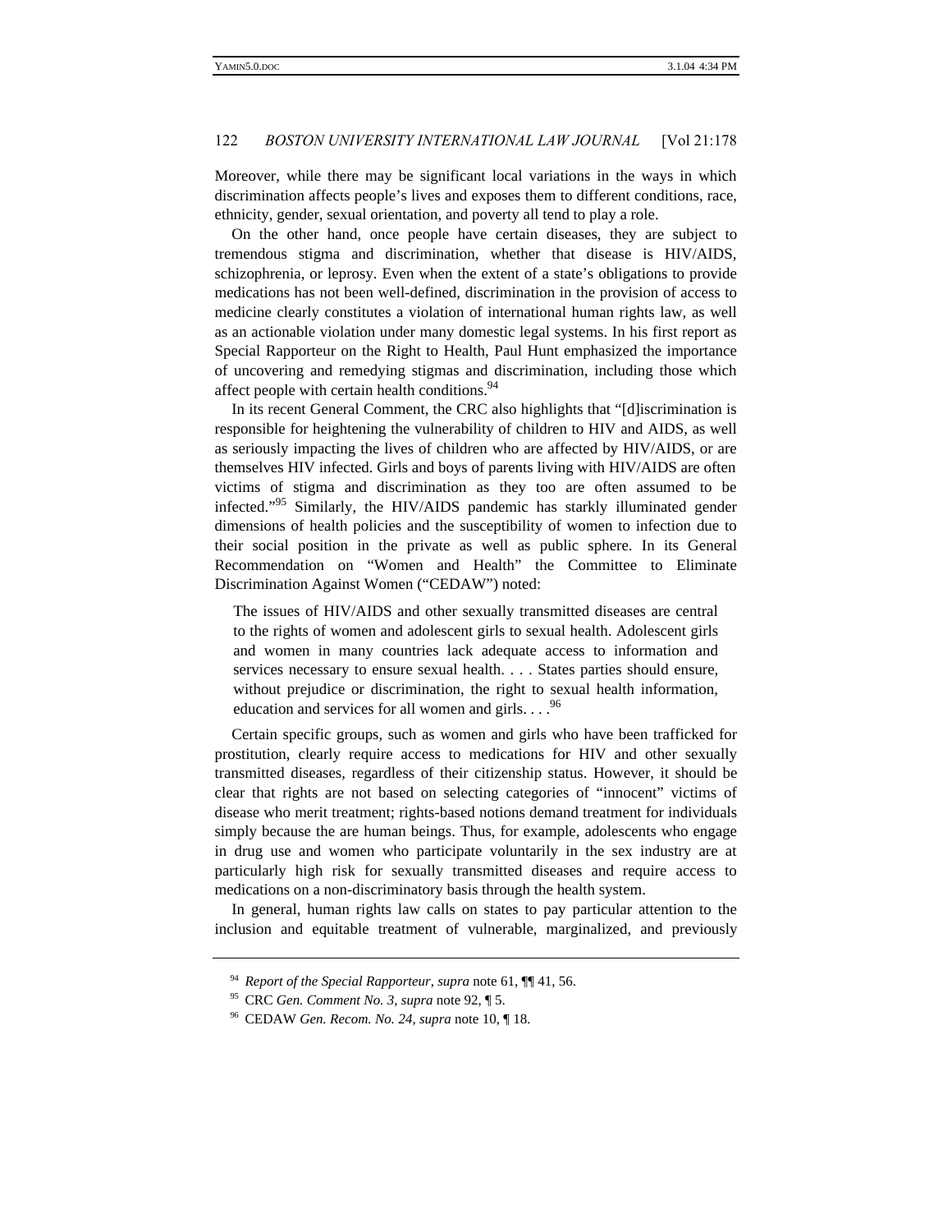Moreover, while there may be significant local variations in the ways in which discrimination affects people's lives and exposes them to different conditions, race, ethnicity, gender, sexual orientation, and poverty all tend to play a role.

On the other hand, once people have certain diseases, they are subject to tremendous stigma and discrimination, whether that disease is HIV/AIDS, schizophrenia, or leprosy. Even when the extent of a state's obligations to provide medications has not been well-defined, discrimination in the provision of access to medicine clearly constitutes a violation of international human rights law, as well as an actionable violation under many domestic legal systems. In his first report as Special Rapporteur on the Right to Health, Paul Hunt emphasized the importance of uncovering and remedying stigmas and discrimination, including those which affect people with certain health conditions.[94]

In its recent General Comment, the CRC also highlights that "[d]iscrimination is responsible for heightening the vulnerability of children to HIV and AIDS, as well as seriously impacting the lives of children who are affected by HIV/AIDS, or are themselves HIV infected. Girls and boys of parents living with HIV/AIDS are often victims of stigma and discrimination as they too are often assumed to be infected."[95] Similarly, the HIV/AIDS pandemic has starkly illuminated gender dimensions of health policies and the susceptibility of women to infection due to their social position in the private as well as public sphere. In its General Recommendation on "Women and Health" the Committee to Eliminate Discrimination Against Women ("CEDAW") noted:

> The issues of HIV/AIDS and other sexually transmitted diseases are central to the rights of women and adolescent girls to sexual health. Adolescent girls and women in many countries lack adequate access to information and services necessary to ensure sexual health. . . . States parties should ensure, without prejudice or discrimination, the right to sexual health information, education and services for all women and girls. . . .[96]

Certain specific groups, such as women and girls who have been trafficked for prostitution, clearly require access to medications for HIV and other sexually transmitted diseases, regardless of their citizenship status. However, it should be clear that rights are not based on selecting categories of "innocent" victims of disease who merit treatment; rights-based notions demand treatment for individuals simply because the are human beings. Thus, for example, adolescents who engage in drug use and women who participate voluntarily in the sex industry are at particularly high risk for sexually transmitted diseases and require access to medications on a non-discriminatory basis through the health system.

In general, human rights law calls on states to pay particular attention to the inclusion and equitable treatment of vulnerable, marginalized, and previously

---

[94] *Report of the Special Rapporteur*, *supra* note 61, ¶¶ 41, 56.

[95] CRC *Gen. Comment No. 3*, *supra* note 92, ¶ 5.

[96] CEDAW *Gen. Recom. No. 24*, *supra* note 10, ¶ 18.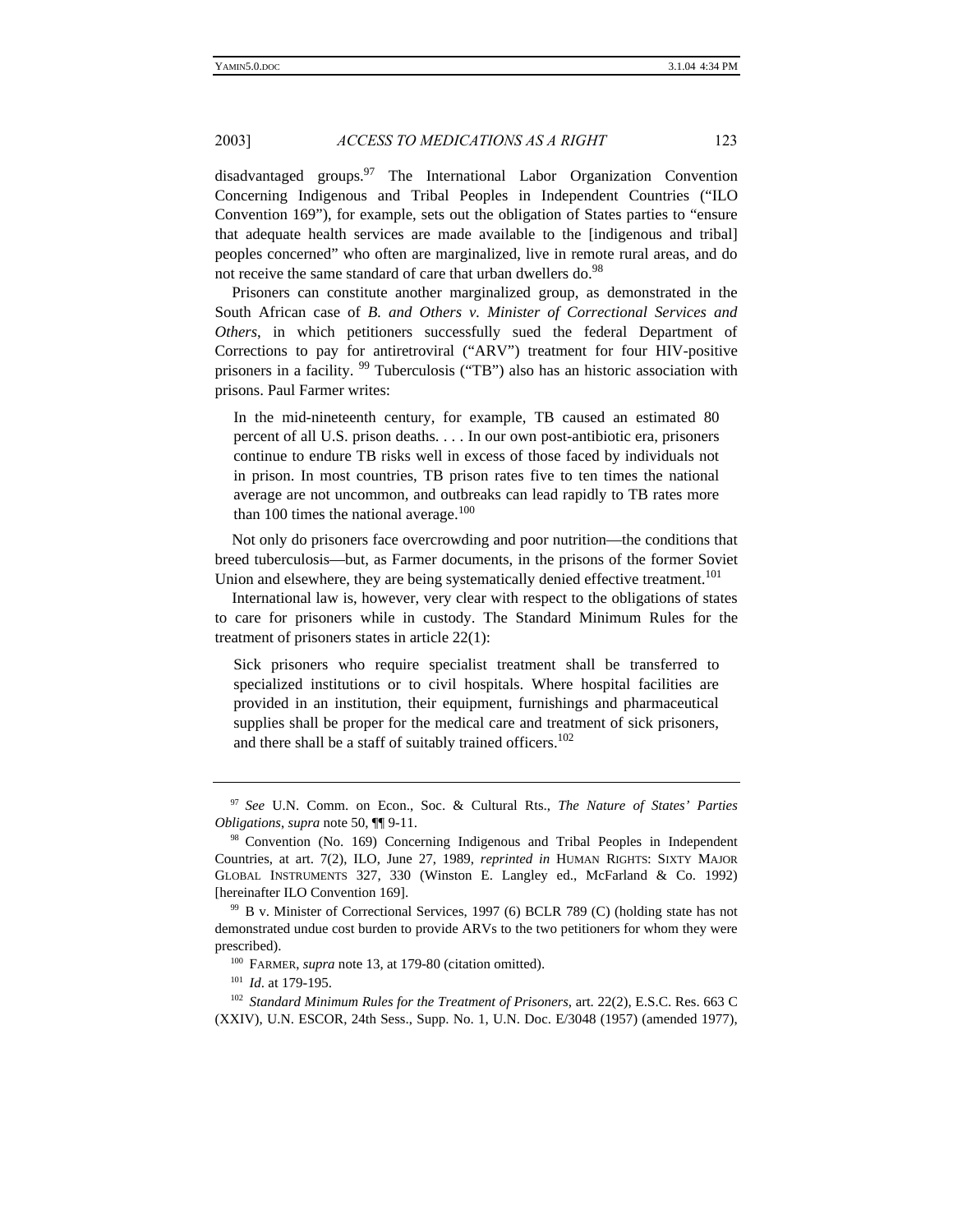disadvantaged groups.[97] The International Labor Organization Convention Concerning Indigenous and Tribal Peoples in Independent Countries ("ILO Convention 169"), for example, sets out the obligation of States parties to "ensure that adequate health services are made available to the [indigenous and tribal] peoples concerned" who often are marginalized, live in remote rural areas, and do not receive the same standard of care that urban dwellers do.[98]

Prisoners can constitute another marginalized group, as demonstrated in the South African case of *B. and Others v. Minister of Correctional Services and Others*, in which petitioners successfully sued the federal Department of Corrections to pay for antiretroviral ("ARV") treatment for four HIV-positive prisoners in a facility. [99] Tuberculosis ("TB") also has an historic association with prisons. Paul Farmer writes:

> In the mid-nineteenth century, for example, TB caused an estimated 80 percent of all U.S. prison deaths. . . . In our own post-antibiotic era, prisoners continue to endure TB risks well in excess of those faced by individuals not in prison. In most countries, TB prison rates five to ten times the national average are not uncommon, and outbreaks can lead rapidly to TB rates more than 100 times the national average.[100]

Not only do prisoners face overcrowding and poor nutrition—the conditions that breed tuberculosis—but, as Farmer documents, in the prisons of the former Soviet Union and elsewhere, they are being systematically denied effective treatment.[101]

International law is, however, very clear with respect to the obligations of states to care for prisoners while in custody. The Standard Minimum Rules for the treatment of prisoners states in article 22(1):

> Sick prisoners who require specialist treatment shall be transferred to specialized institutions or to civil hospitals. Where hospital facilities are provided in an institution, their equipment, furnishings and pharmaceutical supplies shall be proper for the medical care and treatment of sick prisoners, and there shall be a staff of suitably trained officers.[102]

---

[97] *See* U.N. Comm. on Econ., Soc. & Cultural Rts., *The Nature of States' Parties Obligations*, *supra* note 50, ¶¶ 9-11.

[98] Convention (No. 169) Concerning Indigenous and Tribal Peoples in Independent Countries, at art. 7(2), ILO, June 27, 1989, *reprinted in* HUMAN RIGHTS: SIXTY MAJOR GLOBAL INSTRUMENTS 327, 330 (Winston E. Langley ed., McFarland & Co. 1992) [hereinafter ILO Convention 169].

[99] B v. Minister of Correctional Services, 1997 (6) BCLR 789 (C) (holding state has not demonstrated undue cost burden to provide ARVs to the two petitioners for whom they were prescribed).

[100] FARMER, *supra* note 13, at 179-80 (citation omitted).

[101] *Id*. at 179-195.

[102] *Standard Minimum Rules for the Treatment of Prisoners*, art. 22(2), E.S.C. Res. 663 C (XXIV), U.N. ESCOR, 24th Sess., Supp. No. 1, U.N. Doc. E/3048 (1957) (amended 1977),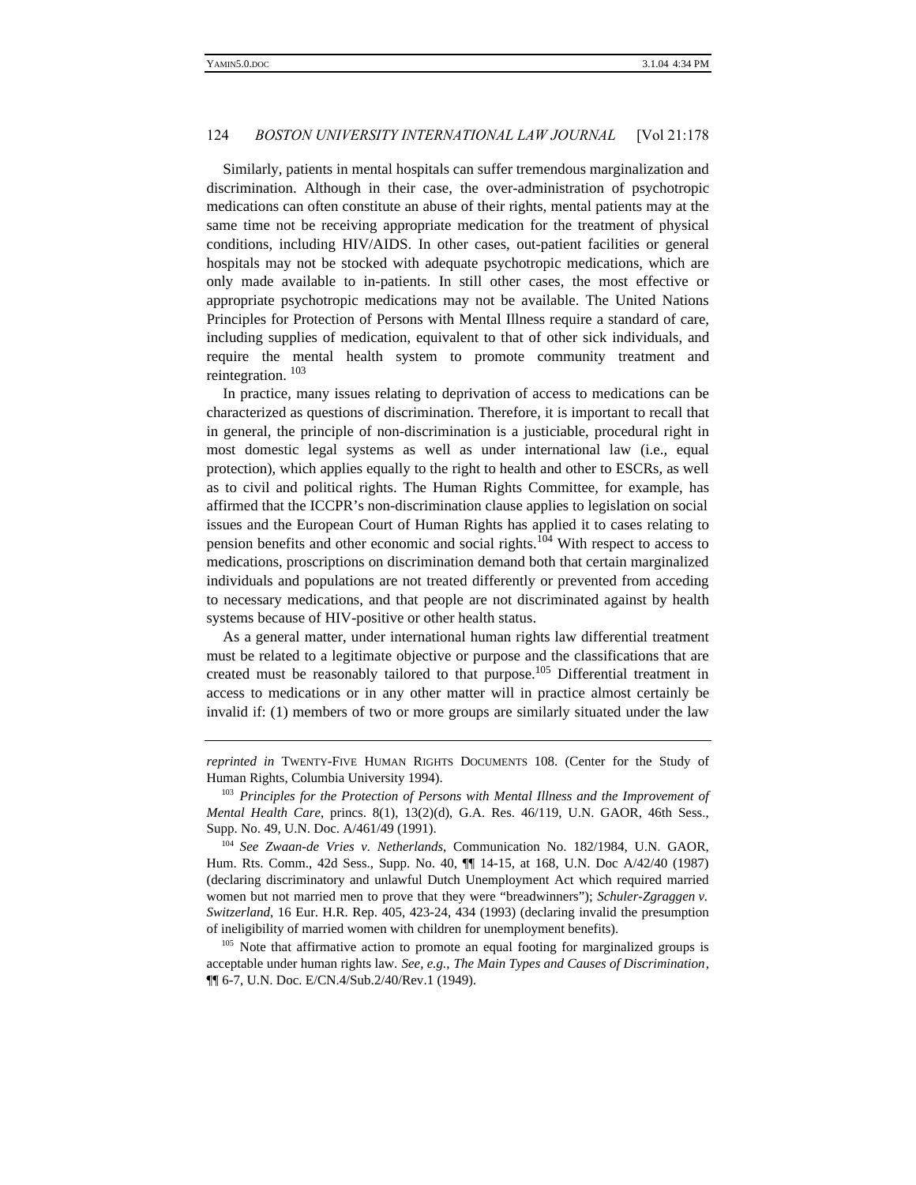Similarly, patients in mental hospitals can suffer tremendous marginalization and discrimination. Although in their case, the over-administration of psychotropic medications can often constitute an abuse of their rights, mental patients may at the same time not be receiving appropriate medication for the treatment of physical conditions, including HIV/AIDS. In other cases, out-patient facilities or general hospitals may not be stocked with adequate psychotropic medications, which are only made available to in-patients. In still other cases, the most effective or appropriate psychotropic medications may not be available. The United Nations Principles for Protection of Persons with Mental Illness require a standard of care, including supplies of medication, equivalent to that of other sick individuals, and require the mental health system to promote community treatment and reintegration. [103]

In practice, many issues relating to deprivation of access to medications can be characterized as questions of discrimination. Therefore, it is important to recall that in general, the principle of non-discrimination is a justiciable, procedural right in most domestic legal systems as well as under international law (i.e., equal protection), which applies equally to the right to health and other to ESCRs, as well as to civil and political rights. The Human Rights Committee, for example, has affirmed that the ICCPR's non-discrimination clause applies to legislation on social issues and the European Court of Human Rights has applied it to cases relating to pension benefits and other economic and social rights.[104] With respect to access to medications, proscriptions on discrimination demand both that certain marginalized individuals and populations are not treated differently or prevented from acceding to necessary medications, and that people are not discriminated against by health systems because of HIV-positive or other health status.

As a general matter, under international human rights law differential treatment must be related to a legitimate objective or purpose and the classifications that are created must be reasonably tailored to that purpose.[105] Differential treatment in access to medications or in any other matter will in practice almost certainly be invalid if: (1) members of two or more groups are similarly situated under the law

---

*reprinted in* TWENTY-FIVE HUMAN RIGHTS DOCUMENTS 108. (Center for the Study of Human Rights, Columbia University 1994).

[103] *Principles for the Protection of Persons with Mental Illness and the Improvement of Mental Health Care*, princs. 8(1), 13(2)(d), G.A. Res. 46/119, U.N. GAOR, 46th Sess., Supp. No. 49, U.N. Doc. A/461/49 (1991).

[104] *See Zwaan-de Vries v. Netherlands*, Communication No. 182/1984, U.N. GAOR, Hum. Rts. Comm., 42d Sess., Supp. No. 40, ¶¶ 14-15, at 168, U.N. Doc A/42/40 (1987) (declaring discriminatory and unlawful Dutch Unemployment Act which required married women but not married men to prove that they were "breadwinners"); *Schuler-Zgraggen v. Switzerland*, 16 Eur. H.R. Rep. 405, 423-24, 434 (1993) (declaring invalid the presumption of ineligibility of married women with children for unemployment benefits).

[105] Note that affirmative action to promote an equal footing for marginalized groups is acceptable under human rights law. *See, e.g., The Main Types and Causes of Discrimination*, ¶¶ 6-7, U.N. Doc. E/CN.4/Sub.2/40/Rev.1 (1949).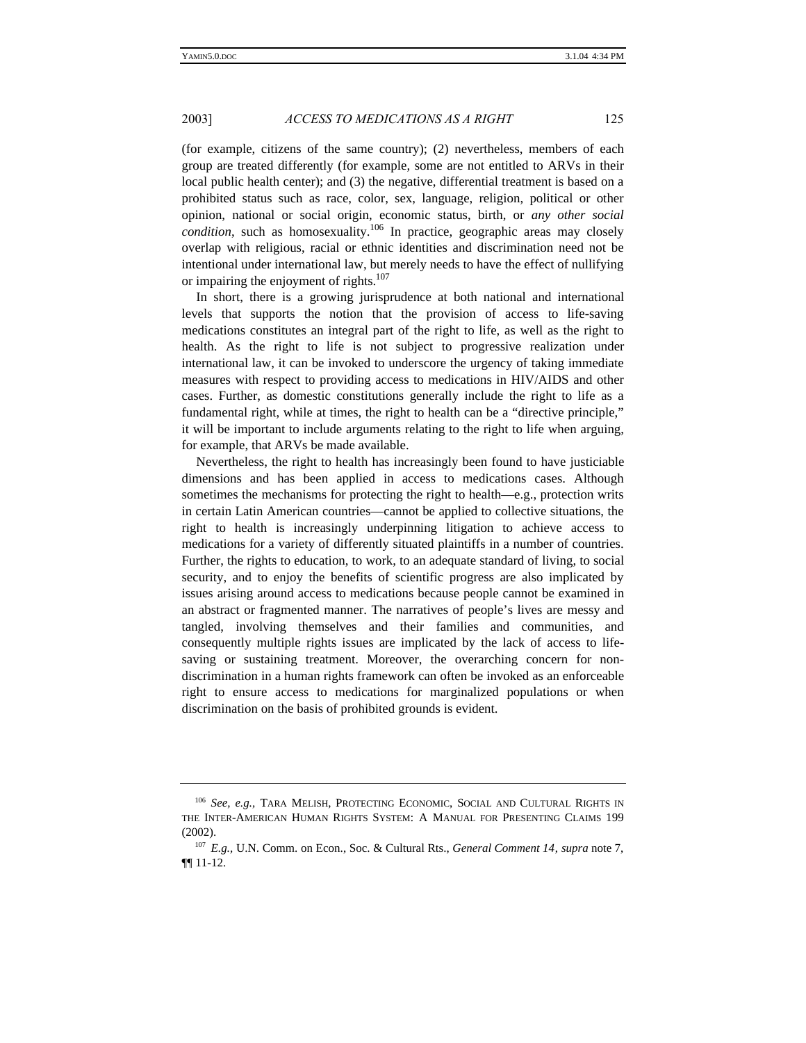(for example, citizens of the same country); (2) nevertheless, members of each group are treated differently (for example, some are not entitled to ARVs in their local public health center); and (3) the negative, differential treatment is based on a prohibited status such as race, color, sex, language, religion, political or other opinion, national or social origin, economic status, birth, or *any other social condition*, such as homosexuality.[106] In practice, geographic areas may closely overlap with religious, racial or ethnic identities and discrimination need not be intentional under international law, but merely needs to have the effect of nullifying or impairing the enjoyment of rights.[107]

In short, there is a growing jurisprudence at both national and international levels that supports the notion that the provision of access to life-saving medications constitutes an integral part of the right to life, as well as the right to health. As the right to life is not subject to progressive realization under international law, it can be invoked to underscore the urgency of taking immediate measures with respect to providing access to medications in HIV/AIDS and other cases. Further, as domestic constitutions generally include the right to life as a fundamental right, while at times, the right to health can be a "directive principle," it will be important to include arguments relating to the right to life when arguing, for example, that ARVs be made available.

Nevertheless, the right to health has increasingly been found to have justiciable dimensions and has been applied in access to medications cases. Although sometimes the mechanisms for protecting the right to health—e.g., protection writs in certain Latin American countries—cannot be applied to collective situations, the right to health is increasingly underpinning litigation to achieve access to medications for a variety of differently situated plaintiffs in a number of countries. Further, the rights to education, to work, to an adequate standard of living, to social security, and to enjoy the benefits of scientific progress are also implicated by issues arising around access to medications because people cannot be examined in an abstract or fragmented manner. The narratives of people's lives are messy and tangled, involving themselves and their families and communities, and consequently multiple rights issues are implicated by the lack of access to life-saving or sustaining treatment. Moreover, the overarching concern for non-discrimination in a human rights framework can often be invoked as an enforceable right to ensure access to medications for marginalized populations or when discrimination on the basis of prohibited grounds is evident.

---

[106] *See, e.g.*, TARA MELISH, PROTECTING ECONOMIC, SOCIAL AND CULTURAL RIGHTS IN THE INTER-AMERICAN HUMAN RIGHTS SYSTEM: A MANUAL FOR PRESENTING CLAIMS 199 (2002).

[107] *E.g.*, U.N. Comm. on Econ., Soc. & Cultural Rts., *General Comment 14*, *supra* note 7, ¶¶ 11-12.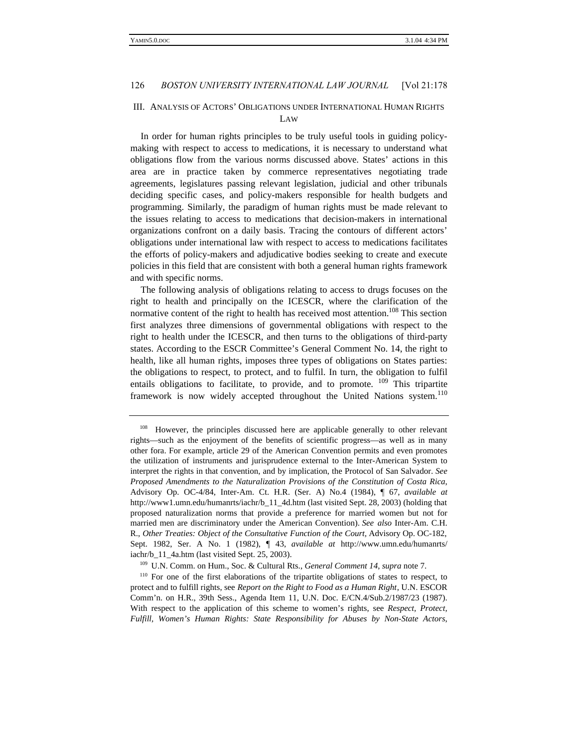## III. ANALYSIS OF ACTORS' OBLIGATIONS UNDER INTERNATIONAL HUMAN RIGHTS LAW

In order for human rights principles to be truly useful tools in guiding policy-making with respect to access to medications, it is necessary to understand what obligations flow from the various norms discussed above. States' actions in this area are in practice taken by commerce representatives negotiating trade agreements, legislatures passing relevant legislation, judicial and other tribunals deciding specific cases, and policy-makers responsible for health budgets and programming. Similarly, the paradigm of human rights must be made relevant to the issues relating to access to medications that decision-makers in international organizations confront on a daily basis. Tracing the contours of different actors' obligations under international law with respect to access to medications facilitates the efforts of policy-makers and adjudicative bodies seeking to create and execute policies in this field that are consistent with both a general human rights framework and with specific norms.

The following analysis of obligations relating to access to drugs focuses on the right to health and principally on the ICESCR, where the clarification of the normative content of the right to health has received most attention.[108] This section first analyzes three dimensions of governmental obligations with respect to the right to health under the ICESCR, and then turns to the obligations of third-party states. According to the ESCR Committee's General Comment No. 14, the right to health, like all human rights, imposes three types of obligations on States parties: the obligations to respect, to protect, and to fulfil. In turn, the obligation to fulfil entails obligations to facilitate, to provide, and to promote. [109] This tripartite framework is now widely accepted throughout the United Nations system.[110]

---

[108] However, the principles discussed here are applicable generally to other relevant rights—such as the enjoyment of the benefits of scientific progress—as well as in many other fora. For example, article 29 of the American Convention permits and even promotes the utilization of instruments and jurisprudence external to the Inter-American System to interpret the rights in that convention, and by implication, the Protocol of San Salvador. *See Proposed Amendments to the Naturalization Provisions of the Constitution of Costa Rica*, Advisory Op. OC-4/84, Inter-Am. Ct. H.R. (Ser. A) No.4 (1984), ¶ 67, *available at* http://www1.umn.edu/humanrts/iachr/b_11_4d.htm (last visited Sept. 28, 2003) (holding that proposed naturalization norms that provide a preference for married women but not for married men are discriminatory under the American Convention). *See also* Inter-Am. C.H. R., *Other Treaties: Object of the Consultative Function of the Court*, Advisory Op. OC-182, Sept. 1982, Ser. A No. 1 (1982), ¶ 43, *available at* http://www.umn.edu/humanrts/iachr/b_11_4a.htm (last visited Sept. 25, 2003).

[109] U.N. Comm. on Hum., Soc. & Cultural Rts., *General Comment 14*, *supra* note 7.

[110] For one of the first elaborations of the tripartite obligations of states to respect, to protect and to fulfill rights, see *Report on the Right to Food as a Human Right*, U.N. ESCOR Comm'n. on H.R., 39th Sess., Agenda Item 11, U.N. Doc. E/CN.4/Sub.2/1987/23 (1987). With respect to the application of this scheme to women's rights, see *Respect, Protect, Fulfill, Women's Human Rights: State Responsibility for Abuses by Non-State Actors*,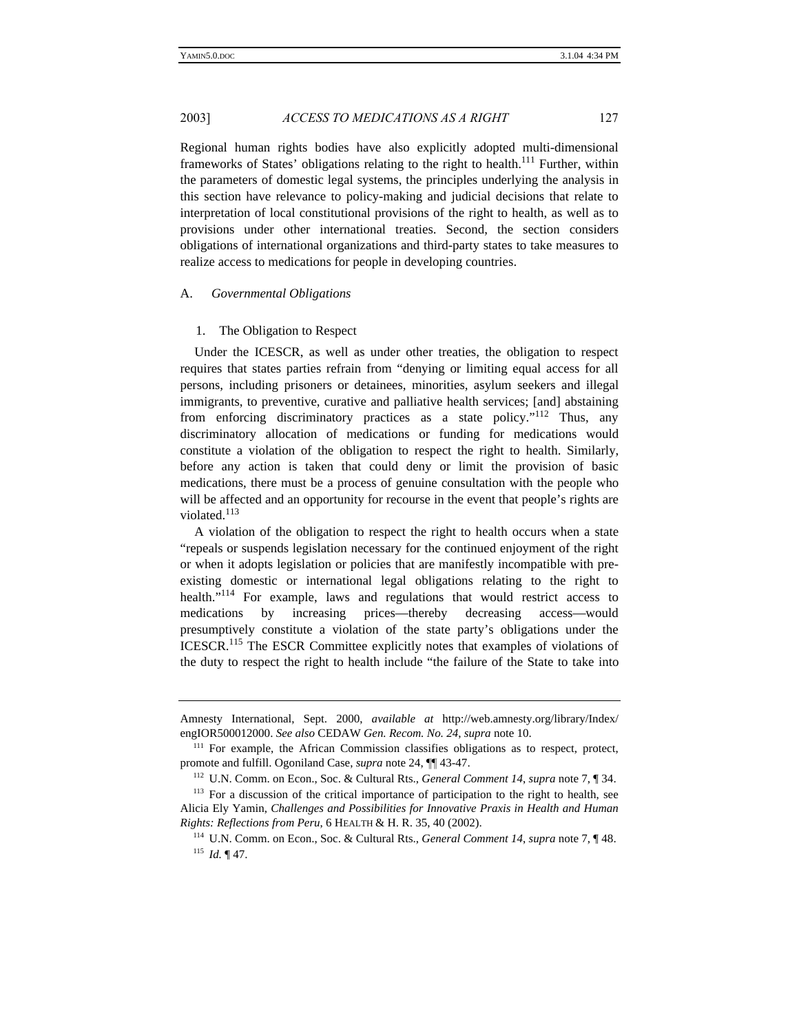Regional human rights bodies have also explicitly adopted multi-dimensional frameworks of States' obligations relating to the right to health.[111] Further, within the parameters of domestic legal systems, the principles underlying the analysis in this section have relevance to policy-making and judicial decisions that relate to interpretation of local constitutional provisions of the right to health, as well as to provisions under other international treaties. Second, the section considers obligations of international organizations and third-party states to take measures to realize access to medications for people in developing countries.

## A. *Governmental Obligations*

### 1. The Obligation to Respect

Under the ICESCR, as well as under other treaties, the obligation to respect requires that states parties refrain from "denying or limiting equal access for all persons, including prisoners or detainees, minorities, asylum seekers and illegal immigrants, to preventive, curative and palliative health services; [and] abstaining from enforcing discriminatory practices as a state policy."[112] Thus, any discriminatory allocation of medications or funding for medications would constitute a violation of the obligation to respect the right to health. Similarly, before any action is taken that could deny or limit the provision of basic medications, there must be a process of genuine consultation with the people who will be affected and an opportunity for recourse in the event that people's rights are violated.[113]

A violation of the obligation to respect the right to health occurs when a state "repeals or suspends legislation necessary for the continued enjoyment of the right or when it adopts legislation or policies that are manifestly incompatible with pre-existing domestic or international legal obligations relating to the right to health."[114] For example, laws and regulations that would restrict access to medications by increasing prices—thereby decreasing access—would presumptively constitute a violation of the state party's obligations under the ICESCR.[115] The ESCR Committee explicitly notes that examples of violations of the duty to respect the right to health include "the failure of the State to take into

---

Amnesty International, Sept. 2000, *available at* http://web.amnesty.org/library/Index/engIOR500012000. *See also* CEDAW *Gen. Recom. No. 24*, *supra* note 10.

[111] For example, the African Commission classifies obligations as to respect, protect, promote and fulfill. Ogoniland Case, *supra* note 24, ¶¶ 43-47.

[112] U.N. Comm. on Econ., Soc. & Cultural Rts., *General Comment 14*, *supra* note 7, ¶ 34.

[113] For a discussion of the critical importance of participation to the right to health, see Alicia Ely Yamin, *Challenges and Possibilities for Innovative Praxis in Health and Human Rights: Reflections from Peru*, 6 HEALTH & H. R. 35, 40 (2002).

[114] U.N. Comm. on Econ., Soc. & Cultural Rts., *General Comment 14*, *supra* note 7, ¶ 48.

[115] *Id.* ¶ 47.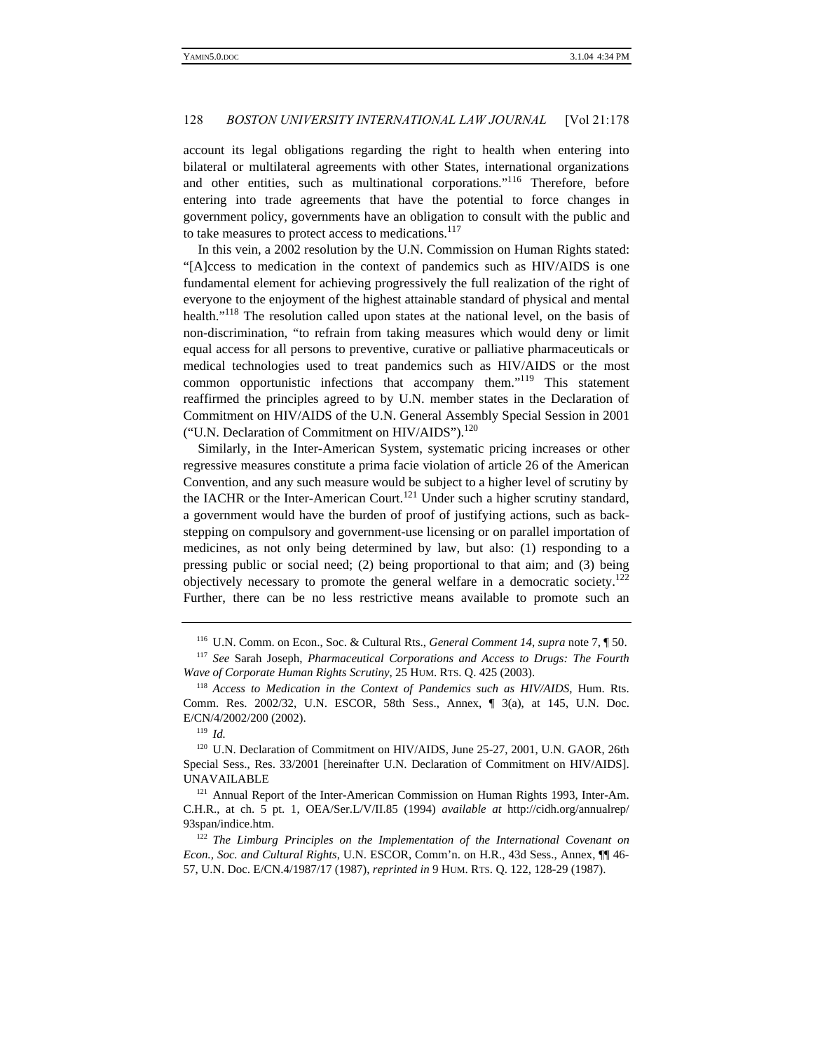account its legal obligations regarding the right to health when entering into bilateral or multilateral agreements with other States, international organizations and other entities, such as multinational corporations."[116] Therefore, before entering into trade agreements that have the potential to force changes in government policy, governments have an obligation to consult with the public and to take measures to protect access to medications.[117]

In this vein, a 2002 resolution by the U.N. Commission on Human Rights stated: "[A]ccess to medication in the context of pandemics such as HIV/AIDS is one fundamental element for achieving progressively the full realization of the right of everyone to the enjoyment of the highest attainable standard of physical and mental health."[118] The resolution called upon states at the national level, on the basis of non-discrimination, "to refrain from taking measures which would deny or limit equal access for all persons to preventive, curative or palliative pharmaceuticals or medical technologies used to treat pandemics such as HIV/AIDS or the most common opportunistic infections that accompany them."[119] This statement reaffirmed the principles agreed to by U.N. member states in the Declaration of Commitment on HIV/AIDS of the U.N. General Assembly Special Session in 2001 ("U.N. Declaration of Commitment on HIV/AIDS").[120]

Similarly, in the Inter-American System, systematic pricing increases or other regressive measures constitute a prima facie violation of article 26 of the American Convention, and any such measure would be subject to a higher level of scrutiny by the IACHR or the Inter-American Court.[121] Under such a higher scrutiny standard, a government would have the burden of proof of justifying actions, such as back-stepping on compulsory and government-use licensing or on parallel importation of medicines, as not only being determined by law, but also: (1) responding to a pressing public or social need; (2) being proportional to that aim; and (3) being objectively necessary to promote the general welfare in a democratic society.[122] Further, there can be no less restrictive means available to promote such an

---

[116] U.N. Comm. on Econ., Soc. & Cultural Rts., *General Comment 14*, *supra* note 7, ¶ 50.

[117] *See* Sarah Joseph, *Pharmaceutical Corporations and Access to Drugs: The Fourth Wave of Corporate Human Rights Scrutiny*, 25 HUM. RTS. Q. 425 (2003).

[118] *Access to Medication in the Context of Pandemics such as HIV/AIDS*, Hum. Rts. Comm. Res. 2002/32, U.N. ESCOR, 58th Sess., Annex, ¶ 3(a), at 145, U.N. Doc. E/CN/4/2002/200 (2002).

[119] *Id.*

[120] U.N. Declaration of Commitment on HIV/AIDS, June 25-27, 2001, U.N. GAOR, 26th Special Sess., Res. 33/2001 [hereinafter U.N. Declaration of Commitment on HIV/AIDS]. UNAVAILABLE

[121] Annual Report of the Inter-American Commission on Human Rights 1993, Inter-Am. C.H.R., at ch. 5 pt. 1, OEA/Ser.L/V/II.85 (1994) *available at* http://cidh.org/annualrep/93span/indice.htm.

[122] *The Limburg Principles on the Implementation of the International Covenant on Econ., Soc. and Cultural Rights*, U.N. ESCOR, Comm'n. on H.R., 43d Sess., Annex, ¶¶ 46-57, U.N. Doc. E/CN.4/1987/17 (1987), *reprinted in* 9 HUM. RTS. Q. 122, 128-29 (1987).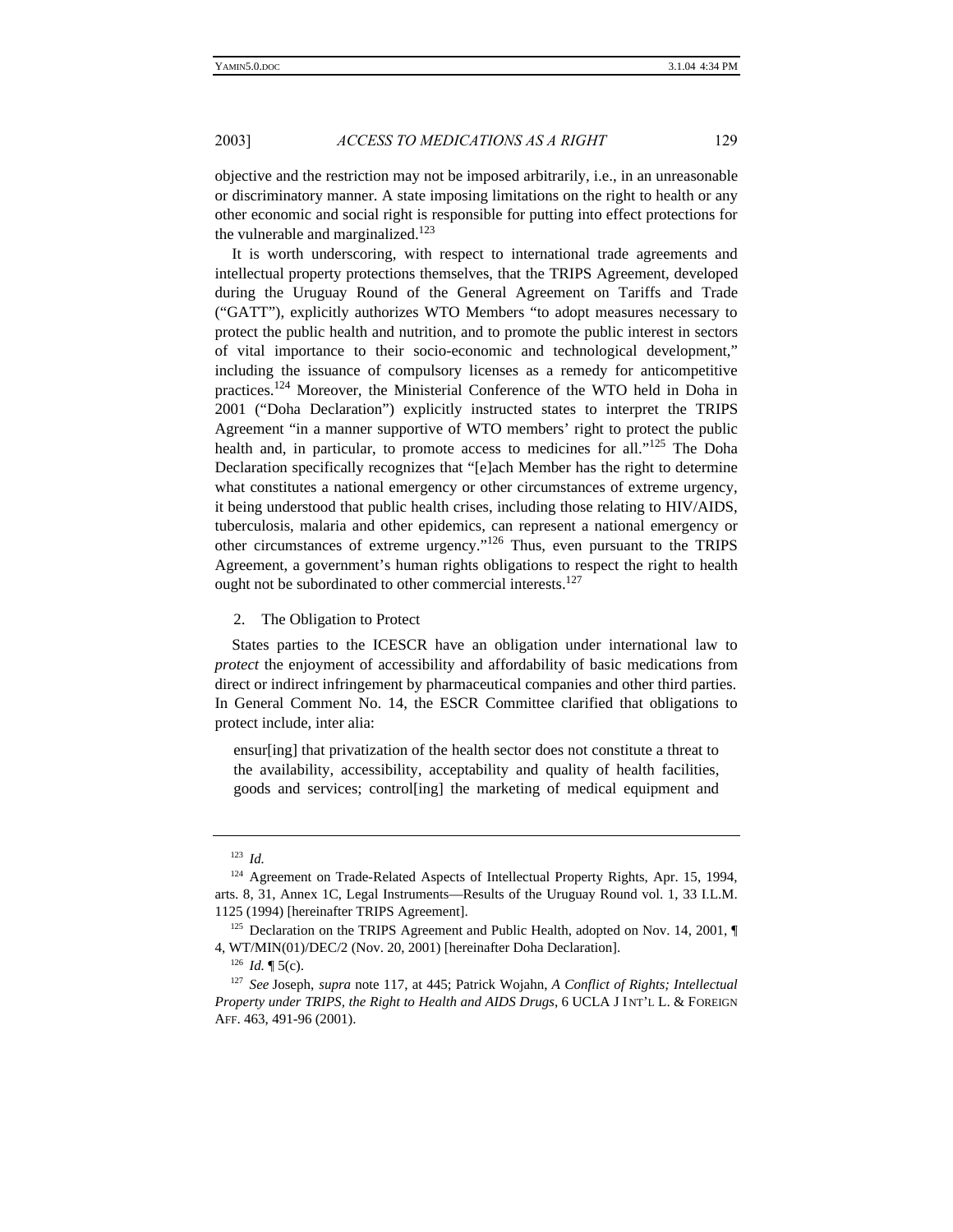objective and the restriction may not be imposed arbitrarily, i.e., in an unreasonable or discriminatory manner. A state imposing limitations on the right to health or any other economic and social right is responsible for putting into effect protections for the vulnerable and marginalized.[123]

It is worth underscoring, with respect to international trade agreements and intellectual property protections themselves, that the TRIPS Agreement, developed during the Uruguay Round of the General Agreement on Tariffs and Trade ("GATT"), explicitly authorizes WTO Members "to adopt measures necessary to protect the public health and nutrition, and to promote the public interest in sectors of vital importance to their socio-economic and technological development," including the issuance of compulsory licenses as a remedy for anticompetitive practices.[124] Moreover, the Ministerial Conference of the WTO held in Doha in 2001 ("Doha Declaration") explicitly instructed states to interpret the TRIPS Agreement "in a manner supportive of WTO members' right to protect the public health and, in particular, to promote access to medicines for all."[125] The Doha Declaration specifically recognizes that "[e]ach Member has the right to determine what constitutes a national emergency or other circumstances of extreme urgency, it being understood that public health crises, including those relating to HIV/AIDS, tuberculosis, malaria and other epidemics, can represent a national emergency or other circumstances of extreme urgency."[126] Thus, even pursuant to the TRIPS Agreement, a government's human rights obligations to respect the right to health ought not be subordinated to other commercial interests.[127]

2. The Obligation to Protect

States parties to the ICESCR have an obligation under international law to *protect* the enjoyment of accessibility and affordability of basic medications from direct or indirect infringement by pharmaceutical companies and other third parties. In General Comment No. 14, the ESCR Committee clarified that obligations to protect include, inter alia:

> ensur[ing] that privatization of the health sector does not constitute a threat to the availability, accessibility, acceptability and quality of health facilities, goods and services; control[ing] the marketing of medical equipment and

---

[123] *Id.*

[124] Agreement on Trade-Related Aspects of Intellectual Property Rights, Apr. 15, 1994, arts. 8, 31, Annex 1C, Legal Instruments—Results of the Uruguay Round vol. 1, 33 I.L.M. 1125 (1994) [hereinafter TRIPS Agreement].

[125] Declaration on the TRIPS Agreement and Public Health, adopted on Nov. 14, 2001, ¶ 4, WT/MIN(01)/DEC/2 (Nov. 20, 2001) [hereinafter Doha Declaration].

[126] *Id.* ¶ 5(c).

[127] *See* Joseph, *supra* note 117, at 445; Patrick Wojahn, *A Conflict of Rights; Intellectual Property under TRIPS, the Right to Health and AIDS Drugs*, 6 UCLA J INT'L L. & FOREIGN AFF. 463, 491-96 (2001).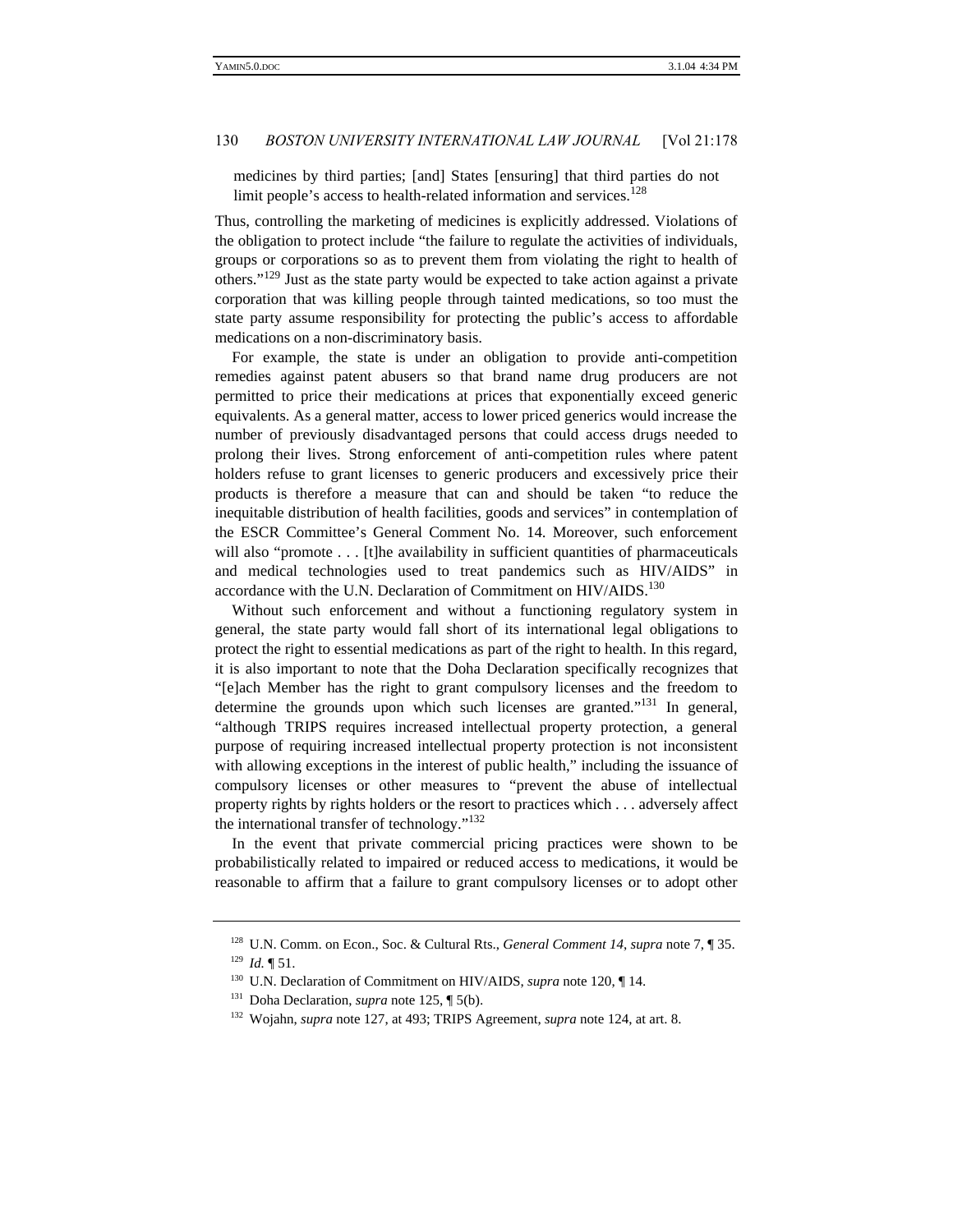medicines by third parties; [and] States [ensuring] that third parties do not limit people's access to health-related information and services.[128]

Thus, controlling the marketing of medicines is explicitly addressed. Violations of the obligation to protect include "the failure to regulate the activities of individuals, groups or corporations so as to prevent them from violating the right to health of others."[129] Just as the state party would be expected to take action against a private corporation that was killing people through tainted medications, so too must the state party assume responsibility for protecting the public's access to affordable medications on a non-discriminatory basis.

For example, the state is under an obligation to provide anti-competition remedies against patent abusers so that brand name drug producers are not permitted to price their medications at prices that exponentially exceed generic equivalents. As a general matter, access to lower priced generics would increase the number of previously disadvantaged persons that could access drugs needed to prolong their lives. Strong enforcement of anti-competition rules where patent holders refuse to grant licenses to generic producers and excessively price their products is therefore a measure that can and should be taken "to reduce the inequitable distribution of health facilities, goods and services" in contemplation of the ESCR Committee's General Comment No. 14. Moreover, such enforcement will also "promote . . . [t]he availability in sufficient quantities of pharmaceuticals and medical technologies used to treat pandemics such as HIV/AIDS" in accordance with the U.N. Declaration of Commitment on HIV/AIDS.[130]

Without such enforcement and without a functioning regulatory system in general, the state party would fall short of its international legal obligations to protect the right to essential medications as part of the right to health. In this regard, it is also important to note that the Doha Declaration specifically recognizes that "[e]ach Member has the right to grant compulsory licenses and the freedom to determine the grounds upon which such licenses are granted."[131] In general, "although TRIPS requires increased intellectual property protection, a general purpose of requiring increased intellectual property protection is not inconsistent with allowing exceptions in the interest of public health," including the issuance of compulsory licenses or other measures to "prevent the abuse of intellectual property rights by rights holders or the resort to practices which . . . adversely affect the international transfer of technology."[132]

In the event that private commercial pricing practices were shown to be probabilistically related to impaired or reduced access to medications, it would be reasonable to affirm that a failure to grant compulsory licenses or to adopt other

---

[128] U.N. Comm. on Econ., Soc. & Cultural Rts., *General Comment 14*, *supra* note 7, ¶ 35.

[129] *Id.* ¶ 51.

[130] U.N. Declaration of Commitment on HIV/AIDS, *supra* note 120, ¶ 14.

[131] Doha Declaration, *supra* note 125, ¶ 5(b).

[132] Wojahn, *supra* note 127, at 493; TRIPS Agreement, *supra* note 124, at art. 8.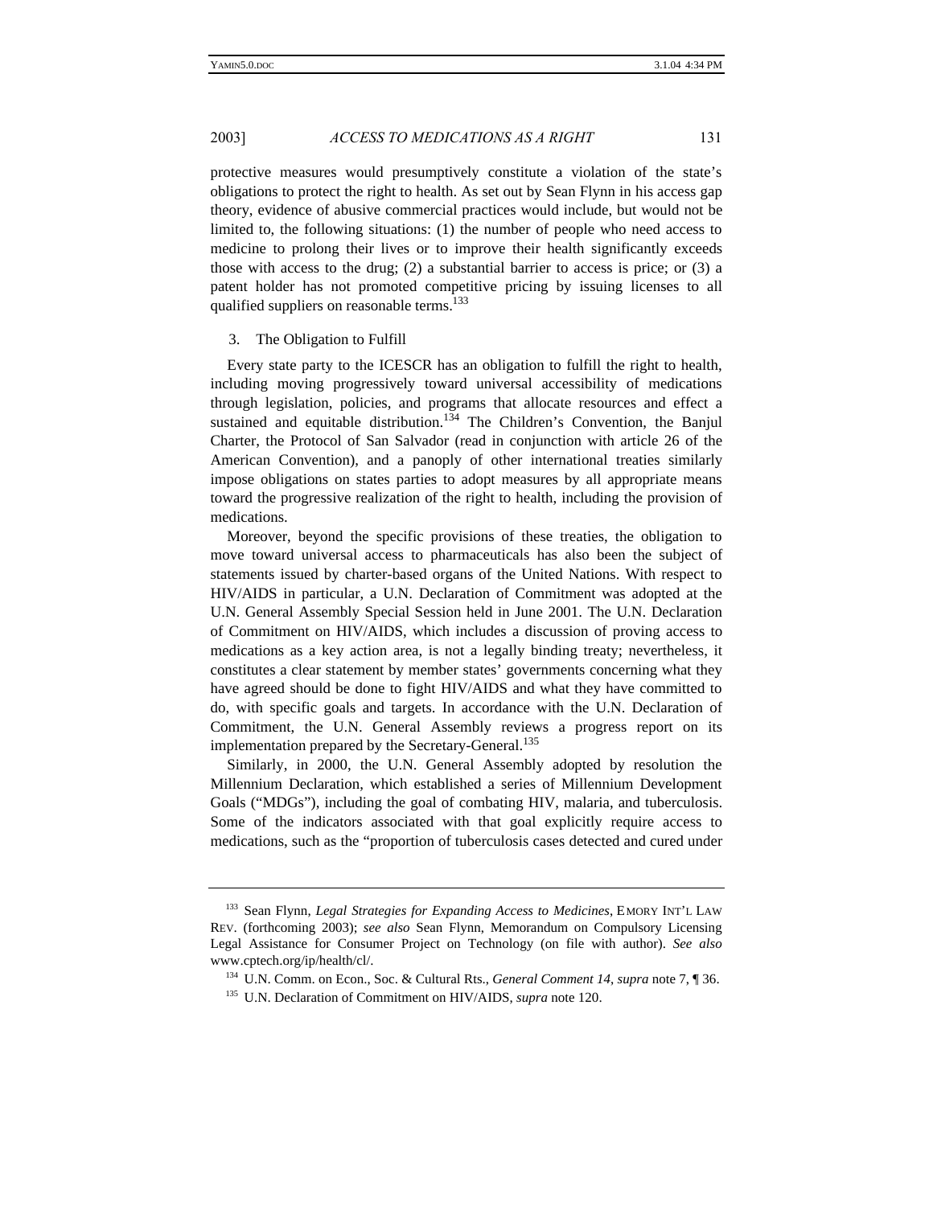protective measures would presumptively constitute a violation of the state's obligations to protect the right to health. As set out by Sean Flynn in his access gap theory, evidence of abusive commercial practices would include, but would not be limited to, the following situations: (1) the number of people who need access to medicine to prolong their lives or to improve their health significantly exceeds those with access to the drug; (2) a substantial barrier to access is price; or (3) a patent holder has not promoted competitive pricing by issuing licenses to all qualified suppliers on reasonable terms.[133]

### 3. The Obligation to Fulfill

Every state party to the ICESCR has an obligation to fulfill the right to health, including moving progressively toward universal accessibility of medications through legislation, policies, and programs that allocate resources and effect a sustained and equitable distribution.[134] The Children's Convention, the Banjul Charter, the Protocol of San Salvador (read in conjunction with article 26 of the American Convention), and a panoply of other international treaties similarly impose obligations on states parties to adopt measures by all appropriate means toward the progressive realization of the right to health, including the provision of medications.

Moreover, beyond the specific provisions of these treaties, the obligation to move toward universal access to pharmaceuticals has also been the subject of statements issued by charter-based organs of the United Nations. With respect to HIV/AIDS in particular, a U.N. Declaration of Commitment was adopted at the U.N. General Assembly Special Session held in June 2001. The U.N. Declaration of Commitment on HIV/AIDS, which includes a discussion of proving access to medications as a key action area, is not a legally binding treaty; nevertheless, it constitutes a clear statement by member states' governments concerning what they have agreed should be done to fight HIV/AIDS and what they have committed to do, with specific goals and targets. In accordance with the U.N. Declaration of Commitment, the U.N. General Assembly reviews a progress report on its implementation prepared by the Secretary-General.[135]

Similarly, in 2000, the U.N. General Assembly adopted by resolution the Millennium Declaration, which established a series of Millennium Development Goals ("MDGs"), including the goal of combating HIV, malaria, and tuberculosis. Some of the indicators associated with that goal explicitly require access to medications, such as the "proportion of tuberculosis cases detected and cured under

---

[133] Sean Flynn, *Legal Strategies for Expanding Access to Medicines*, EMORY INT'L LAW REV. (forthcoming 2003); *see also* Sean Flynn, Memorandum on Compulsory Licensing Legal Assistance for Consumer Project on Technology (on file with author). *See also* www.cptech.org/ip/health/cl/.

[134] U.N. Comm. on Econ., Soc. & Cultural Rts., *General Comment 14*, *supra* note 7, ¶ 36.

[135] U.N. Declaration of Commitment on HIV/AIDS, *supra* note 120.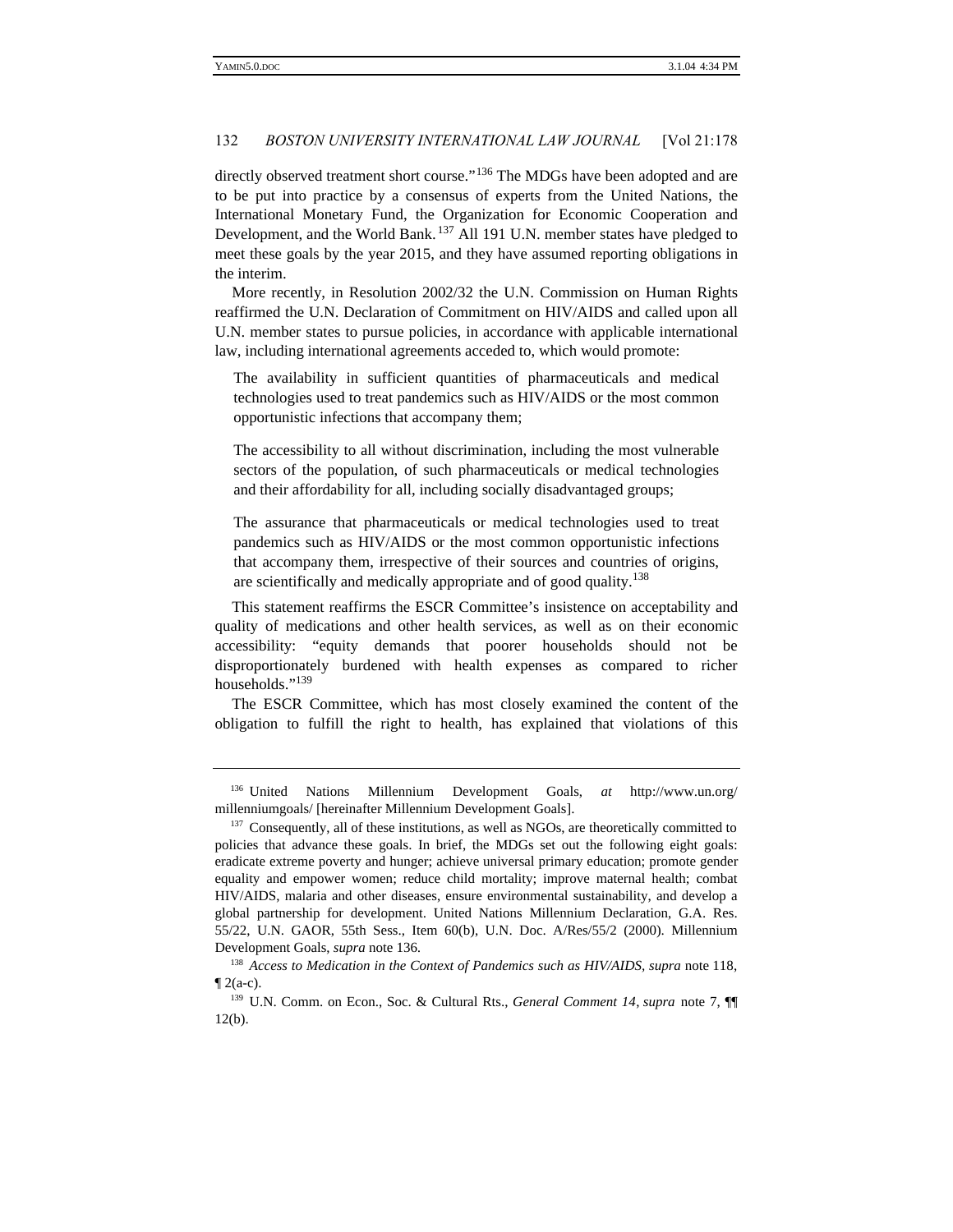directly observed treatment short course."[136] The MDGs have been adopted and are to be put into practice by a consensus of experts from the United Nations, the International Monetary Fund, the Organization for Economic Cooperation and Development, and the World Bank.[137] All 191 U.N. member states have pledged to meet these goals by the year 2015, and they have assumed reporting obligations in the interim.

More recently, in Resolution 2002/32 the U.N. Commission on Human Rights reaffirmed the U.N. Declaration of Commitment on HIV/AIDS and called upon all U.N. member states to pursue policies, in accordance with applicable international law, including international agreements acceded to, which would promote:

> The availability in sufficient quantities of pharmaceuticals and medical technologies used to treat pandemics such as HIV/AIDS or the most common opportunistic infections that accompany them;
>
> The accessibility to all without discrimination, including the most vulnerable sectors of the population, of such pharmaceuticals or medical technologies and their affordability for all, including socially disadvantaged groups;
>
> The assurance that pharmaceuticals or medical technologies used to treat pandemics such as HIV/AIDS or the most common opportunistic infections that accompany them, irrespective of their sources and countries of origins, are scientifically and medically appropriate and of good quality.[138]

This statement reaffirms the ESCR Committee's insistence on acceptability and quality of medications and other health services, as well as on their economic accessibility: "equity demands that poorer households should not be disproportionately burdened with health expenses as compared to richer households."[139]

The ESCR Committee, which has most closely examined the content of the obligation to fulfill the right to health, has explained that violations of this

---

[136] United Nations Millennium Development Goals, *at* http://www.un.org/millenniumgoals/ [hereinafter Millennium Development Goals].

[137] Consequently, all of these institutions, as well as NGOs, are theoretically committed to policies that advance these goals. In brief, the MDGs set out the following eight goals: eradicate extreme poverty and hunger; achieve universal primary education; promote gender equality and empower women; reduce child mortality; improve maternal health; combat HIV/AIDS, malaria and other diseases, ensure environmental sustainability, and develop a global partnership for development. United Nations Millennium Declaration, G.A. Res. 55/22, U.N. GAOR, 55th Sess., Item 60(b), U.N. Doc. A/Res/55/2 (2000). Millennium Development Goals, *supra* note 136.

[138] *Access to Medication in the Context of Pandemics such as HIV/AIDS*, *supra* note 118, ¶ 2(a-c).

[139] U.N. Comm. on Econ., Soc. & Cultural Rts., *General Comment 14*, *supra* note 7, ¶¶ 12(b).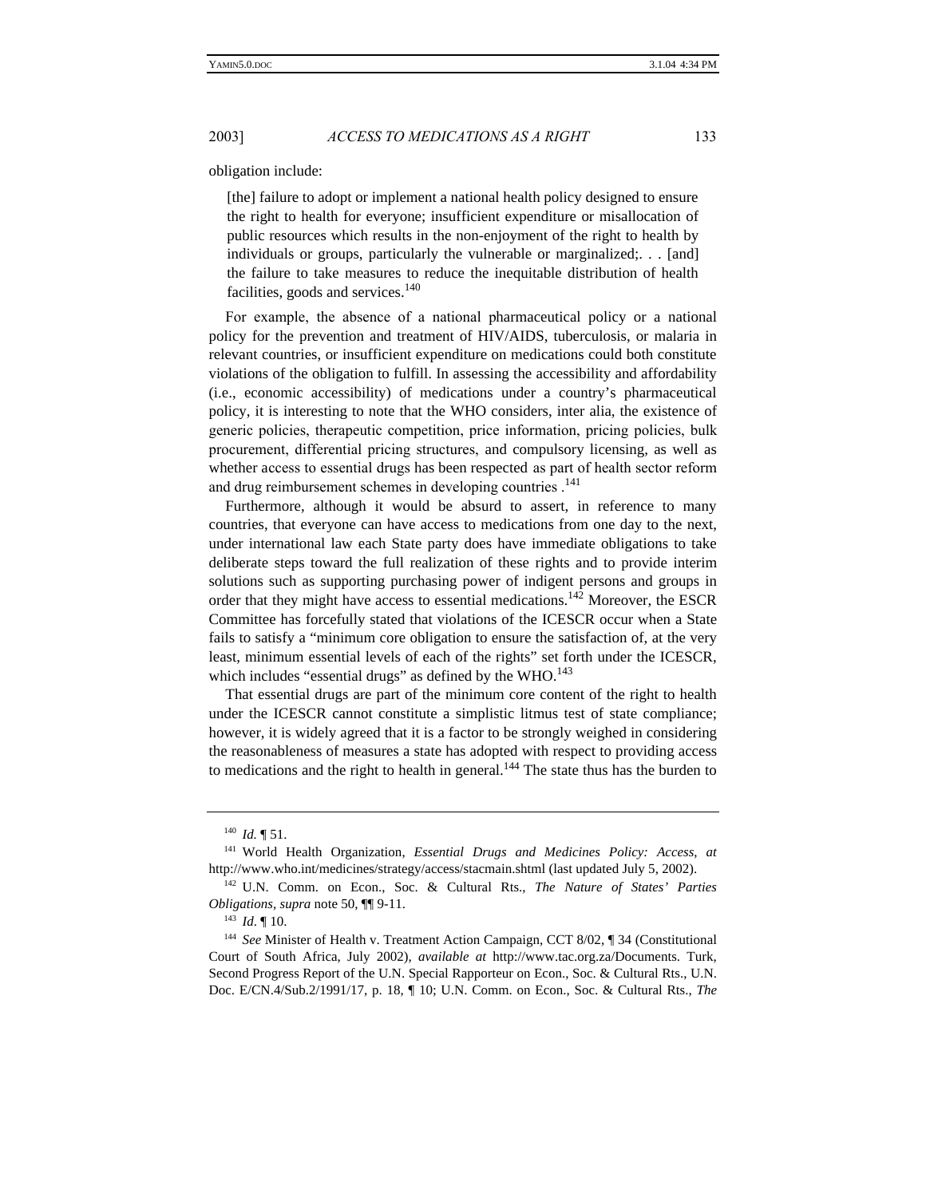obligation include:

> [the] failure to adopt or implement a national health policy designed to ensure the right to health for everyone; insufficient expenditure or misallocation of public resources which results in the non-enjoyment of the right to health by individuals or groups, particularly the vulnerable or marginalized;. . . [and] the failure to take measures to reduce the inequitable distribution of health facilities, goods and services.[140]

For example, the absence of a national pharmaceutical policy or a national policy for the prevention and treatment of HIV/AIDS, tuberculosis, or malaria in relevant countries, or insufficient expenditure on medications could both constitute violations of the obligation to fulfill. In assessing the accessibility and affordability (i.e., economic accessibility) of medications under a country's pharmaceutical policy, it is interesting to note that the WHO considers, inter alia, the existence of generic policies, therapeutic competition, price information, pricing policies, bulk procurement, differential pricing structures, and compulsory licensing, as well as whether access to essential drugs has been respected as part of health sector reform and drug reimbursement schemes in developing countries .[141]

Furthermore, although it would be absurd to assert, in reference to many countries, that everyone can have access to medications from one day to the next, under international law each State party does have immediate obligations to take deliberate steps toward the full realization of these rights and to provide interim solutions such as supporting purchasing power of indigent persons and groups in order that they might have access to essential medications.[142] Moreover, the ESCR Committee has forcefully stated that violations of the ICESCR occur when a State fails to satisfy a "minimum core obligation to ensure the satisfaction of, at the very least, minimum essential levels of each of the rights" set forth under the ICESCR, which includes "essential drugs" as defined by the WHO.[143]

That essential drugs are part of the minimum core content of the right to health under the ICESCR cannot constitute a simplistic litmus test of state compliance; however, it is widely agreed that it is a factor to be strongly weighed in considering the reasonableness of measures a state has adopted with respect to providing access to medications and the right to health in general.[144] The state thus has the burden to

---

[140] *Id.* ¶ 51.

[141] World Health Organization, *Essential Drugs and Medicines Policy: Access*, *at* http://www.who.int/medicines/strategy/access/stacmain.shtml (last updated July 5, 2002).

[142] U.N. Comm. on Econ., Soc. & Cultural Rts., *The Nature of States' Parties Obligations*, *supra* note 50, ¶¶ 9-11.

[143] *Id*. ¶ 10.

[144] *See* Minister of Health v. Treatment Action Campaign, CCT 8/02, ¶ 34 (Constitutional Court of South Africa, July 2002), *available at* http://www.tac.org.za/Documents. Turk, Second Progress Report of the U.N. Special Rapporteur on Econ., Soc. & Cultural Rts., U.N. Doc. E/CN.4/Sub.2/1991/17, p. 18, ¶ 10; U.N. Comm. on Econ., Soc. & Cultural Rts., *The*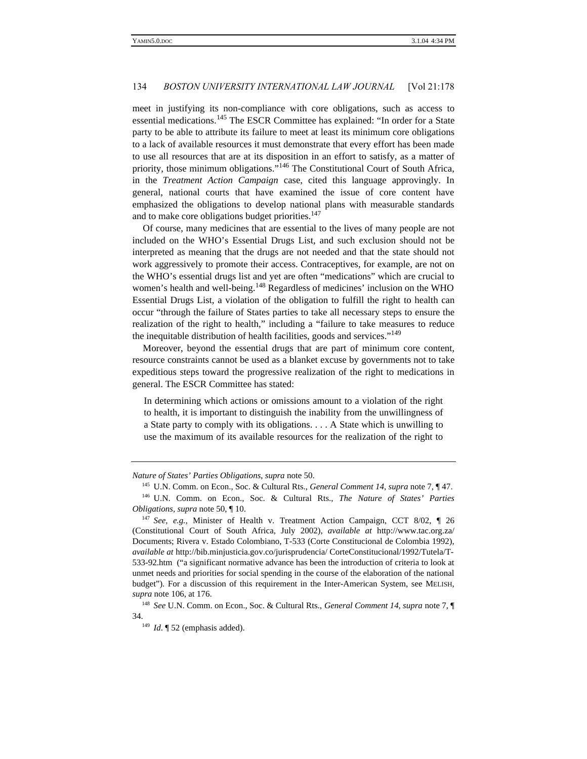meet in justifying its non-compliance with core obligations, such as access to essential medications.[145] The ESCR Committee has explained: "In order for a State party to be able to attribute its failure to meet at least its minimum core obligations to a lack of available resources it must demonstrate that every effort has been made to use all resources that are at its disposition in an effort to satisfy, as a matter of priority, those minimum obligations."[146] The Constitutional Court of South Africa, in the *Treatment Action Campaign* case, cited this language approvingly. In general, national courts that have examined the issue of core content have emphasized the obligations to develop national plans with measurable standards and to make core obligations budget priorities.[147]

Of course, many medicines that are essential to the lives of many people are not included on the WHO's Essential Drugs List, and such exclusion should not be interpreted as meaning that the drugs are not needed and that the state should not work aggressively to promote their access. Contraceptives, for example, are not on the WHO's essential drugs list and yet are often "medications" which are crucial to women's health and well-being.[148] Regardless of medicines' inclusion on the WHO Essential Drugs List, a violation of the obligation to fulfill the right to health can occur "through the failure of States parties to take all necessary steps to ensure the realization of the right to health," including a "failure to take measures to reduce the inequitable distribution of health facilities, goods and services."[149]

Moreover, beyond the essential drugs that are part of minimum core content, resource constraints cannot be used as a blanket excuse by governments not to take expeditious steps toward the progressive realization of the right to medications in general. The ESCR Committee has stated:

> In determining which actions or omissions amount to a violation of the right to health, it is important to distinguish the inability from the unwillingness of a State party to comply with its obligations. . . . A State which is unwilling to use the maximum of its available resources for the realization of the right to

---

*Nature of States' Parties Obligations*, *supra* note 50.

[145] U.N. Comm. on Econ., Soc. & Cultural Rts., *General Comment 14*, *supra* note 7, ¶ 47.

[146] U.N. Comm. on Econ., Soc. & Cultural Rts., *The Nature of States' Parties Obligations*, *supra* note 50, ¶ 10.

[147] *See, e.g.*, Minister of Health v. Treatment Action Campaign, CCT 8/02, ¶ 26 (Constitutional Court of South Africa, July 2002), *available at* http://www.tac.org.za/Documents; Rivera v. Estado Colombiano, T-533 (Corte Constitucional de Colombia 1992), *available at* http://bib.minjusticia.gov.co/jurisprudencia/ CorteConstitucional/1992/Tutela/T-533-92.htm ("a significant normative advance has been the introduction of criteria to look at unmet needs and priorities for social spending in the course of the elaboration of the national budget"). For a discussion of this requirement in the Inter-American System, see MELISH, *supra* note 106, at 176.

[148] *See* U.N. Comm. on Econ., Soc. & Cultural Rts., *General Comment 14*, *supra* note 7, ¶ 34.

[149] *Id*. ¶ 52 (emphasis added).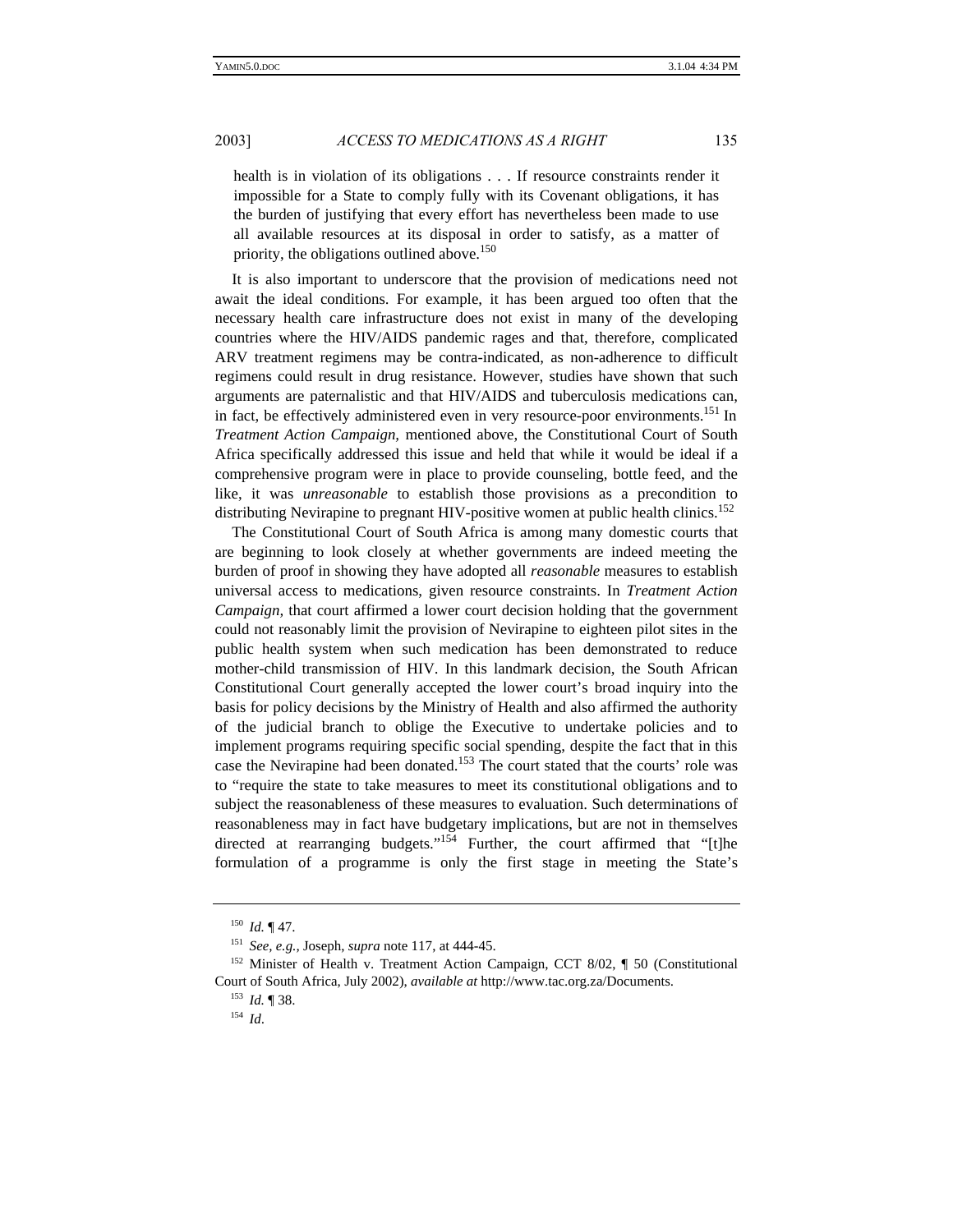> health is in violation of its obligations . . . If resource constraints render it impossible for a State to comply fully with its Covenant obligations, it has the burden of justifying that every effort has nevertheless been made to use all available resources at its disposal in order to satisfy, as a matter of priority, the obligations outlined above.[150]

It is also important to underscore that the provision of medications need not await the ideal conditions. For example, it has been argued too often that the necessary health care infrastructure does not exist in many of the developing countries where the HIV/AIDS pandemic rages and that, therefore, complicated ARV treatment regimens may be contra-indicated, as non-adherence to difficult regimens could result in drug resistance. However, studies have shown that such arguments are paternalistic and that HIV/AIDS and tuberculosis medications can, in fact, be effectively administered even in very resource-poor environments.[151] In *Treatment Action Campaign,* mentioned above, the Constitutional Court of South Africa specifically addressed this issue and held that while it would be ideal if a comprehensive program were in place to provide counseling, bottle feed, and the like, it was *unreasonable* to establish those provisions as a precondition to distributing Nevirapine to pregnant HIV-positive women at public health clinics.[152]

The Constitutional Court of South Africa is among many domestic courts that are beginning to look closely at whether governments are indeed meeting the burden of proof in showing they have adopted all *reasonable* measures to establish universal access to medications, given resource constraints. In *Treatment Action Campaign,* that court affirmed a lower court decision holding that the government could not reasonably limit the provision of Nevirapine to eighteen pilot sites in the public health system when such medication has been demonstrated to reduce mother-child transmission of HIV. In this landmark decision, the South African Constitutional Court generally accepted the lower court's broad inquiry into the basis for policy decisions by the Ministry of Health and also affirmed the authority of the judicial branch to oblige the Executive to undertake policies and to implement programs requiring specific social spending, despite the fact that in this case the Nevirapine had been donated.[153] The court stated that the courts' role was to "require the state to take measures to meet its constitutional obligations and to subject the reasonableness of these measures to evaluation. Such determinations of reasonableness may in fact have budgetary implications, but are not in themselves directed at rearranging budgets."[154] Further, the court affirmed that "[t]he formulation of a programme is only the first stage in meeting the State's

---

[150] *Id.* ¶ 47.

[151] *See, e.g.,* Joseph, *supra* note 117, at 444-45.

[152] Minister of Health v. Treatment Action Campaign, CCT 8/02, ¶ 50 (Constitutional Court of South Africa, July 2002), *available at* http://www.tac.org.za/Documents.

[153] *Id.* ¶ 38.

[154] *Id*.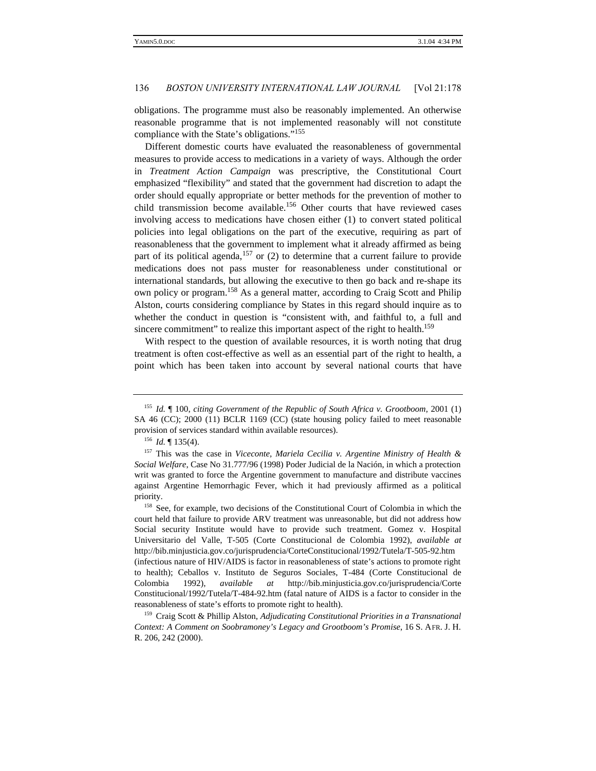obligations. The programme must also be reasonably implemented. An otherwise reasonable programme that is not implemented reasonably will not constitute compliance with the State's obligations."[155]

Different domestic courts have evaluated the reasonableness of governmental measures to provide access to medications in a variety of ways. Although the order in *Treatment Action Campaign* was prescriptive, the Constitutional Court emphasized "flexibility" and stated that the government had discretion to adapt the order should equally appropriate or better methods for the prevention of mother to child transmission become available.[156] Other courts that have reviewed cases involving access to medications have chosen either (1) to convert stated political policies into legal obligations on the part of the executive, requiring as part of reasonableness that the government to implement what it already affirmed as being part of its political agenda,[157] or (2) to determine that a current failure to provide medications does not pass muster for reasonableness under constitutional or international standards, but allowing the executive to then go back and re-shape its own policy or program.[158] As a general matter, according to Craig Scott and Philip Alston, courts considering compliance by States in this regard should inquire as to whether the conduct in question is "consistent with, and faithful to, a full and sincere commitment" to realize this important aspect of the right to health.[159]

With respect to the question of available resources, it is worth noting that drug treatment is often cost-effective as well as an essential part of the right to health, a point which has been taken into account by several national courts that have

---

[155] *Id.* ¶ 100, *citing Government of the Republic of South Africa v. Grootboom*, 2001 (1) SA 46 (CC); 2000 (11) BCLR 1169 (CC) (state housing policy failed to meet reasonable provision of services standard within available resources).

[156] *Id.* ¶ 135(4).

[157] This was the case in *Viceconte, Mariela Cecilia v. Argentine Ministry of Health & Social Welfare*, Case No 31.777/96 (1998) Poder Judicial de la Nación, in which a protection writ was granted to force the Argentine government to manufacture and distribute vaccines against Argentine Hemorrhagic Fever, which it had previously affirmed as a political priority.

[158] See, for example, two decisions of the Constitutional Court of Colombia in which the court held that failure to provide ARV treatment was unreasonable, but did not address how Social security Institute would have to provide such treatment. Gomez v. Hospital Universitario del Valle, T-505 (Corte Constitucional de Colombia 1992), *available at* http://bib.minjusticia.gov.co/jurisprudencia/CorteConstitucional/1992/Tutela/T-505-92.htm (infectious nature of HIV/AIDS is factor in reasonableness of state's actions to promote right to health); Ceballos v. Instituto de Seguros Sociales, T-484 (Corte Constitucional de Colombia 1992), *available at* http://bib.minjusticia.gov.co/jurisprudencia/CorteConstitucional/1992/Tutela/T-484-92.htm (fatal nature of AIDS is a factor to consider in the reasonableness of state's efforts to promote right to health).

[159] Craig Scott & Phillip Alston, *Adjudicating Constitutional Priorities in a Transnational Context: A Comment on Soobramoney's Legacy and Grootboom's Promise*, 16 S. AFR. J. H. R. 206, 242 (2000).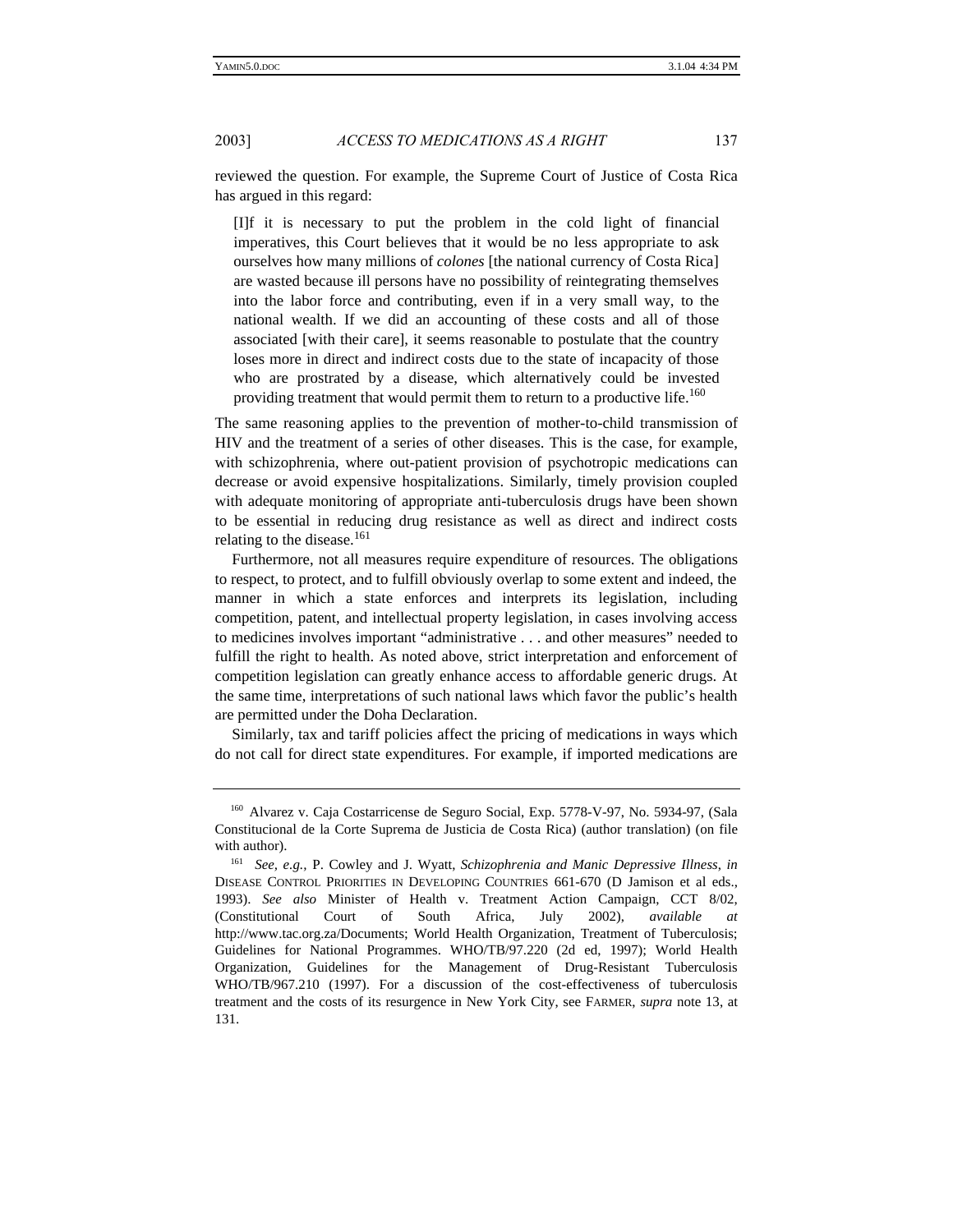reviewed the question. For example, the Supreme Court of Justice of Costa Rica has argued in this regard:

> [I]f it is necessary to put the problem in the cold light of financial imperatives, this Court believes that it would be no less appropriate to ask ourselves how many millions of *colones* [the national currency of Costa Rica] are wasted because ill persons have no possibility of reintegrating themselves into the labor force and contributing, even if in a very small way, to the national wealth. If we did an accounting of these costs and all of those associated [with their care], it seems reasonable to postulate that the country loses more in direct and indirect costs due to the state of incapacity of those who are prostrated by a disease, which alternatively could be invested providing treatment that would permit them to return to a productive life.[160]

The same reasoning applies to the prevention of mother-to-child transmission of HIV and the treatment of a series of other diseases. This is the case, for example, with schizophrenia, where out-patient provision of psychotropic medications can decrease or avoid expensive hospitalizations. Similarly, timely provision coupled with adequate monitoring of appropriate anti-tuberculosis drugs have been shown to be essential in reducing drug resistance as well as direct and indirect costs relating to the disease.[161]

Furthermore, not all measures require expenditure of resources. The obligations to respect, to protect, and to fulfill obviously overlap to some extent and indeed, the manner in which a state enforces and interprets its legislation, including competition, patent, and intellectual property legislation, in cases involving access to medicines involves important "administrative . . . and other measures" needed to fulfill the right to health. As noted above, strict interpretation and enforcement of competition legislation can greatly enhance access to affordable generic drugs. At the same time, interpretations of such national laws which favor the public's health are permitted under the Doha Declaration.

Similarly, tax and tariff policies affect the pricing of medications in ways which do not call for direct state expenditures. For example, if imported medications are

---

[160] Alvarez v. Caja Costarricense de Seguro Social, Exp. 5778-V-97, No. 5934-97, (Sala Constitucional de la Corte Suprema de Justicia de Costa Rica) (author translation) (on file with author).

[161] *See, e.g.,* P. Cowley and J. Wyatt, *Schizophrenia and Manic Depressive Illness*, *in* DISEASE CONTROL PRIORITIES IN DEVELOPING COUNTRIES 661-670 (D Jamison et al eds., 1993). *See also* Minister of Health v. Treatment Action Campaign, CCT 8/02, (Constitutional Court of South Africa, July 2002), *available at* http://www.tac.org.za/Documents; World Health Organization, Treatment of Tuberculosis; Guidelines for National Programmes. WHO/TB/97.220 (2d ed, 1997); World Health Organization, Guidelines for the Management of Drug-Resistant Tuberculosis WHO/TB/967.210 (1997). For a discussion of the cost-effectiveness of tuberculosis treatment and the costs of its resurgence in New York City, see FARMER, *supra* note 13, at 131.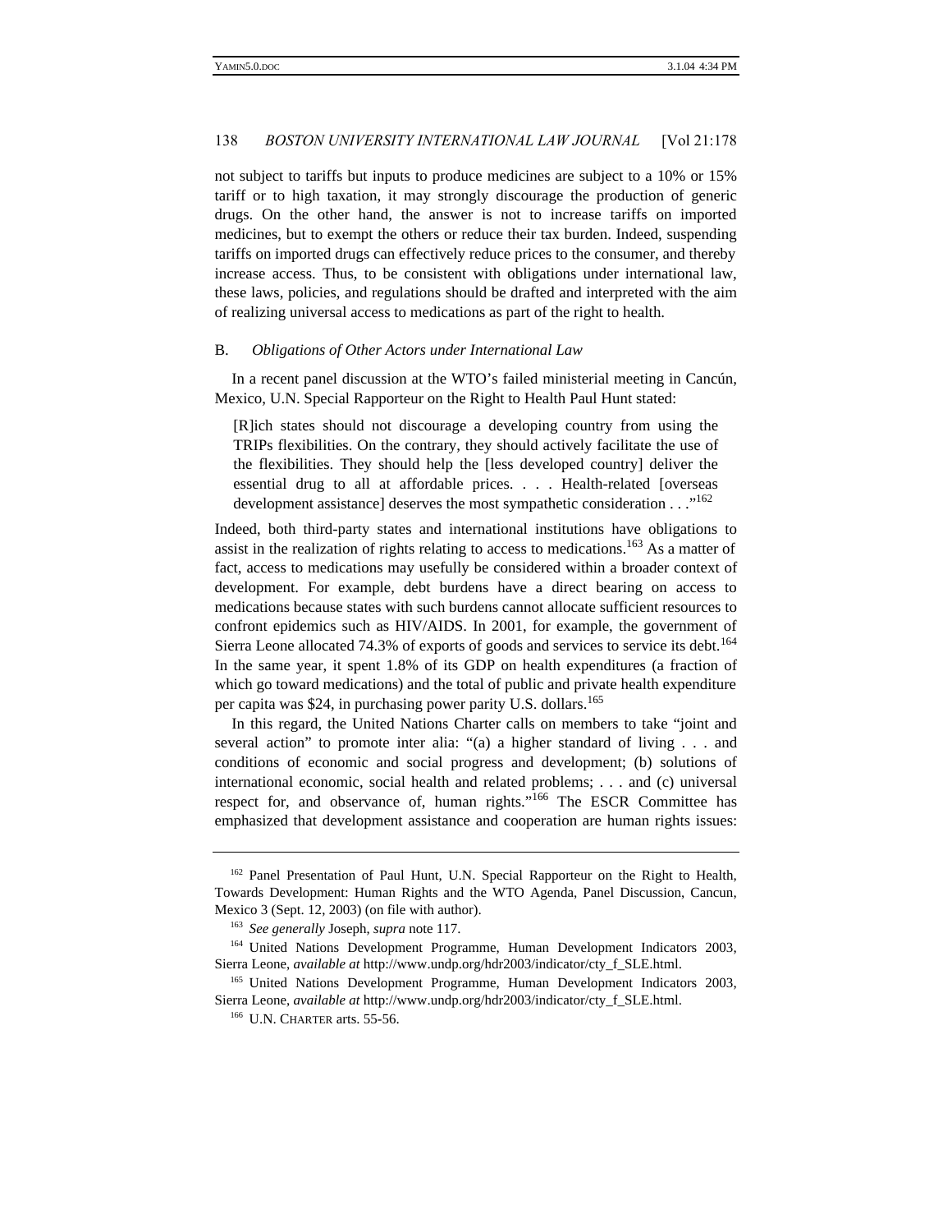not subject to tariffs but inputs to produce medicines are subject to a 10% or 15% tariff or to high taxation, it may strongly discourage the production of generic drugs. On the other hand, the answer is not to increase tariffs on imported medicines, but to exempt the others or reduce their tax burden. Indeed, suspending tariffs on imported drugs can effectively reduce prices to the consumer, and thereby increase access. Thus, to be consistent with obligations under international law, these laws, policies, and regulations should be drafted and interpreted with the aim of realizing universal access to medications as part of the right to health.

### B. *Obligations of Other Actors under International Law*

In a recent panel discussion at the WTO's failed ministerial meeting in Cancún, Mexico, U.N. Special Rapporteur on the Right to Health Paul Hunt stated:

> [R]ich states should not discourage a developing country from using the TRIPs flexibilities. On the contrary, they should actively facilitate the use of the flexibilities. They should help the [less developed country] deliver the essential drug to all at affordable prices. . . . Health-related [overseas development assistance] deserves the most sympathetic consideration . . ."[162]

Indeed, both third-party states and international institutions have obligations to assist in the realization of rights relating to access to medications.[163] As a matter of fact, access to medications may usefully be considered within a broader context of development. For example, debt burdens have a direct bearing on access to medications because states with such burdens cannot allocate sufficient resources to confront epidemics such as HIV/AIDS. In 2001, for example, the government of Sierra Leone allocated 74.3% of exports of goods and services to service its debt.[164] In the same year, it spent 1.8% of its GDP on health expenditures (a fraction of which go toward medications) and the total of public and private health expenditure per capita was $24, in purchasing power parity U.S. dollars.[165]

In this regard, the United Nations Charter calls on members to take "joint and several action" to promote inter alia: "(a) a higher standard of living . . . and conditions of economic and social progress and development; (b) solutions of international economic, social health and related problems; . . . and (c) universal respect for, and observance of, human rights."[166] The ESCR Committee has emphasized that development assistance and cooperation are human rights issues:

---

[162] Panel Presentation of Paul Hunt, U.N. Special Rapporteur on the Right to Health, Towards Development: Human Rights and the WTO Agenda, Panel Discussion, Cancun, Mexico 3 (Sept. 12, 2003) (on file with author).

[163] *See generally* Joseph, *supra* note 117.

[164] United Nations Development Programme, Human Development Indicators 2003, Sierra Leone, *available at* http://www.undp.org/hdr2003/indicator/cty_f_SLE.html.

[165] United Nations Development Programme, Human Development Indicators 2003, Sierra Leone, *available at* http://www.undp.org/hdr2003/indicator/cty_f_SLE.html.

[166] U.N. CHARTER arts. 55-56.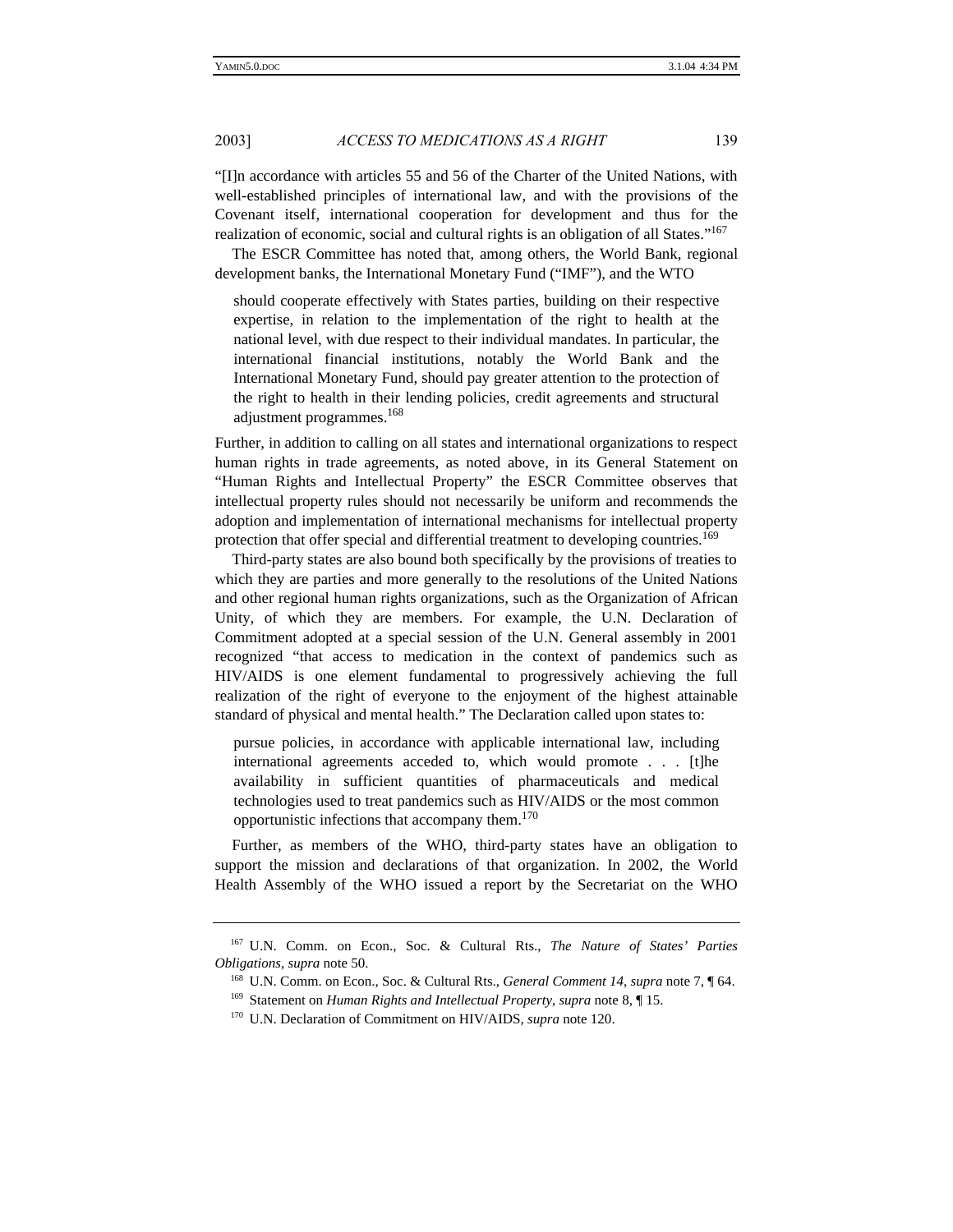"[I]n accordance with articles 55 and 56 of the Charter of the United Nations, with well-established principles of international law, and with the provisions of the Covenant itself, international cooperation for development and thus for the realization of economic, social and cultural rights is an obligation of all States."[167]

The ESCR Committee has noted that, among others, the World Bank, regional development banks, the International Monetary Fund ("IMF"), and the WTO

> should cooperate effectively with States parties, building on their respective expertise, in relation to the implementation of the right to health at the national level, with due respect to their individual mandates. In particular, the international financial institutions, notably the World Bank and the International Monetary Fund, should pay greater attention to the protection of the right to health in their lending policies, credit agreements and structural adjustment programmes.[168]

Further, in addition to calling on all states and international organizations to respect human rights in trade agreements, as noted above, in its General Statement on "Human Rights and Intellectual Property" the ESCR Committee observes that intellectual property rules should not necessarily be uniform and recommends the adoption and implementation of international mechanisms for intellectual property protection that offer special and differential treatment to developing countries.[169]

Third-party states are also bound both specifically by the provisions of treaties to which they are parties and more generally to the resolutions of the United Nations and other regional human rights organizations, such as the Organization of African Unity, of which they are members. For example, the U.N. Declaration of Commitment adopted at a special session of the U.N. General assembly in 2001 recognized "that access to medication in the context of pandemics such as HIV/AIDS is one element fundamental to progressively achieving the full realization of the right of everyone to the enjoyment of the highest attainable standard of physical and mental health." The Declaration called upon states to:

> pursue policies, in accordance with applicable international law, including international agreements acceded to, which would promote . . . [t]he availability in sufficient quantities of pharmaceuticals and medical technologies used to treat pandemics such as HIV/AIDS or the most common opportunistic infections that accompany them.[170]

Further, as members of the WHO, third-party states have an obligation to support the mission and declarations of that organization. In 2002, the World Health Assembly of the WHO issued a report by the Secretariat on the WHO

---

[167] U.N. Comm. on Econ., Soc. & Cultural Rts., *The Nature of States' Parties Obligations*, *supra* note 50.

[168] U.N. Comm. on Econ., Soc. & Cultural Rts., *General Comment 14*, *supra* note 7, ¶ 64.

[169] Statement on *Human Rights and Intellectual Property*, *supra* note 8, ¶ 15.

[170] U.N. Declaration of Commitment on HIV/AIDS, *supra* note 120.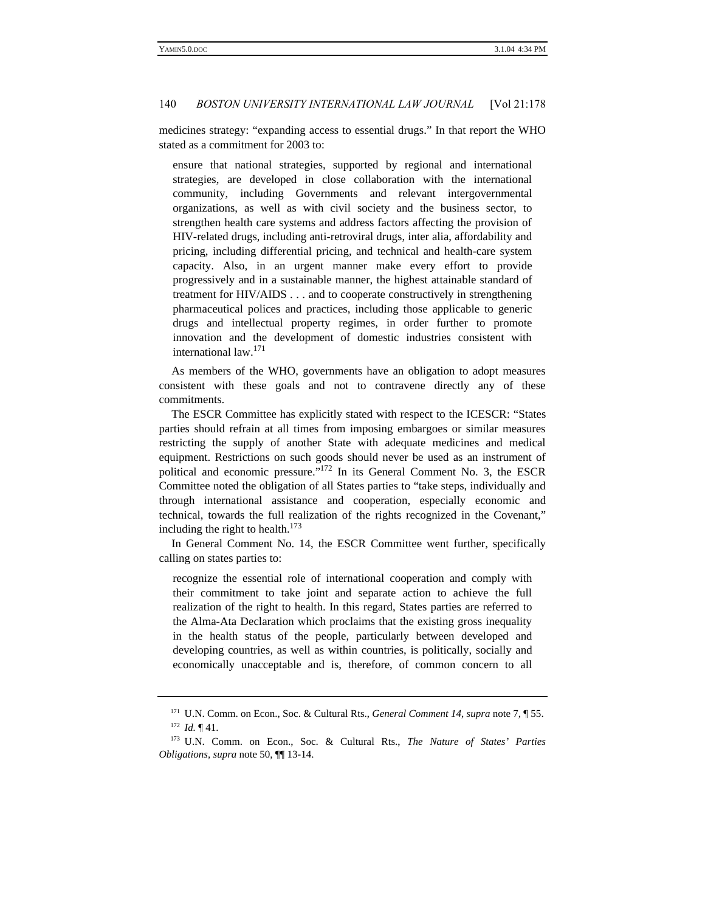medicines strategy: "expanding access to essential drugs." In that report the WHO stated as a commitment for 2003 to:

> ensure that national strategies, supported by regional and international strategies, are developed in close collaboration with the international community, including Governments and relevant intergovernmental organizations, as well as with civil society and the business sector, to strengthen health care systems and address factors affecting the provision of HIV-related drugs, including anti-retroviral drugs, inter alia, affordability and pricing, including differential pricing, and technical and health-care system capacity. Also, in an urgent manner make every effort to provide progressively and in a sustainable manner, the highest attainable standard of treatment for HIV/AIDS . . . and to cooperate constructively in strengthening pharmaceutical polices and practices, including those applicable to generic drugs and intellectual property regimes, in order further to promote innovation and the development of domestic industries consistent with international law.[171]

As members of the WHO, governments have an obligation to adopt measures consistent with these goals and not to contravene directly any of these commitments.

The ESCR Committee has explicitly stated with respect to the ICESCR: "States parties should refrain at all times from imposing embargoes or similar measures restricting the supply of another State with adequate medicines and medical equipment. Restrictions on such goods should never be used as an instrument of political and economic pressure."[172] In its General Comment No. 3, the ESCR Committee noted the obligation of all States parties to "take steps, individually and through international assistance and cooperation, especially economic and technical, towards the full realization of the rights recognized in the Covenant," including the right to health.[173]

In General Comment No. 14, the ESCR Committee went further, specifically calling on states parties to:

> recognize the essential role of international cooperation and comply with their commitment to take joint and separate action to achieve the full realization of the right to health. In this regard, States parties are referred to the Alma-Ata Declaration which proclaims that the existing gross inequality in the health status of the people, particularly between developed and developing countries, as well as within countries, is politically, socially and economically unacceptable and is, therefore, of common concern to all

---

[171] U.N. Comm. on Econ., Soc. & Cultural Rts., *General Comment 14*, *supra* note 7, ¶ 55.

[172] *Id.* ¶ 41.

[173] U.N. Comm. on Econ., Soc. & Cultural Rts., *The Nature of States' Parties Obligations*, *supra* note 50, ¶¶ 13-14.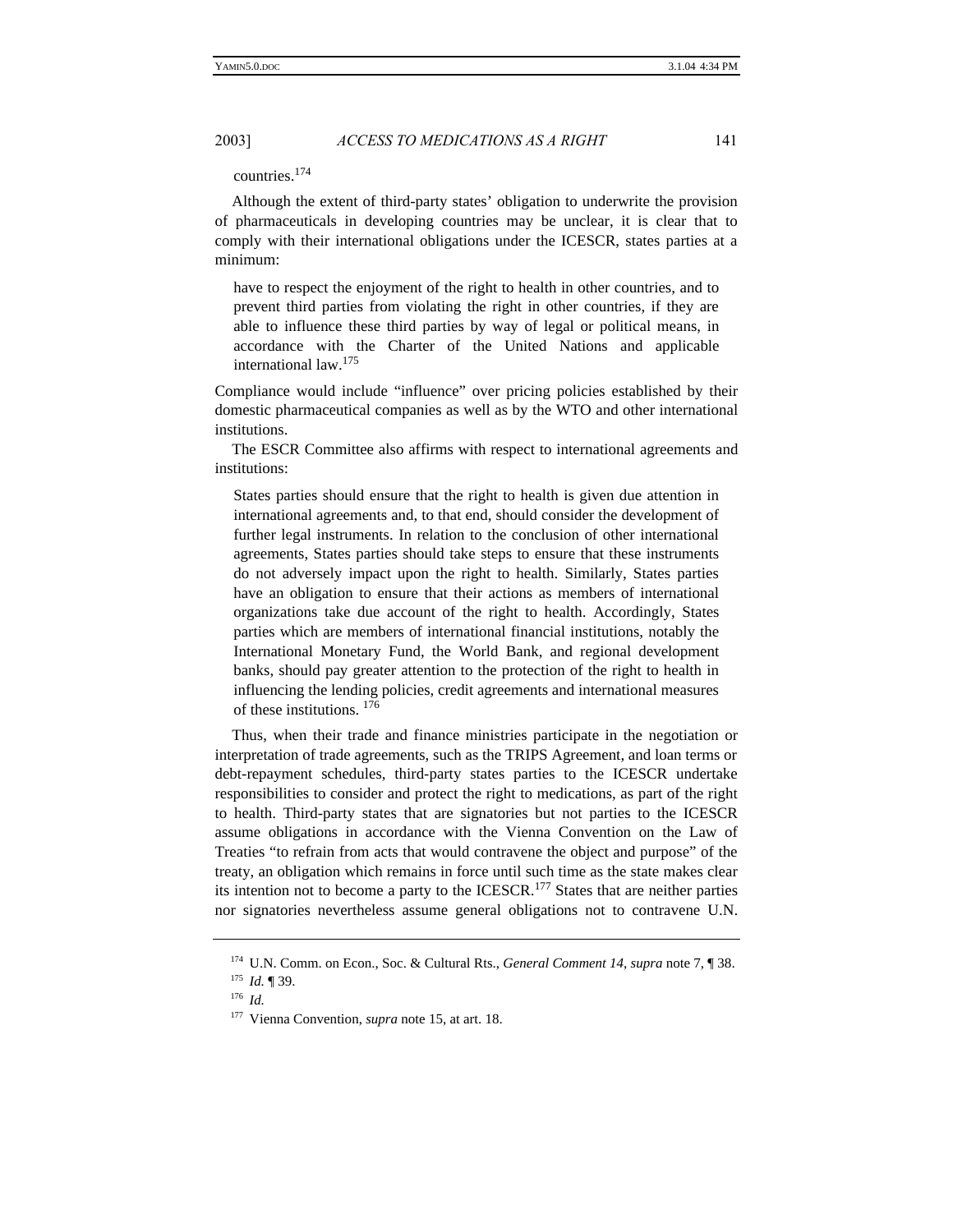countries.[174]

Although the extent of third-party states' obligation to underwrite the provision of pharmaceuticals in developing countries may be unclear, it is clear that to comply with their international obligations under the ICESCR, states parties at a minimum:

> have to respect the enjoyment of the right to health in other countries, and to prevent third parties from violating the right in other countries, if they are able to influence these third parties by way of legal or political means, in accordance with the Charter of the United Nations and applicable international law.[175]

Compliance would include "influence" over pricing policies established by their domestic pharmaceutical companies as well as by the WTO and other international institutions.

The ESCR Committee also affirms with respect to international agreements and institutions:

> States parties should ensure that the right to health is given due attention in international agreements and, to that end, should consider the development of further legal instruments. In relation to the conclusion of other international agreements, States parties should take steps to ensure that these instruments do not adversely impact upon the right to health. Similarly, States parties have an obligation to ensure that their actions as members of international organizations take due account of the right to health. Accordingly, States parties which are members of international financial institutions, notably the International Monetary Fund, the World Bank, and regional development banks, should pay greater attention to the protection of the right to health in influencing the lending policies, credit agreements and international measures of these institutions.[176]

Thus, when their trade and finance ministries participate in the negotiation or interpretation of trade agreements, such as the TRIPS Agreement, and loan terms or debt-repayment schedules, third-party states parties to the ICESCR undertake responsibilities to consider and protect the right to medications, as part of the right to health. Third-party states that are signatories but not parties to the ICESCR assume obligations in accordance with the Vienna Convention on the Law of Treaties "to refrain from acts that would contravene the object and purpose" of the treaty, an obligation which remains in force until such time as the state makes clear its intention not to become a party to the ICESCR.[177] States that are neither parties nor signatories nevertheless assume general obligations not to contravene U.N.

---

[174] U.N. Comm. on Econ., Soc. & Cultural Rts., *General Comment 14*, *supra* note 7, ¶ 38.

[175] *Id.* ¶ 39.

[176] *Id.*

[177] Vienna Convention, *supra* note 15, at art. 18.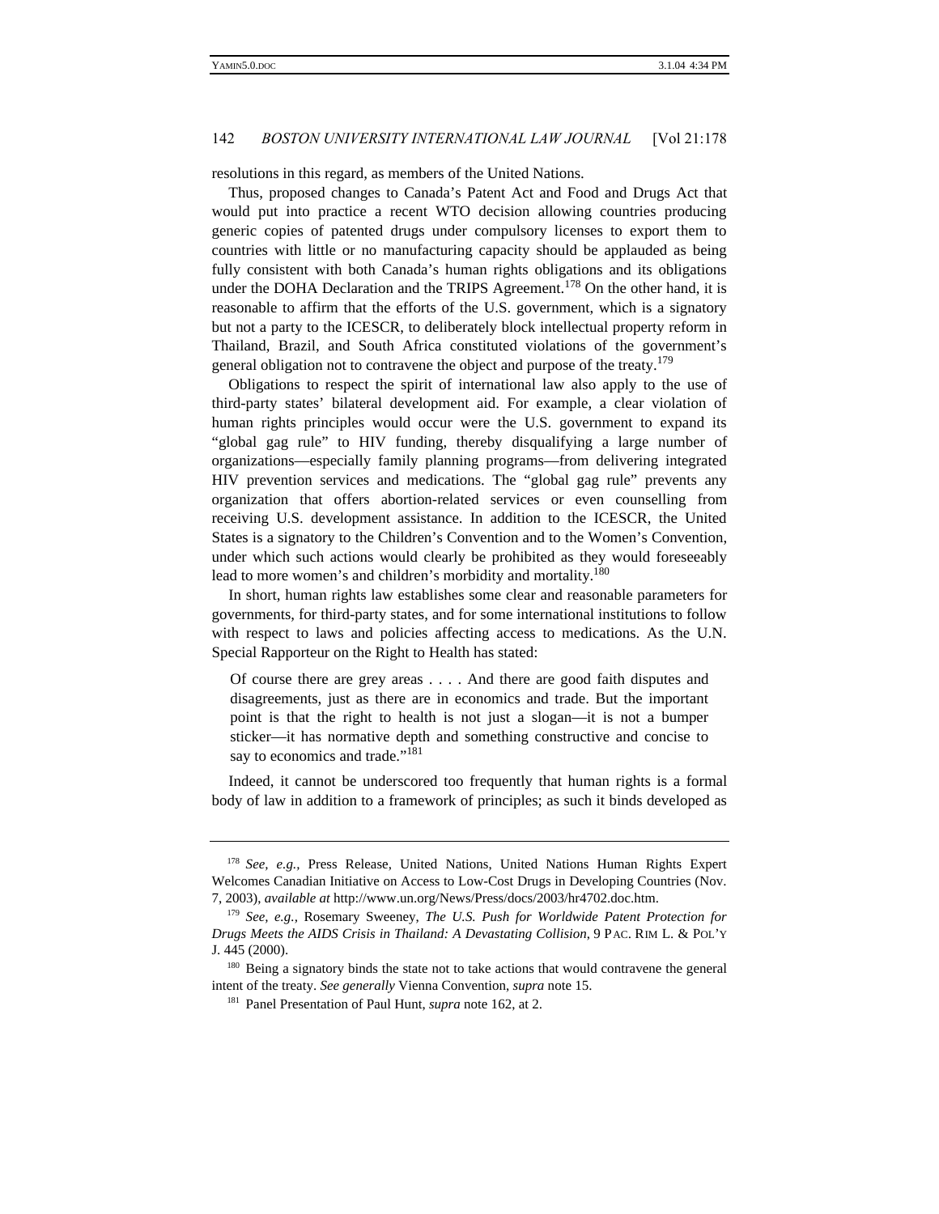resolutions in this regard, as members of the United Nations.

Thus, proposed changes to Canada's Patent Act and Food and Drugs Act that would put into practice a recent WTO decision allowing countries producing generic copies of patented drugs under compulsory licenses to export them to countries with little or no manufacturing capacity should be applauded as being fully consistent with both Canada's human rights obligations and its obligations under the DOHA Declaration and the TRIPS Agreement.[178] On the other hand, it is reasonable to affirm that the efforts of the U.S. government, which is a signatory but not a party to the ICESCR, to deliberately block intellectual property reform in Thailand, Brazil, and South Africa constituted violations of the government's general obligation not to contravene the object and purpose of the treaty.[179]

Obligations to respect the spirit of international law also apply to the use of third-party states' bilateral development aid. For example, a clear violation of human rights principles would occur were the U.S. government to expand its "global gag rule" to HIV funding, thereby disqualifying a large number of organizations—especially family planning programs—from delivering integrated HIV prevention services and medications. The "global gag rule" prevents any organization that offers abortion-related services or even counselling from receiving U.S. development assistance. In addition to the ICESCR, the United States is a signatory to the Children's Convention and to the Women's Convention, under which such actions would clearly be prohibited as they would foreseeably lead to more women's and children's morbidity and mortality.[180]

In short, human rights law establishes some clear and reasonable parameters for governments, for third-party states, and for some international institutions to follow with respect to laws and policies affecting access to medications. As the U.N. Special Rapporteur on the Right to Health has stated:

> Of course there are grey areas . . . . And there are good faith disputes and disagreements, just as there are in economics and trade. But the important point is that the right to health is not just a slogan—it is not a bumper sticker—it has normative depth and something constructive and concise to say to economics and trade."[181]

Indeed, it cannot be underscored too frequently that human rights is a formal body of law in addition to a framework of principles; as such it binds developed as

---

[178] *See, e.g.,* Press Release, United Nations, United Nations Human Rights Expert Welcomes Canadian Initiative on Access to Low-Cost Drugs in Developing Countries (Nov. 7, 2003), *available at* http://www.un.org/News/Press/docs/2003/hr4702.doc.htm.

[179] *See, e.g.,* Rosemary Sweeney, *The U.S. Push for Worldwide Patent Protection for Drugs Meets the AIDS Crisis in Thailand: A Devastating Collision*, 9 PAC. RIM L. & POL'Y J. 445 (2000).

[180] Being a signatory binds the state not to take actions that would contravene the general intent of the treaty. *See generally* Vienna Convention, *supra* note 15.

[181] Panel Presentation of Paul Hunt, *supra* note 162, at 2.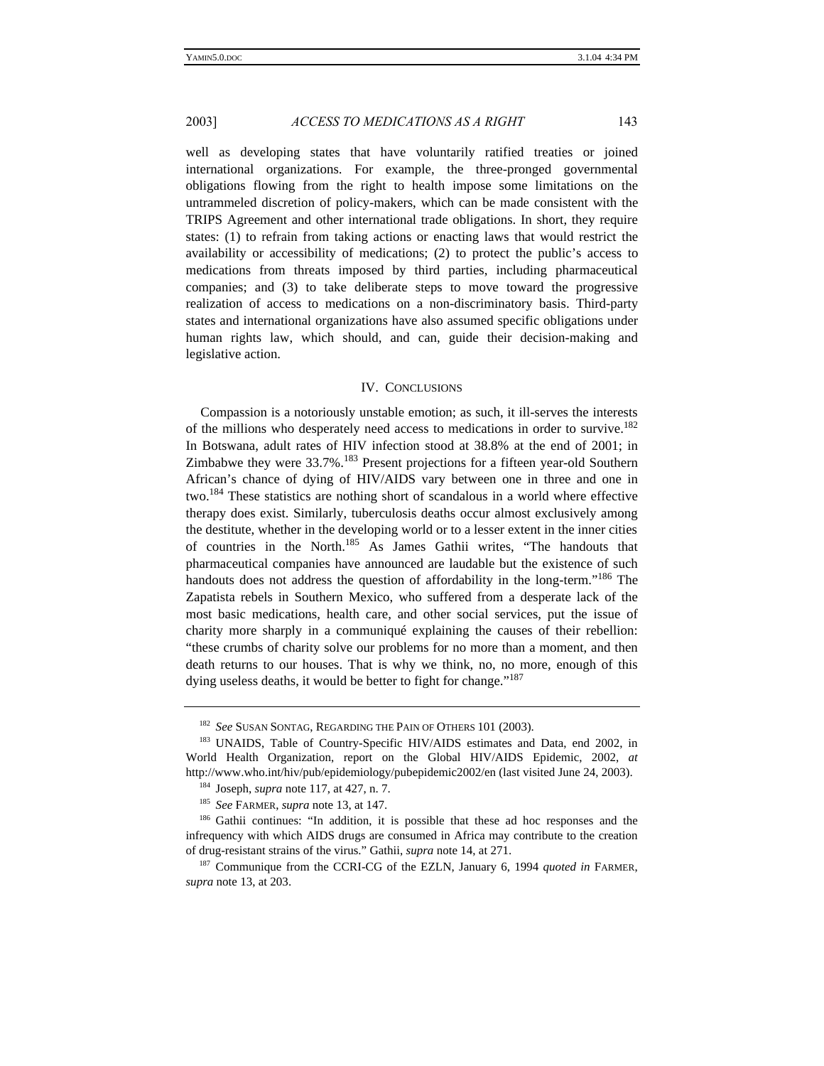well as developing states that have voluntarily ratified treaties or joined international organizations. For example, the three-pronged governmental obligations flowing from the right to health impose some limitations on the untrammeled discretion of policy-makers, which can be made consistent with the TRIPS Agreement and other international trade obligations. In short, they require states: (1) to refrain from taking actions or enacting laws that would restrict the availability or accessibility of medications; (2) to protect the public's access to medications from threats imposed by third parties, including pharmaceutical companies; and (3) to take deliberate steps to move toward the progressive realization of access to medications on a non-discriminatory basis. Third-party states and international organizations have also assumed specific obligations under human rights law, which should, and can, guide their decision-making and legislative action.

## IV. CONCLUSIONS

Compassion is a notoriously unstable emotion; as such, it ill-serves the interests of the millions who desperately need access to medications in order to survive.[182] In Botswana, adult rates of HIV infection stood at 38.8% at the end of 2001; in Zimbabwe they were 33.7%.[183] Present projections for a fifteen year-old Southern African's chance of dying of HIV/AIDS vary between one in three and one in two.[184] These statistics are nothing short of scandalous in a world where effective therapy does exist. Similarly, tuberculosis deaths occur almost exclusively among the destitute, whether in the developing world or to a lesser extent in the inner cities of countries in the North.[185] As James Gathii writes, "The handouts that pharmaceutical companies have announced are laudable but the existence of such handouts does not address the question of affordability in the long-term."[186] The Zapatista rebels in Southern Mexico, who suffered from a desperate lack of the most basic medications, health care, and other social services, put the issue of charity more sharply in a communiqué explaining the causes of their rebellion: "these crumbs of charity solve our problems for no more than a moment, and then death returns to our houses. That is why we think, no, no more, enough of this dying useless deaths, it would be better to fight for change."[187]

---

[182] *See* SUSAN SONTAG, REGARDING THE PAIN OF OTHERS 101 (2003).

[183] UNAIDS, Table of Country-Specific HIV/AIDS estimates and Data, end 2002, in World Health Organization, report on the Global HIV/AIDS Epidemic, 2002, *at* http://www.who.int/hiv/pub/epidemiology/pubepidemic2002/en (last visited June 24, 2003).

[184] Joseph, *supra* note 117, at 427, n. 7.

[185] *See* FARMER, *supra* note 13, at 147.

[186] Gathii continues: "In addition, it is possible that these ad hoc responses and the infrequency with which AIDS drugs are consumed in Africa may contribute to the creation of drug-resistant strains of the virus." Gathii, *supra* note 14, at 271.

[187] Communique from the CCRI-CG of the EZLN, January 6, 1994 *quoted in* FARMER, *supra* note 13, at 203.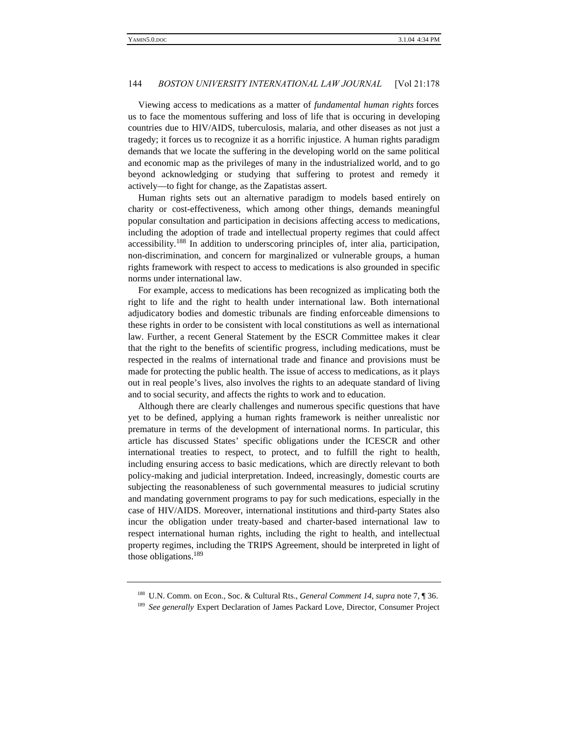Viewing access to medications as a matter of *fundamental human rights* forces us to face the momentous suffering and loss of life that is occuring in developing countries due to HIV/AIDS, tuberculosis, malaria, and other diseases as not just a tragedy; it forces us to recognize it as a horrific injustice. A human rights paradigm demands that we locate the suffering in the developing world on the same political and economic map as the privileges of many in the industrialized world, and to go beyond acknowledging or studying that suffering to protest and remedy it actively—to fight for change, as the Zapatistas assert.

Human rights sets out an alternative paradigm to models based entirely on charity or cost-effectiveness, which among other things, demands meaningful popular consultation and participation in decisions affecting access to medications, including the adoption of trade and intellectual property regimes that could affect accessibility.[188] In addition to underscoring principles of, inter alia, participation, non-discrimination, and concern for marginalized or vulnerable groups, a human rights framework with respect to access to medications is also grounded in specific norms under international law.

For example, access to medications has been recognized as implicating both the right to life and the right to health under international law. Both international adjudicatory bodies and domestic tribunals are finding enforceable dimensions to these rights in order to be consistent with local constitutions as well as international law. Further, a recent General Statement by the ESCR Committee makes it clear that the right to the benefits of scientific progress, including medications, must be respected in the realms of international trade and finance and provisions must be made for protecting the public health. The issue of access to medications, as it plays out in real people's lives, also involves the rights to an adequate standard of living and to social security, and affects the rights to work and to education.

Although there are clearly challenges and numerous specific questions that have yet to be defined, applying a human rights framework is neither unrealistic nor premature in terms of the development of international norms. In particular, this article has discussed States' specific obligations under the ICESCR and other international treaties to respect, to protect, and to fulfill the right to health, including ensuring access to basic medications, which are directly relevant to both policy-making and judicial interpretation. Indeed, increasingly, domestic courts are subjecting the reasonableness of such governmental measures to judicial scrutiny and mandating government programs to pay for such medications, especially in the case of HIV/AIDS. Moreover, international institutions and third-party States also incur the obligation under treaty-based and charter-based international law to respect international human rights, including the right to health, and intellectual property regimes, including the TRIPS Agreement, should be interpreted in light of those obligations.[189]

---

[188] U.N. Comm. on Econ., Soc. & Cultural Rts., *General Comment 14*, *supra* note 7, ¶ 36.

[189] *See generally* Expert Declaration of James Packard Love, Director, Consumer Project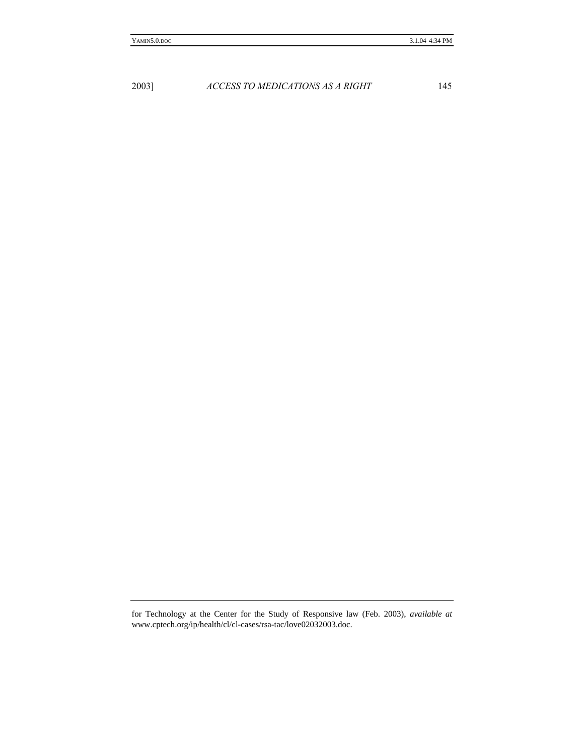for Technology at the Center for the Study of Responsive law (Feb. 2003), *available at* www.cptech.org/ip/health/cl/cl-cases/rsa-tac/love02032003.doc.